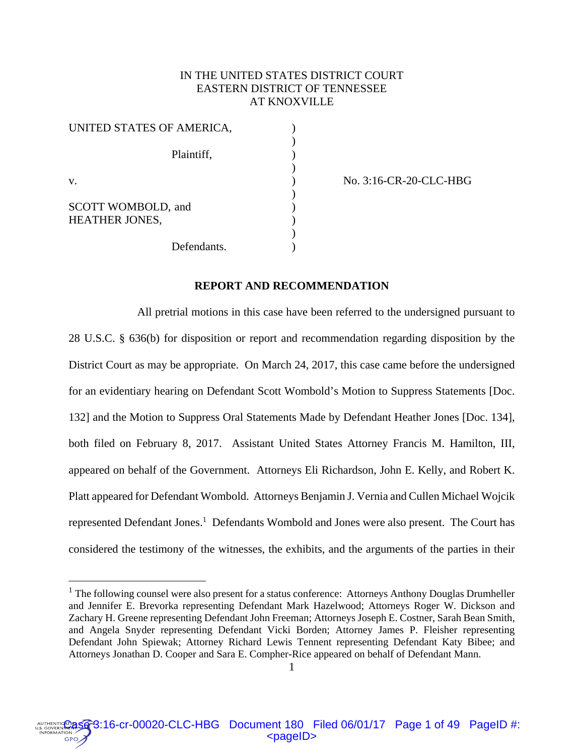IN THE UNITED STATES DISTRICT COURT
EASTERN DISTRICT OF TENNESSEE
AT KNOXVILLE

| | | |
|---|---|---|
| UNITED STATES OF AMERICA, | ) | |
| | ) | |
| Plaintiff, | ) | |
| | ) | |
| v. | ) | No. 3:16-CR-20-CLC-HBG |
| | ) | |
| SCOTT WOMBOLD, and HEATHER JONES, | ) | |
| | ) | |
| Defendants. | ) | |

## REPORT AND RECOMMENDATION

All pretrial motions in this case have been referred to the undersigned pursuant to 28 U.S.C. § 636(b) for disposition or report and recommendation regarding disposition by the District Court as may be appropriate. On March 24, 2017, this case came before the undersigned for an evidentiary hearing on Defendant Scott Wombold's Motion to Suppress Statements [Doc. 132] and the Motion to Suppress Oral Statements Made by Defendant Heather Jones [Doc. 134], both filed on February 8, 2017. Assistant United States Attorney Francis M. Hamilton, III, appeared on behalf of the Government. Attorneys Eli Richardson, John E. Kelly, and Robert K. Platt appeared for Defendant Wombold. Attorneys Benjamin J. Vernia and Cullen Michael Wojcik represented Defendant Jones.[1] Defendants Wombold and Jones were also present. The Court has considered the testimony of the witnesses, the exhibits, and the arguments of the parties in their

[1] The following counsel were also present for a status conference: Attorneys Anthony Douglas Drumheller and Jennifer E. Brevorka representing Defendant Mark Hazelwood; Attorneys Roger W. Dickson and Zachary H. Greene representing Defendant John Freeman; Attorneys Joseph E. Costner, Sarah Bean Smith, and Angela Snyder representing Defendant Vicki Borden; Attorney James P. Fleisher representing Defendant John Spiewak; Attorney Richard Lewis Tennent representing Defendant Katy Bibee; and Attorneys Jonathan D. Cooper and Sara E. Compher-Rice appeared on behalf of Defendant Mann.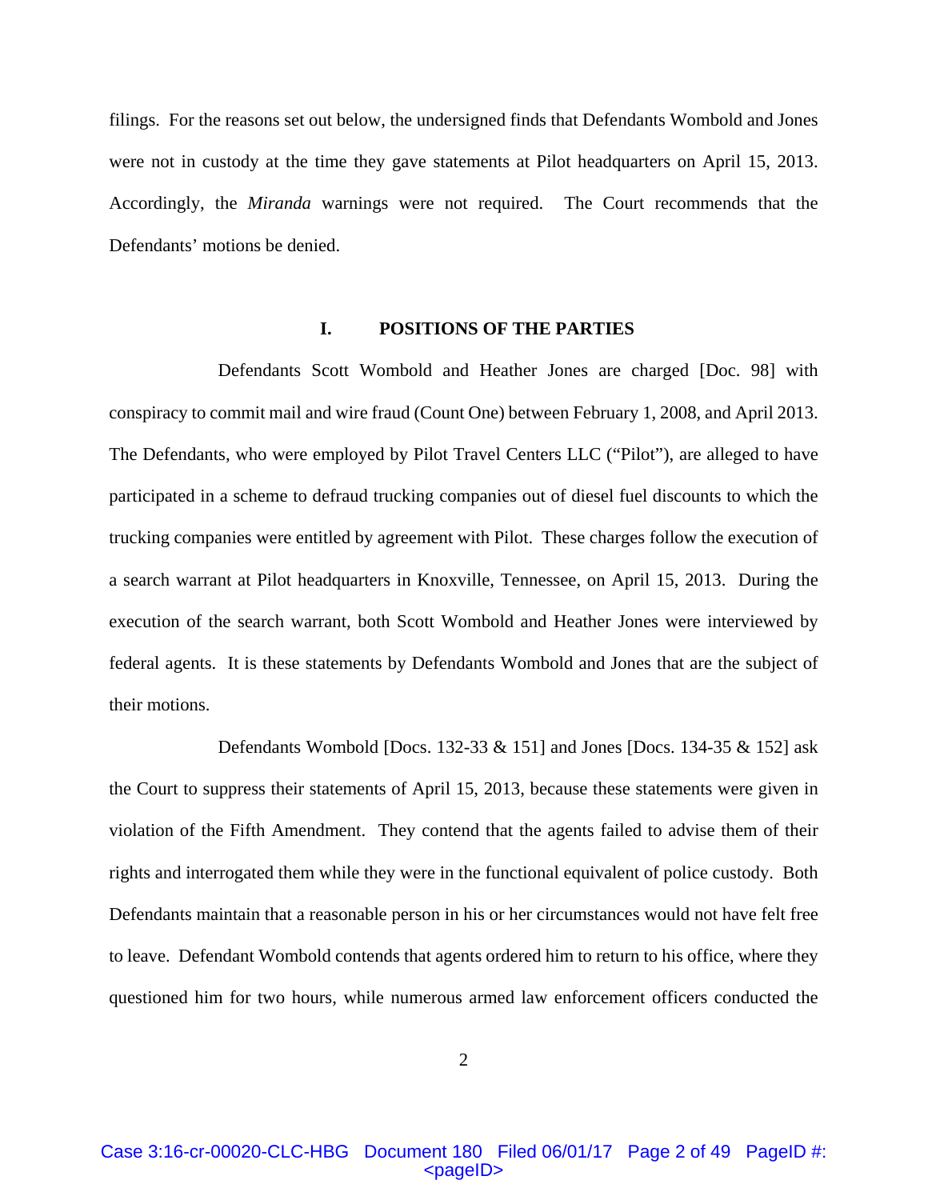filings. For the reasons set out below, the undersigned finds that Defendants Wombold and Jones were not in custody at the time they gave statements at Pilot headquarters on April 15, 2013. Accordingly, the *Miranda* warnings were not required. The Court recommends that the Defendants' motions be denied.

## I. POSITIONS OF THE PARTIES

Defendants Scott Wombold and Heather Jones are charged [Doc. 98] with conspiracy to commit mail and wire fraud (Count One) between February 1, 2008, and April 2013. The Defendants, who were employed by Pilot Travel Centers LLC ("Pilot"), are alleged to have participated in a scheme to defraud trucking companies out of diesel fuel discounts to which the trucking companies were entitled by agreement with Pilot. These charges follow the execution of a search warrant at Pilot headquarters in Knoxville, Tennessee, on April 15, 2013. During the execution of the search warrant, both Scott Wombold and Heather Jones were interviewed by federal agents. It is these statements by Defendants Wombold and Jones that are the subject of their motions.

Defendants Wombold [Docs. 132-33 & 151] and Jones [Docs. 134-35 & 152] ask the Court to suppress their statements of April 15, 2013, because these statements were given in violation of the Fifth Amendment. They contend that the agents failed to advise them of their rights and interrogated them while they were in the functional equivalent of police custody. Both Defendants maintain that a reasonable person in his or her circumstances would not have felt free to leave. Defendant Wombold contends that agents ordered him to return to his office, where they questioned him for two hours, while numerous armed law enforcement officers conducted the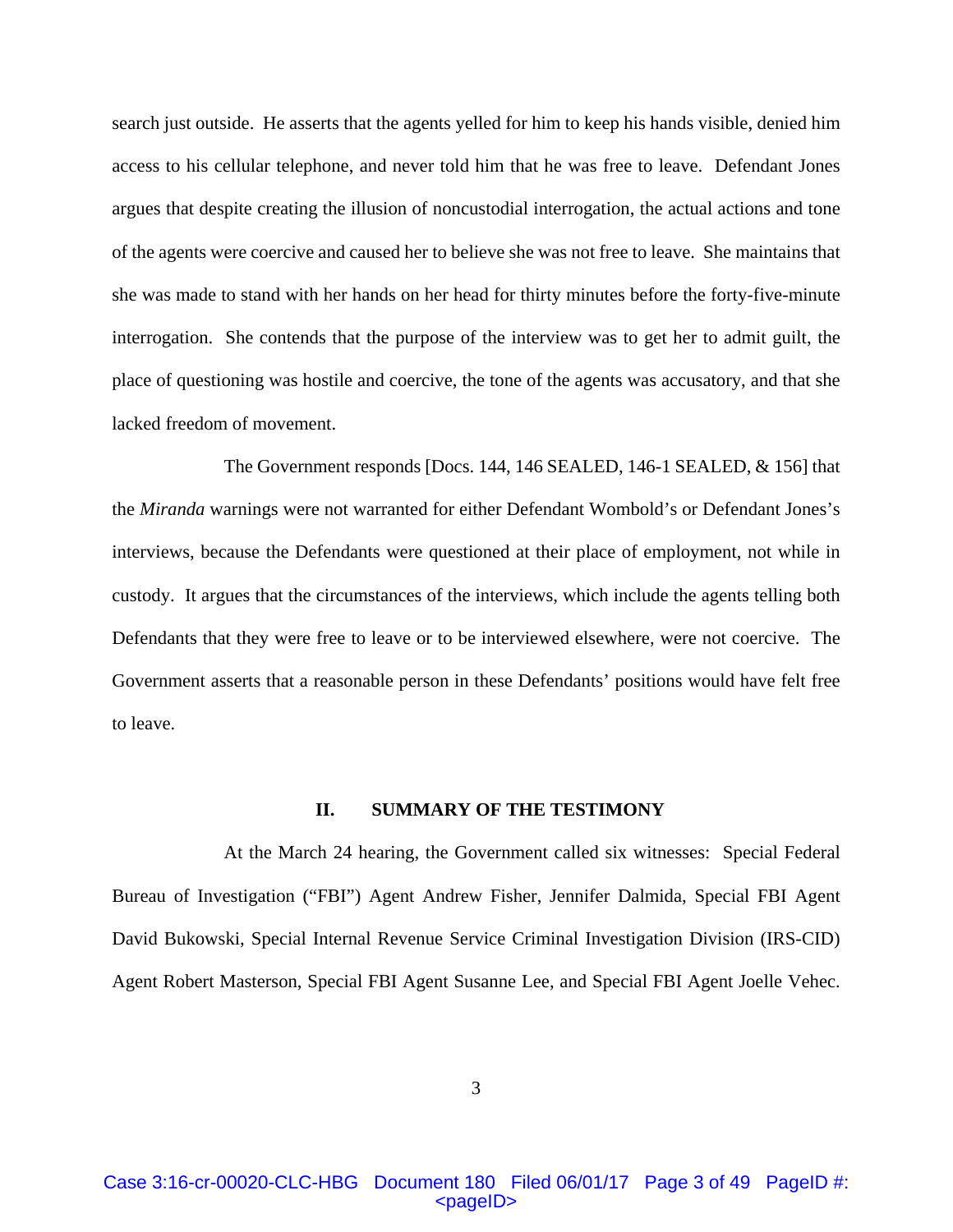search just outside. He asserts that the agents yelled for him to keep his hands visible, denied him access to his cellular telephone, and never told him that he was free to leave. Defendant Jones argues that despite creating the illusion of noncustodial interrogation, the actual actions and tone of the agents were coercive and caused her to believe she was not free to leave. She maintains that she was made to stand with her hands on her head for thirty minutes before the forty-five-minute interrogation. She contends that the purpose of the interview was to get her to admit guilt, the place of questioning was hostile and coercive, the tone of the agents was accusatory, and that she lacked freedom of movement.

The Government responds [Docs. 144, 146 SEALED, 146-1 SEALED, & 156] that the *Miranda* warnings were not warranted for either Defendant Wombold's or Defendant Jones's interviews, because the Defendants were questioned at their place of employment, not while in custody. It argues that the circumstances of the interviews, which include the agents telling both Defendants that they were free to leave or to be interviewed elsewhere, were not coercive. The Government asserts that a reasonable person in these Defendants' positions would have felt free to leave.

## II. SUMMARY OF THE TESTIMONY

At the March 24 hearing, the Government called six witnesses: Special Federal Bureau of Investigation ("FBI") Agent Andrew Fisher, Jennifer Dalmida, Special FBI Agent David Bukowski, Special Internal Revenue Service Criminal Investigation Division (IRS-CID) Agent Robert Masterson, Special FBI Agent Susanne Lee, and Special FBI Agent Joelle Vehec.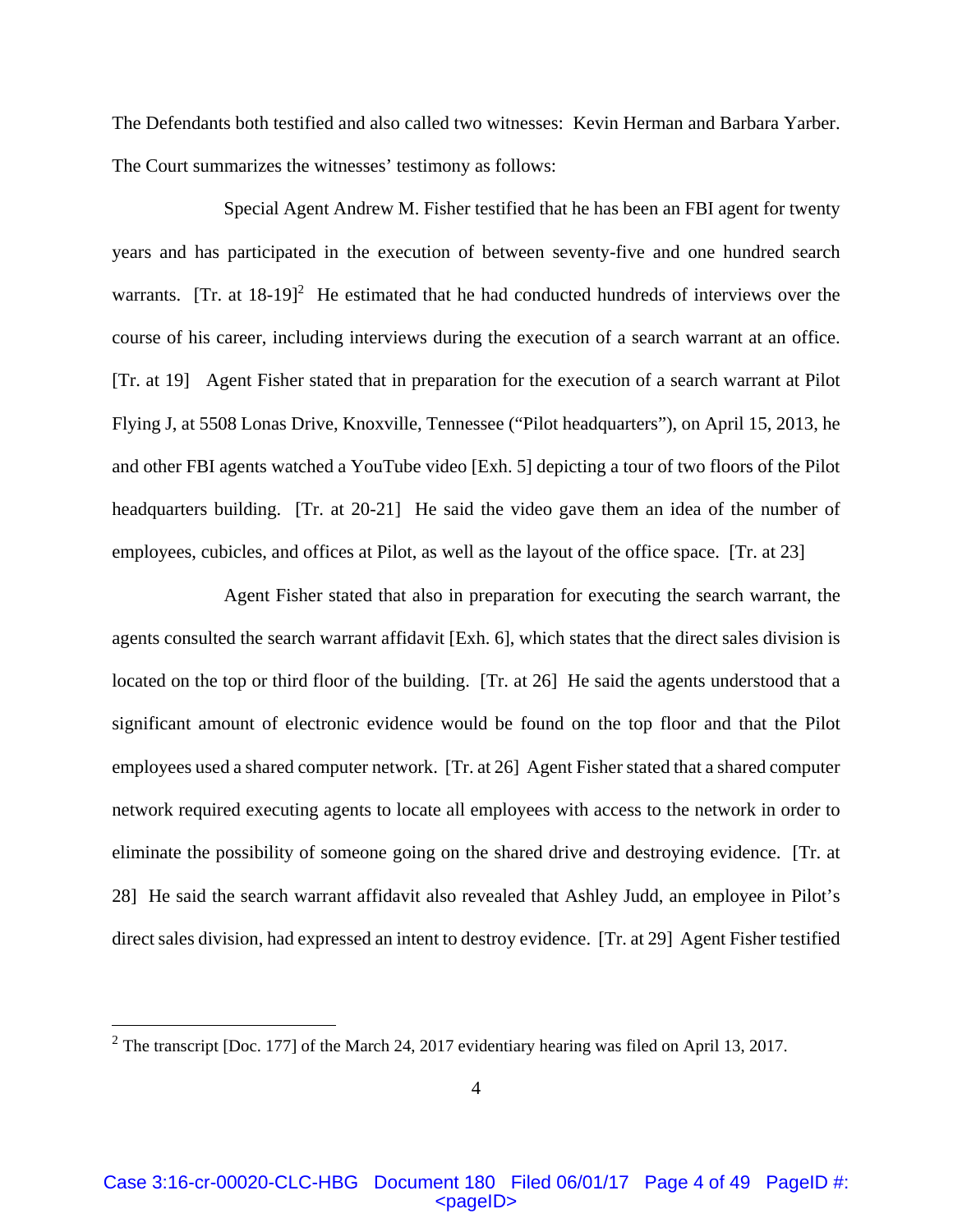The Defendants both testified and also called two witnesses: Kevin Herman and Barbara Yarber. The Court summarizes the witnesses' testimony as follows:

Special Agent Andrew M. Fisher testified that he has been an FBI agent for twenty years and has participated in the execution of between seventy-five and one hundred search warrants. [Tr. at 18-19][2] He estimated that he had conducted hundreds of interviews over the course of his career, including interviews during the execution of a search warrant at an office. [Tr. at 19] Agent Fisher stated that in preparation for the execution of a search warrant at Pilot Flying J, at 5508 Lonas Drive, Knoxville, Tennessee ("Pilot headquarters"), on April 15, 2013, he and other FBI agents watched a YouTube video [Exh. 5] depicting a tour of two floors of the Pilot headquarters building. [Tr. at 20-21] He said the video gave them an idea of the number of employees, cubicles, and offices at Pilot, as well as the layout of the office space. [Tr. at 23]

Agent Fisher stated that also in preparation for executing the search warrant, the agents consulted the search warrant affidavit [Exh. 6], which states that the direct sales division is located on the top or third floor of the building. [Tr. at 26] He said the agents understood that a significant amount of electronic evidence would be found on the top floor and that the Pilot employees used a shared computer network. [Tr. at 26] Agent Fisher stated that a shared computer network required executing agents to locate all employees with access to the network in order to eliminate the possibility of someone going on the shared drive and destroying evidence. [Tr. at 28] He said the search warrant affidavit also revealed that Ashley Judd, an employee in Pilot's direct sales division, had expressed an intent to destroy evidence. [Tr. at 29] Agent Fisher testified

---

[2] The transcript [Doc. 177] of the March 24, 2017 evidentiary hearing was filed on April 13, 2017.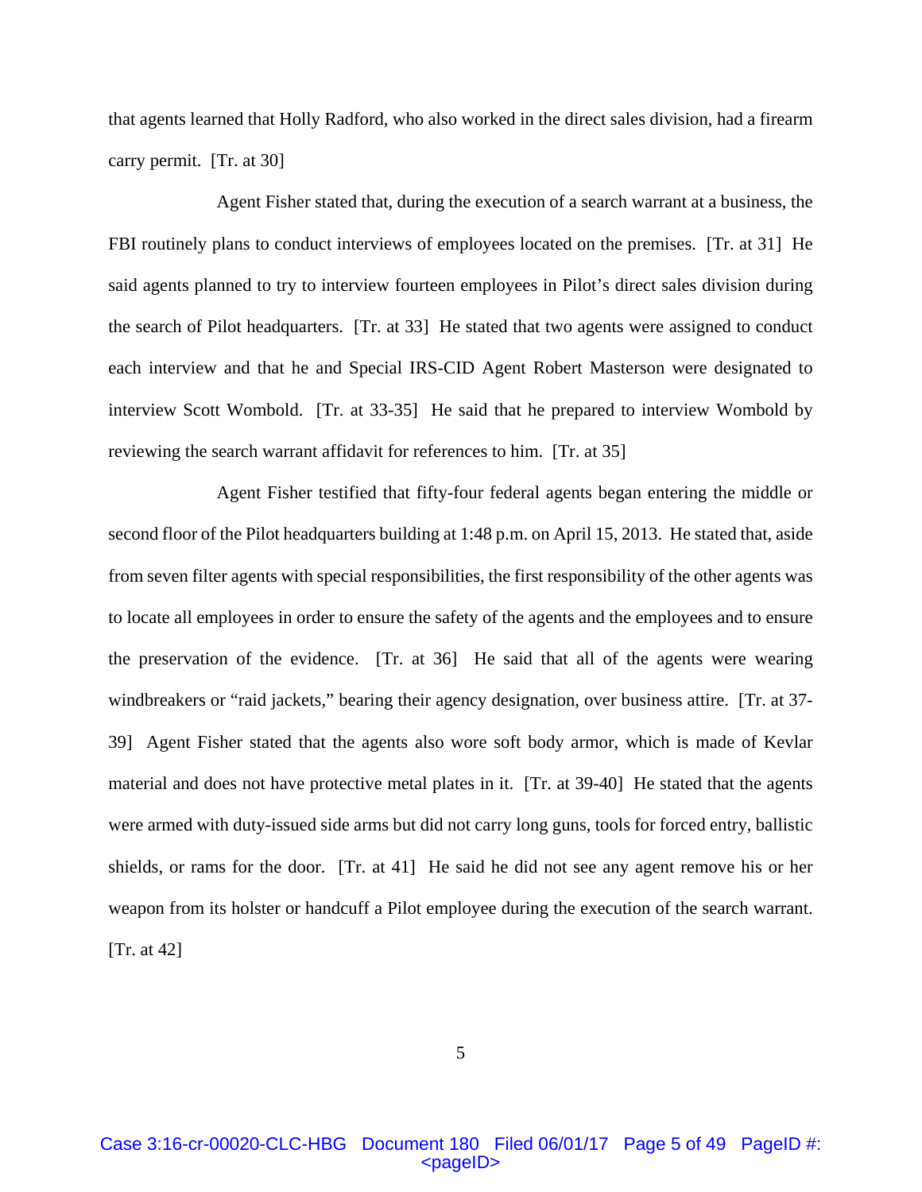that agents learned that Holly Radford, who also worked in the direct sales division, had a firearm carry permit. [Tr. at 30]

Agent Fisher stated that, during the execution of a search warrant at a business, the FBI routinely plans to conduct interviews of employees located on the premises. [Tr. at 31] He said agents planned to try to interview fourteen employees in Pilot's direct sales division during the search of Pilot headquarters. [Tr. at 33] He stated that two agents were assigned to conduct each interview and that he and Special IRS-CID Agent Robert Masterson were designated to interview Scott Wombold. [Tr. at 33-35] He said that he prepared to interview Wombold by reviewing the search warrant affidavit for references to him. [Tr. at 35]

Agent Fisher testified that fifty-four federal agents began entering the middle or second floor of the Pilot headquarters building at 1:48 p.m. on April 15, 2013. He stated that, aside from seven filter agents with special responsibilities, the first responsibility of the other agents was to locate all employees in order to ensure the safety of the agents and the employees and to ensure the preservation of the evidence. [Tr. at 36] He said that all of the agents were wearing windbreakers or "raid jackets," bearing their agency designation, over business attire. [Tr. at 37-39] Agent Fisher stated that the agents also wore soft body armor, which is made of Kevlar material and does not have protective metal plates in it. [Tr. at 39-40] He stated that the agents were armed with duty-issued side arms but did not carry long guns, tools for forced entry, ballistic shields, or rams for the door. [Tr. at 41] He said he did not see any agent remove his or her weapon from its holster or handcuff a Pilot employee during the execution of the search warrant. [Tr. at 42]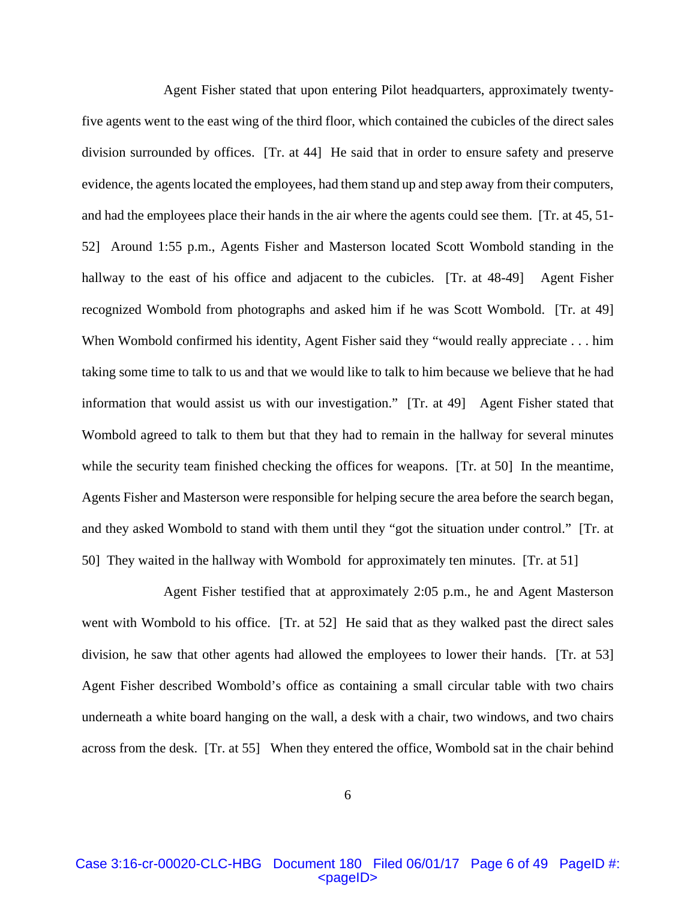Agent Fisher stated that upon entering Pilot headquarters, approximately twenty-five agents went to the east wing of the third floor, which contained the cubicles of the direct sales division surrounded by offices. [Tr. at 44] He said that in order to ensure safety and preserve evidence, the agents located the employees, had them stand up and step away from their computers, and had the employees place their hands in the air where the agents could see them. [Tr. at 45, 51-52] Around 1:55 p.m., Agents Fisher and Masterson located Scott Wombold standing in the hallway to the east of his office and adjacent to the cubicles. [Tr. at 48-49] Agent Fisher recognized Wombold from photographs and asked him if he was Scott Wombold. [Tr. at 49] When Wombold confirmed his identity, Agent Fisher said they "would really appreciate . . . him taking some time to talk to us and that we would like to talk to him because we believe that he had information that would assist us with our investigation." [Tr. at 49] Agent Fisher stated that Wombold agreed to talk to them but that they had to remain in the hallway for several minutes while the security team finished checking the offices for weapons. [Tr. at 50] In the meantime, Agents Fisher and Masterson were responsible for helping secure the area before the search began, and they asked Wombold to stand with them until they "got the situation under control." [Tr. at 50] They waited in the hallway with Wombold for approximately ten minutes. [Tr. at 51]

Agent Fisher testified that at approximately 2:05 p.m., he and Agent Masterson went with Wombold to his office. [Tr. at 52] He said that as they walked past the direct sales division, he saw that other agents had allowed the employees to lower their hands. [Tr. at 53] Agent Fisher described Wombold's office as containing a small circular table with two chairs underneath a white board hanging on the wall, a desk with a chair, two windows, and two chairs across from the desk. [Tr. at 55] When they entered the office, Wombold sat in the chair behind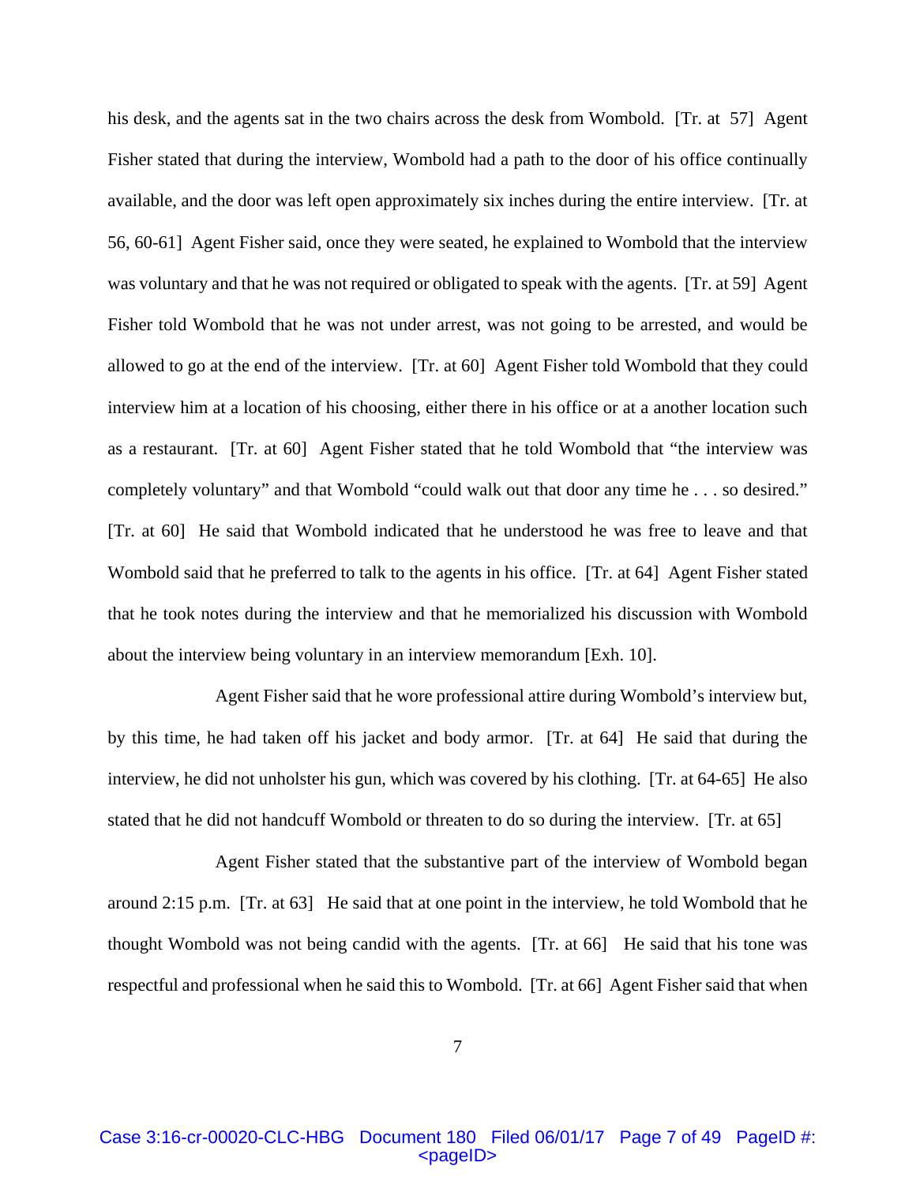his desk, and the agents sat in the two chairs across the desk from Wombold. [Tr. at 57] Agent Fisher stated that during the interview, Wombold had a path to the door of his office continually available, and the door was left open approximately six inches during the entire interview. [Tr. at 56, 60-61] Agent Fisher said, once they were seated, he explained to Wombold that the interview was voluntary and that he was not required or obligated to speak with the agents. [Tr. at 59] Agent Fisher told Wombold that he was not under arrest, was not going to be arrested, and would be allowed to go at the end of the interview. [Tr. at 60] Agent Fisher told Wombold that they could interview him at a location of his choosing, either there in his office or at a another location such as a restaurant. [Tr. at 60] Agent Fisher stated that he told Wombold that "the interview was completely voluntary" and that Wombold "could walk out that door any time he . . . so desired." [Tr. at 60] He said that Wombold indicated that he understood he was free to leave and that Wombold said that he preferred to talk to the agents in his office. [Tr. at 64] Agent Fisher stated that he took notes during the interview and that he memorialized his discussion with Wombold about the interview being voluntary in an interview memorandum [Exh. 10].

Agent Fisher said that he wore professional attire during Wombold's interview but, by this time, he had taken off his jacket and body armor. [Tr. at 64] He said that during the interview, he did not unholster his gun, which was covered by his clothing. [Tr. at 64-65] He also stated that he did not handcuff Wombold or threaten to do so during the interview. [Tr. at 65]

Agent Fisher stated that the substantive part of the interview of Wombold began around 2:15 p.m. [Tr. at 63] He said that at one point in the interview, he told Wombold that he thought Wombold was not being candid with the agents. [Tr. at 66] He said that his tone was respectful and professional when he said this to Wombold. [Tr. at 66] Agent Fisher said that when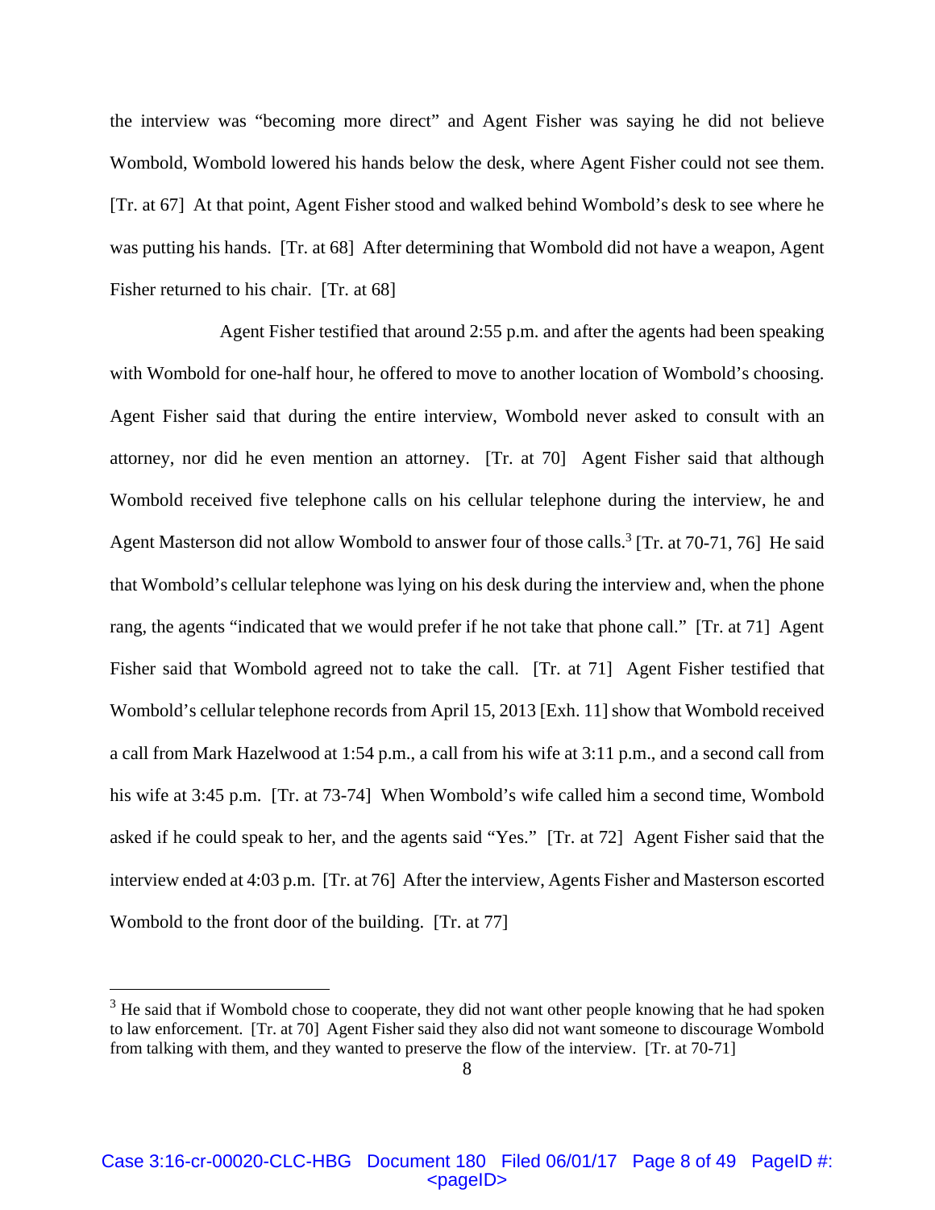the interview was "becoming more direct" and Agent Fisher was saying he did not believe Wombold, Wombold lowered his hands below the desk, where Agent Fisher could not see them. [Tr. at 67] At that point, Agent Fisher stood and walked behind Wombold's desk to see where he was putting his hands. [Tr. at 68] After determining that Wombold did not have a weapon, Agent Fisher returned to his chair. [Tr. at 68]

Agent Fisher testified that around 2:55 p.m. and after the agents had been speaking with Wombold for one-half hour, he offered to move to another location of Wombold's choosing. Agent Fisher said that during the entire interview, Wombold never asked to consult with an attorney, nor did he even mention an attorney. [Tr. at 70] Agent Fisher said that although Wombold received five telephone calls on his cellular telephone during the interview, he and Agent Masterson did not allow Wombold to answer four of those calls.[3] [Tr. at 70-71, 76] He said that Wombold's cellular telephone was lying on his desk during the interview and, when the phone rang, the agents "indicated that we would prefer if he not take that phone call." [Tr. at 71] Agent Fisher said that Wombold agreed not to take the call. [Tr. at 71] Agent Fisher testified that Wombold's cellular telephone records from April 15, 2013 [Exh. 11] show that Wombold received a call from Mark Hazelwood at 1:54 p.m., a call from his wife at 3:11 p.m., and a second call from his wife at 3:45 p.m. [Tr. at 73-74] When Wombold's wife called him a second time, Wombold asked if he could speak to her, and the agents said "Yes." [Tr. at 72] Agent Fisher said that the interview ended at 4:03 p.m. [Tr. at 76] After the interview, Agents Fisher and Masterson escorted Wombold to the front door of the building. [Tr. at 77]

---

[3] He said that if Wombold chose to cooperate, they did not want other people knowing that he had spoken to law enforcement. [Tr. at 70] Agent Fisher said they also did not want someone to discourage Wombold from talking with them, and they wanted to preserve the flow of the interview. [Tr. at 70-71]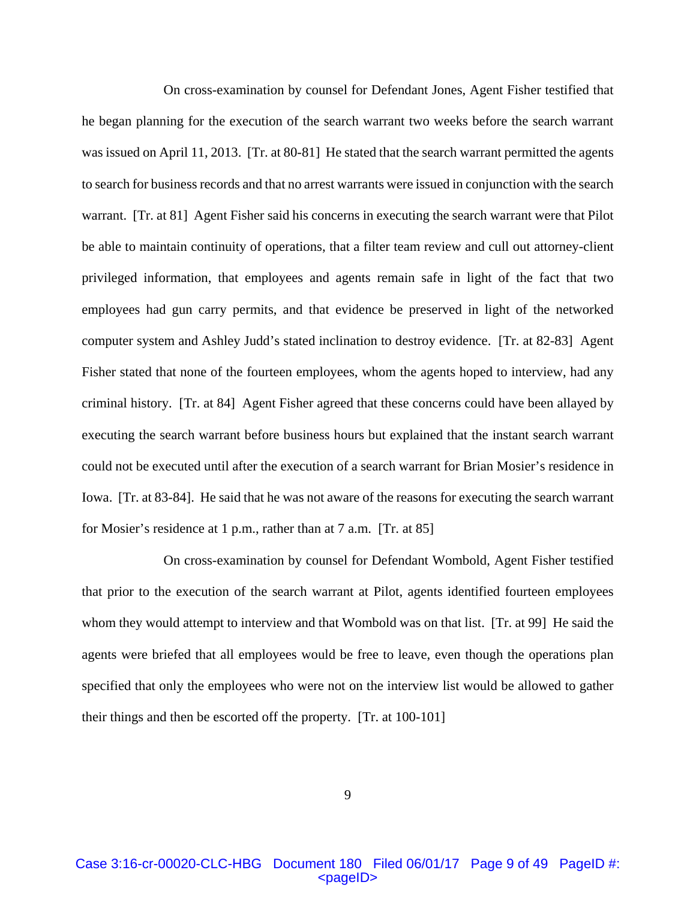On cross-examination by counsel for Defendant Jones, Agent Fisher testified that he began planning for the execution of the search warrant two weeks before the search warrant was issued on April 11, 2013. [Tr. at 80-81] He stated that the search warrant permitted the agents to search for business records and that no arrest warrants were issued in conjunction with the search warrant. [Tr. at 81] Agent Fisher said his concerns in executing the search warrant were that Pilot be able to maintain continuity of operations, that a filter team review and cull out attorney-client privileged information, that employees and agents remain safe in light of the fact that two employees had gun carry permits, and that evidence be preserved in light of the networked computer system and Ashley Judd's stated inclination to destroy evidence. [Tr. at 82-83] Agent Fisher stated that none of the fourteen employees, whom the agents hoped to interview, had any criminal history. [Tr. at 84] Agent Fisher agreed that these concerns could have been allayed by executing the search warrant before business hours but explained that the instant search warrant could not be executed until after the execution of a search warrant for Brian Mosier's residence in Iowa. [Tr. at 83-84]. He said that he was not aware of the reasons for executing the search warrant for Mosier's residence at 1 p.m., rather than at 7 a.m. [Tr. at 85]

On cross-examination by counsel for Defendant Wombold, Agent Fisher testified that prior to the execution of the search warrant at Pilot, agents identified fourteen employees whom they would attempt to interview and that Wombold was on that list. [Tr. at 99] He said the agents were briefed that all employees would be free to leave, even though the operations plan specified that only the employees who were not on the interview list would be allowed to gather their things and then be escorted off the property. [Tr. at 100-101]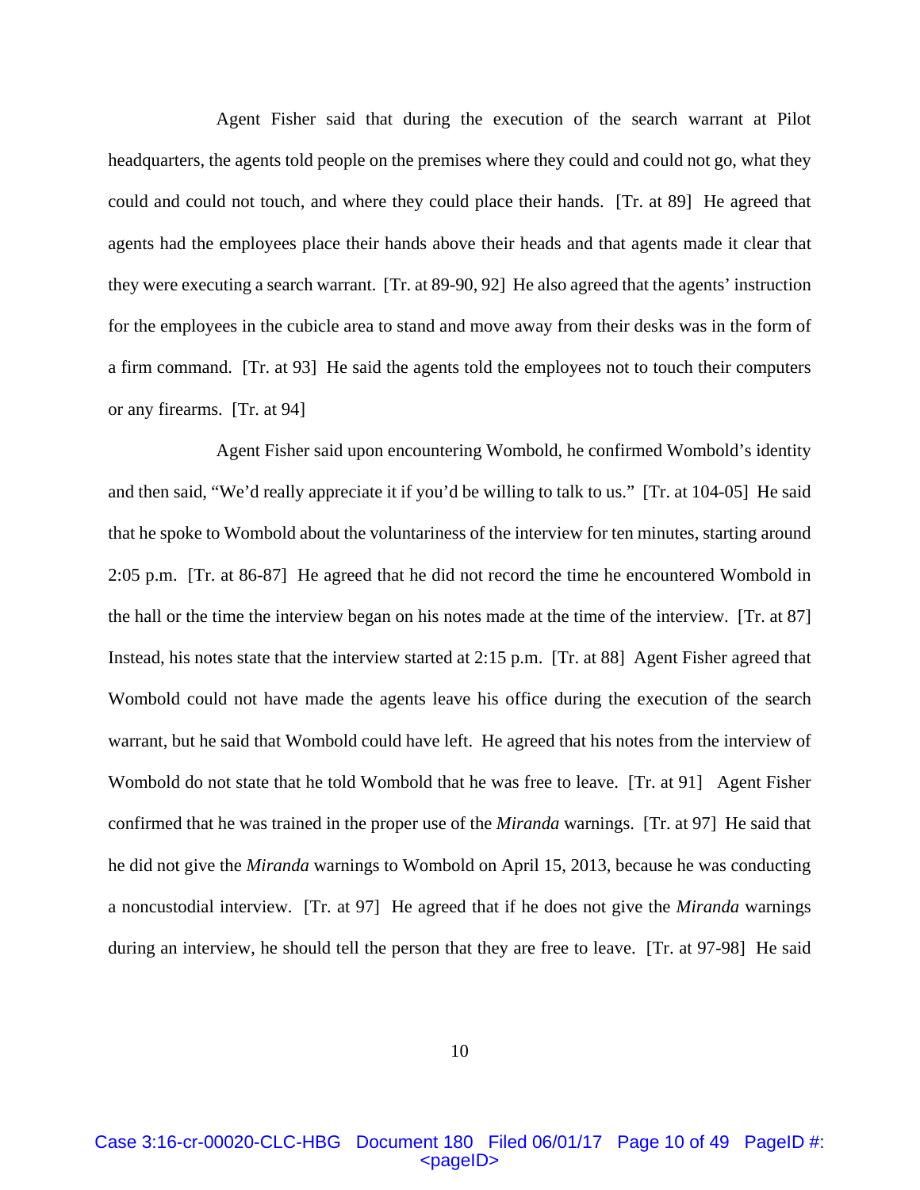Agent Fisher said that during the execution of the search warrant at Pilot headquarters, the agents told people on the premises where they could and could not go, what they could and could not touch, and where they could place their hands. [Tr. at 89] He agreed that agents had the employees place their hands above their heads and that agents made it clear that they were executing a search warrant. [Tr. at 89-90, 92] He also agreed that the agents' instruction for the employees in the cubicle area to stand and move away from their desks was in the form of a firm command. [Tr. at 93] He said the agents told the employees not to touch their computers or any firearms. [Tr. at 94]

Agent Fisher said upon encountering Wombold, he confirmed Wombold's identity and then said, "We'd really appreciate it if you'd be willing to talk to us." [Tr. at 104-05] He said that he spoke to Wombold about the voluntariness of the interview for ten minutes, starting around 2:05 p.m. [Tr. at 86-87] He agreed that he did not record the time he encountered Wombold in the hall or the time the interview began on his notes made at the time of the interview. [Tr. at 87] Instead, his notes state that the interview started at 2:15 p.m. [Tr. at 88] Agent Fisher agreed that Wombold could not have made the agents leave his office during the execution of the search warrant, but he said that Wombold could have left. He agreed that his notes from the interview of Wombold do not state that he told Wombold that he was free to leave. [Tr. at 91] Agent Fisher confirmed that he was trained in the proper use of the *Miranda* warnings. [Tr. at 97] He said that he did not give the *Miranda* warnings to Wombold on April 15, 2013, because he was conducting a noncustodial interview. [Tr. at 97] He agreed that if he does not give the *Miranda* warnings during an interview, he should tell the person that they are free to leave. [Tr. at 97-98] He said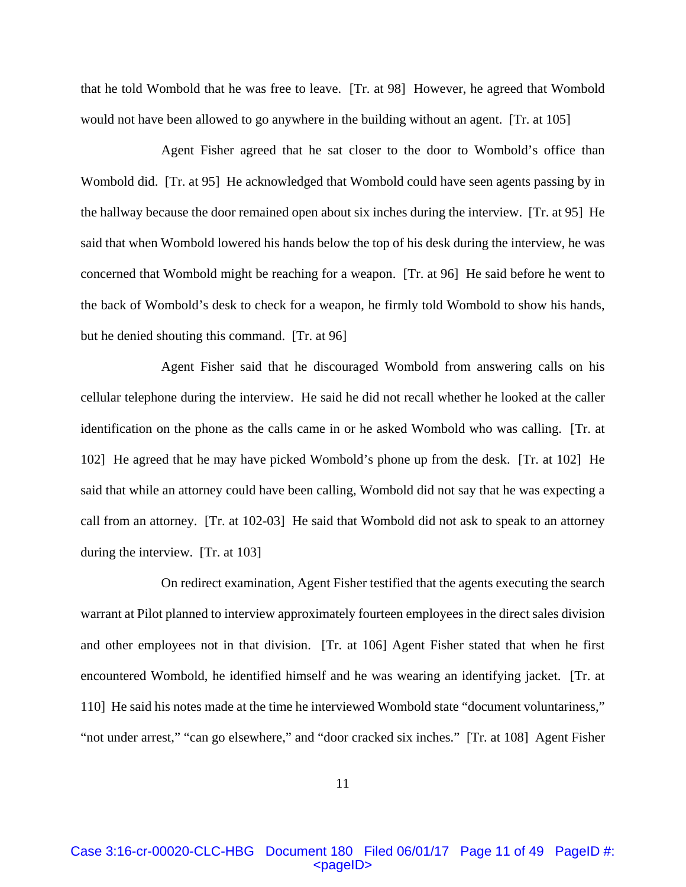that he told Wombold that he was free to leave. [Tr. at 98] However, he agreed that Wombold would not have been allowed to go anywhere in the building without an agent. [Tr. at 105]

Agent Fisher agreed that he sat closer to the door to Wombold's office than Wombold did. [Tr. at 95] He acknowledged that Wombold could have seen agents passing by in the hallway because the door remained open about six inches during the interview. [Tr. at 95] He said that when Wombold lowered his hands below the top of his desk during the interview, he was concerned that Wombold might be reaching for a weapon. [Tr. at 96] He said before he went to the back of Wombold's desk to check for a weapon, he firmly told Wombold to show his hands, but he denied shouting this command. [Tr. at 96]

Agent Fisher said that he discouraged Wombold from answering calls on his cellular telephone during the interview. He said he did not recall whether he looked at the caller identification on the phone as the calls came in or he asked Wombold who was calling. [Tr. at 102] He agreed that he may have picked Wombold's phone up from the desk. [Tr. at 102] He said that while an attorney could have been calling, Wombold did not say that he was expecting a call from an attorney. [Tr. at 102-03] He said that Wombold did not ask to speak to an attorney during the interview. [Tr. at 103]

On redirect examination, Agent Fisher testified that the agents executing the search warrant at Pilot planned to interview approximately fourteen employees in the direct sales division and other employees not in that division. [Tr. at 106] Agent Fisher stated that when he first encountered Wombold, he identified himself and he was wearing an identifying jacket. [Tr. at 110] He said his notes made at the time he interviewed Wombold state "document voluntariness," "not under arrest," "can go elsewhere," and "door cracked six inches." [Tr. at 108] Agent Fisher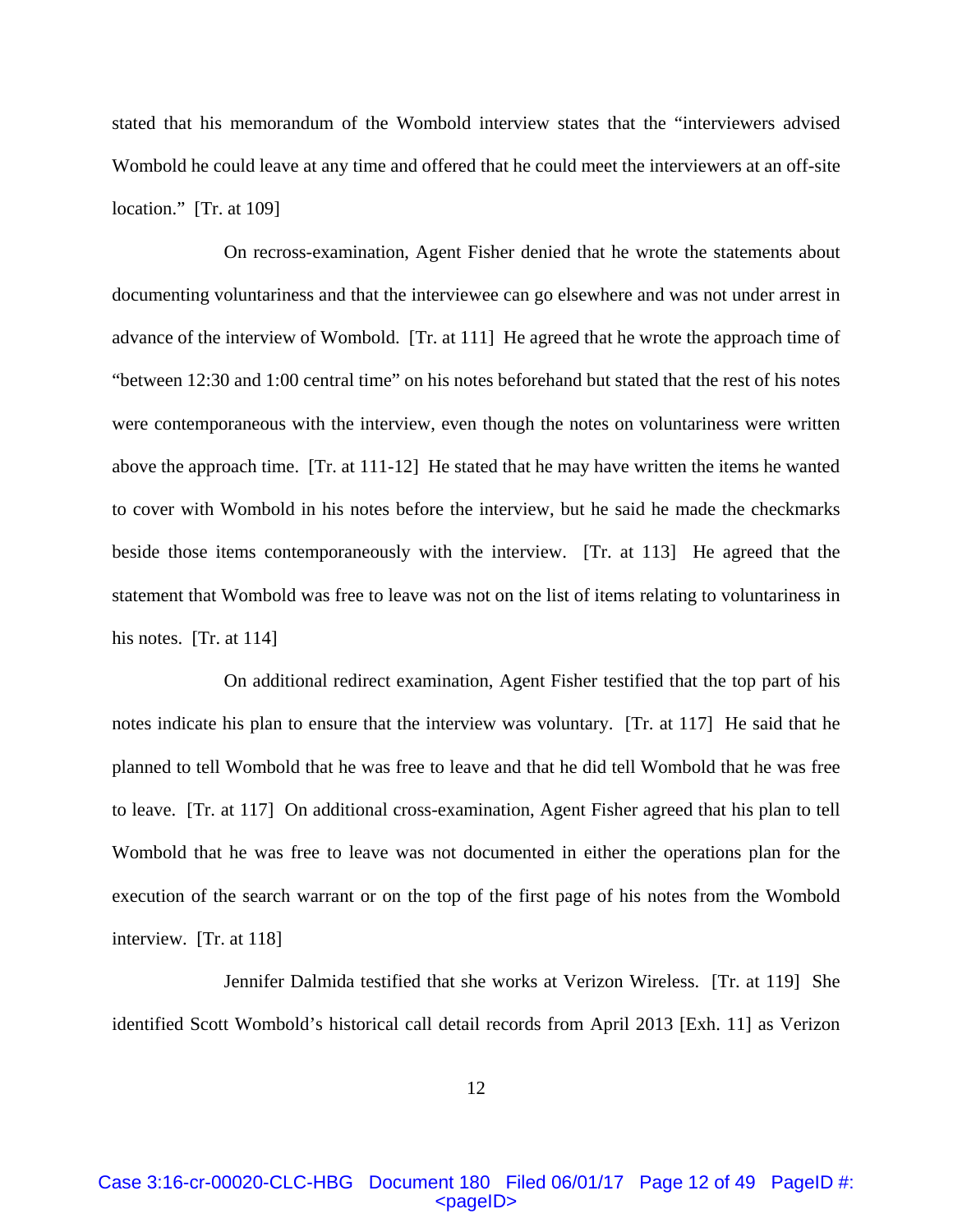stated that his memorandum of the Wombold interview states that the "interviewers advised Wombold he could leave at any time and offered that he could meet the interviewers at an off-site location." [Tr. at 109]

On recross-examination, Agent Fisher denied that he wrote the statements about documenting voluntariness and that the interviewee can go elsewhere and was not under arrest in advance of the interview of Wombold. [Tr. at 111] He agreed that he wrote the approach time of "between 12:30 and 1:00 central time" on his notes beforehand but stated that the rest of his notes were contemporaneous with the interview, even though the notes on voluntariness were written above the approach time. [Tr. at 111-12] He stated that he may have written the items he wanted to cover with Wombold in his notes before the interview, but he said he made the checkmarks beside those items contemporaneously with the interview. [Tr. at 113] He agreed that the statement that Wombold was free to leave was not on the list of items relating to voluntariness in his notes. [Tr. at 114]

On additional redirect examination, Agent Fisher testified that the top part of his notes indicate his plan to ensure that the interview was voluntary. [Tr. at 117] He said that he planned to tell Wombold that he was free to leave and that he did tell Wombold that he was free to leave. [Tr. at 117] On additional cross-examination, Agent Fisher agreed that his plan to tell Wombold that he was free to leave was not documented in either the operations plan for the execution of the search warrant or on the top of the first page of his notes from the Wombold interview. [Tr. at 118]

Jennifer Dalmida testified that she works at Verizon Wireless. [Tr. at 119] She identified Scott Wombold's historical call detail records from April 2013 [Exh. 11] as Verizon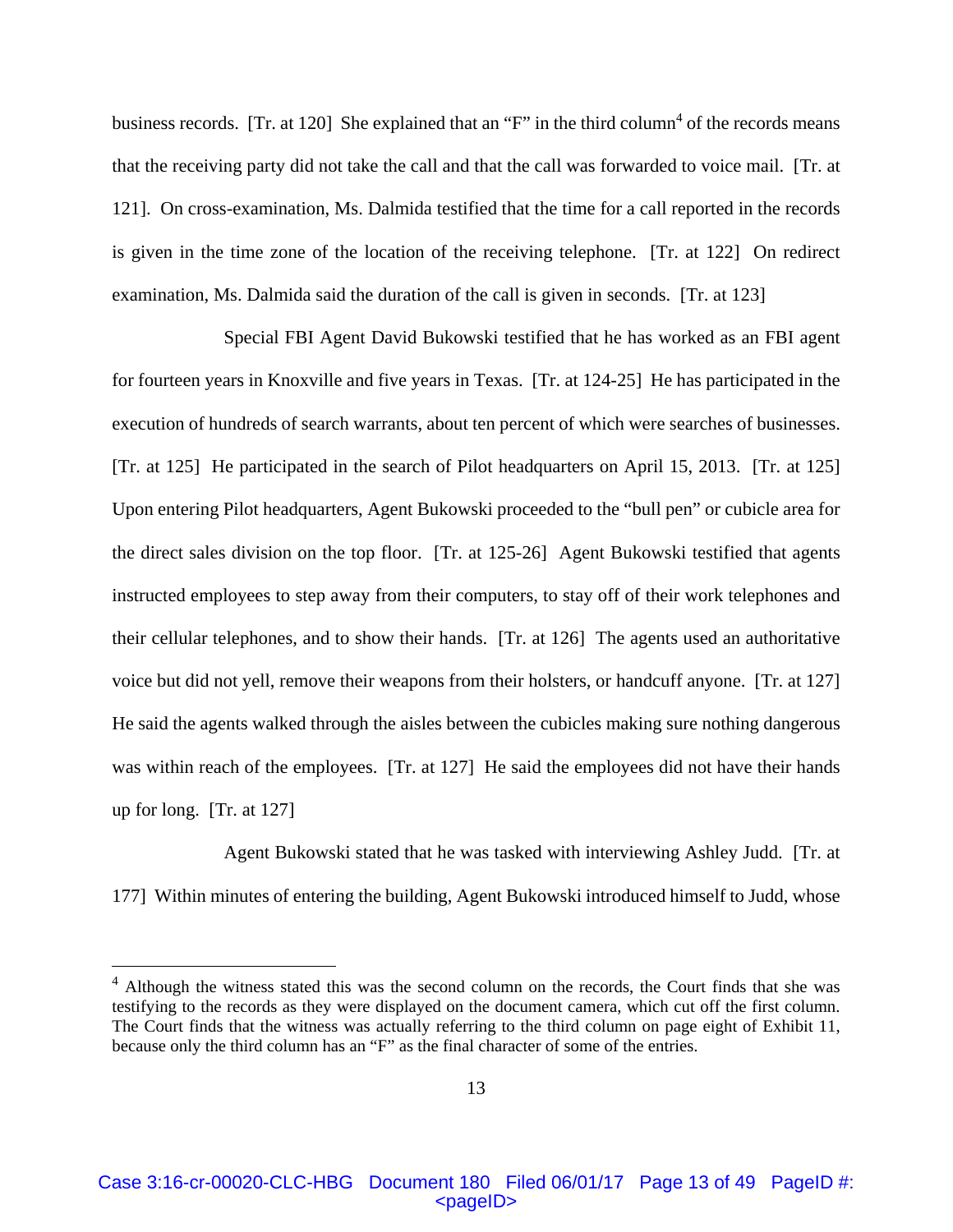business records. [Tr. at 120] She explained that an "F" in the third column[4] of the records means that the receiving party did not take the call and that the call was forwarded to voice mail. [Tr. at 121]. On cross-examination, Ms. Dalmida testified that the time for a call reported in the records is given in the time zone of the location of the receiving telephone. [Tr. at 122] On redirect examination, Ms. Dalmida said the duration of the call is given in seconds. [Tr. at 123]

Special FBI Agent David Bukowski testified that he has worked as an FBI agent for fourteen years in Knoxville and five years in Texas. [Tr. at 124-25] He has participated in the execution of hundreds of search warrants, about ten percent of which were searches of businesses. [Tr. at 125] He participated in the search of Pilot headquarters on April 15, 2013. [Tr. at 125] Upon entering Pilot headquarters, Agent Bukowski proceeded to the "bull pen" or cubicle area for the direct sales division on the top floor. [Tr. at 125-26] Agent Bukowski testified that agents instructed employees to step away from their computers, to stay off of their work telephones and their cellular telephones, and to show their hands. [Tr. at 126] The agents used an authoritative voice but did not yell, remove their weapons from their holsters, or handcuff anyone. [Tr. at 127] He said the agents walked through the aisles between the cubicles making sure nothing dangerous was within reach of the employees. [Tr. at 127] He said the employees did not have their hands up for long. [Tr. at 127]

Agent Bukowski stated that he was tasked with interviewing Ashley Judd. [Tr. at 177] Within minutes of entering the building, Agent Bukowski introduced himself to Judd, whose

---

[4] Although the witness stated this was the second column on the records, the Court finds that she was testifying to the records as they were displayed on the document camera, which cut off the first column. The Court finds that the witness was actually referring to the third column on page eight of Exhibit 11, because only the third column has an "F" as the final character of some of the entries.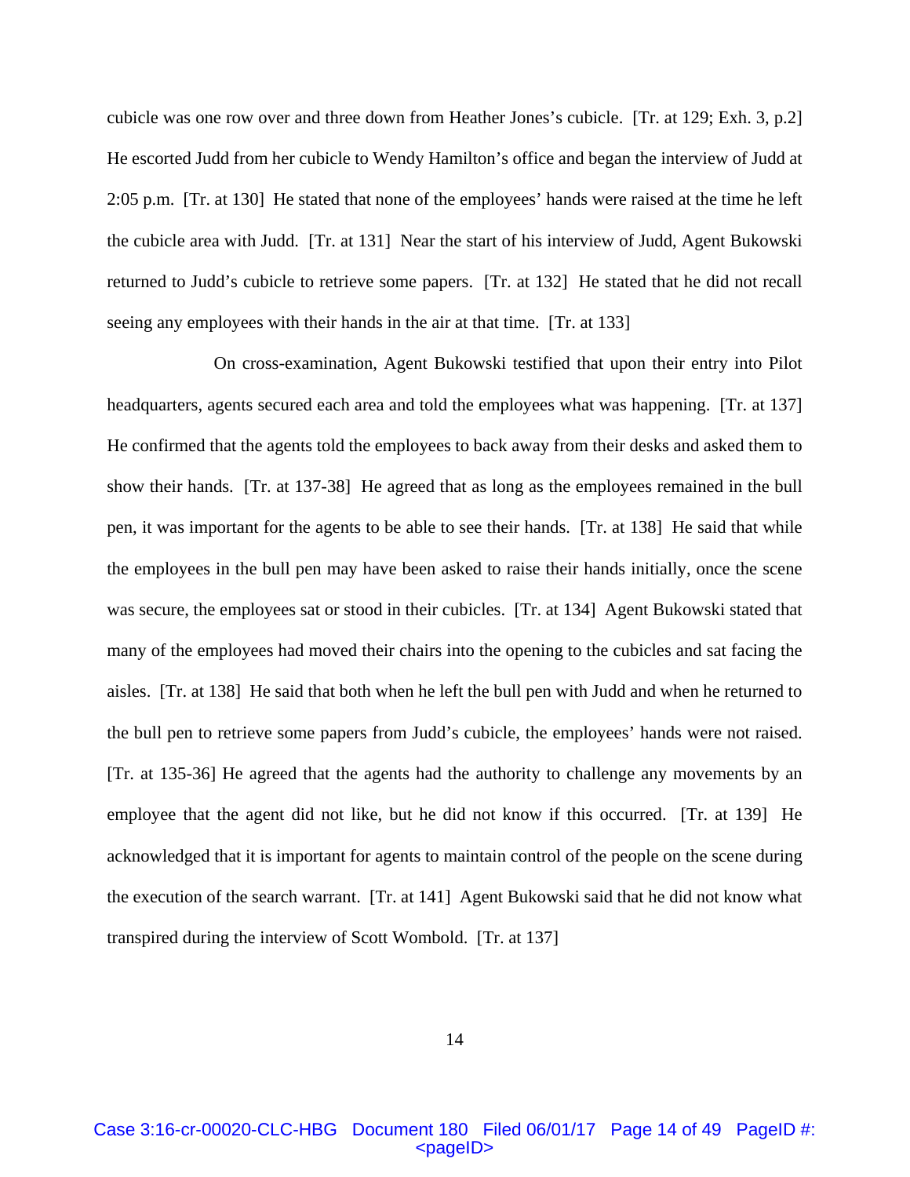cubicle was one row over and three down from Heather Jones's cubicle. [Tr. at 129; Exh. 3, p.2] He escorted Judd from her cubicle to Wendy Hamilton's office and began the interview of Judd at 2:05 p.m. [Tr. at 130] He stated that none of the employees' hands were raised at the time he left the cubicle area with Judd. [Tr. at 131] Near the start of his interview of Judd, Agent Bukowski returned to Judd's cubicle to retrieve some papers. [Tr. at 132] He stated that he did not recall seeing any employees with their hands in the air at that time. [Tr. at 133]

On cross-examination, Agent Bukowski testified that upon their entry into Pilot headquarters, agents secured each area and told the employees what was happening. [Tr. at 137] He confirmed that the agents told the employees to back away from their desks and asked them to show their hands. [Tr. at 137-38] He agreed that as long as the employees remained in the bull pen, it was important for the agents to be able to see their hands. [Tr. at 138] He said that while the employees in the bull pen may have been asked to raise their hands initially, once the scene was secure, the employees sat or stood in their cubicles. [Tr. at 134] Agent Bukowski stated that many of the employees had moved their chairs into the opening to the cubicles and sat facing the aisles. [Tr. at 138] He said that both when he left the bull pen with Judd and when he returned to the bull pen to retrieve some papers from Judd's cubicle, the employees' hands were not raised. [Tr. at 135-36] He agreed that the agents had the authority to challenge any movements by an employee that the agent did not like, but he did not know if this occurred. [Tr. at 139] He acknowledged that it is important for agents to maintain control of the people on the scene during the execution of the search warrant. [Tr. at 141] Agent Bukowski said that he did not know what transpired during the interview of Scott Wombold. [Tr. at 137]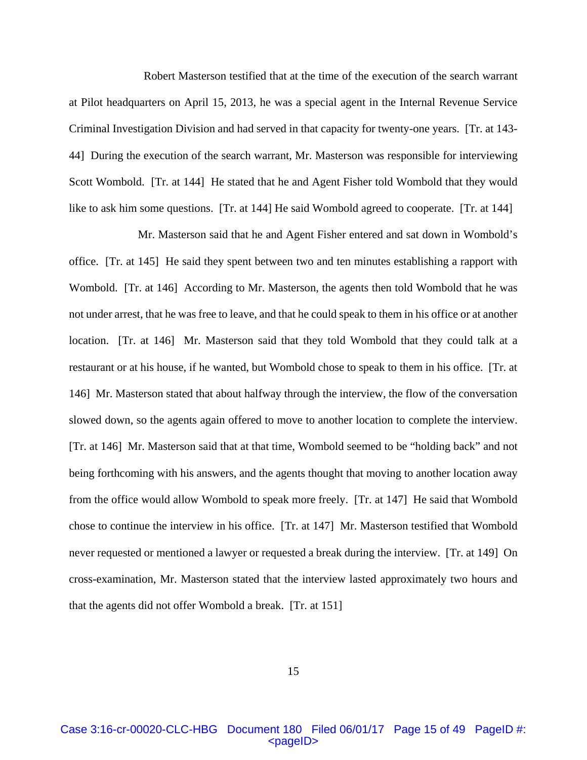Robert Masterson testified that at the time of the execution of the search warrant at Pilot headquarters on April 15, 2013, he was a special agent in the Internal Revenue Service Criminal Investigation Division and had served in that capacity for twenty-one years. [Tr. at 143-44] During the execution of the search warrant, Mr. Masterson was responsible for interviewing Scott Wombold. [Tr. at 144] He stated that he and Agent Fisher told Wombold that they would like to ask him some questions. [Tr. at 144] He said Wombold agreed to cooperate. [Tr. at 144]

Mr. Masterson said that he and Agent Fisher entered and sat down in Wombold's office. [Tr. at 145] He said they spent between two and ten minutes establishing a rapport with Wombold. [Tr. at 146] According to Mr. Masterson, the agents then told Wombold that he was not under arrest, that he was free to leave, and that he could speak to them in his office or at another location. [Tr. at 146] Mr. Masterson said that they told Wombold that they could talk at a restaurant or at his house, if he wanted, but Wombold chose to speak to them in his office. [Tr. at 146] Mr. Masterson stated that about halfway through the interview, the flow of the conversation slowed down, so the agents again offered to move to another location to complete the interview. [Tr. at 146] Mr. Masterson said that at that time, Wombold seemed to be "holding back" and not being forthcoming with his answers, and the agents thought that moving to another location away from the office would allow Wombold to speak more freely. [Tr. at 147] He said that Wombold chose to continue the interview in his office. [Tr. at 147] Mr. Masterson testified that Wombold never requested or mentioned a lawyer or requested a break during the interview. [Tr. at 149] On cross-examination, Mr. Masterson stated that the interview lasted approximately two hours and that the agents did not offer Wombold a break. [Tr. at 151]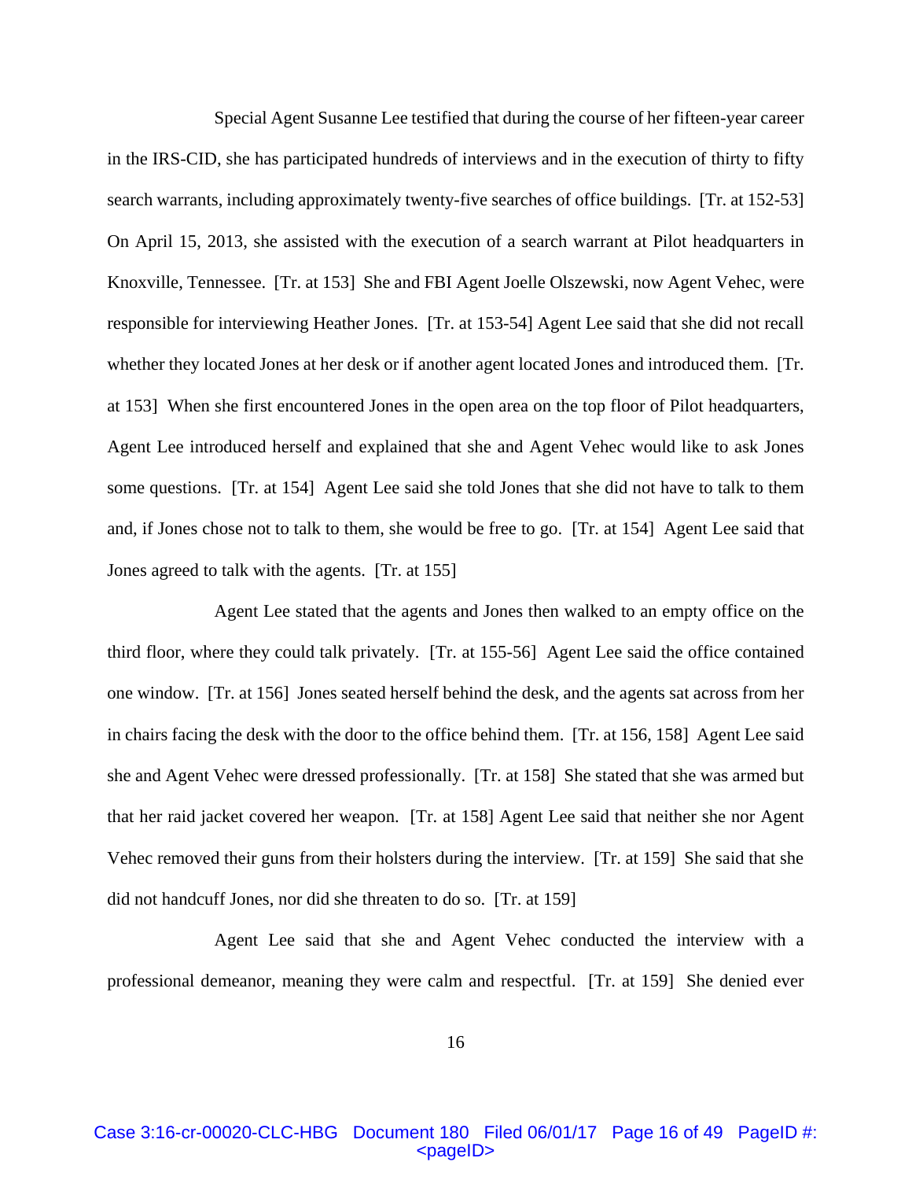Special Agent Susanne Lee testified that during the course of her fifteen-year career in the IRS-CID, she has participated hundreds of interviews and in the execution of thirty to fifty search warrants, including approximately twenty-five searches of office buildings. [Tr. at 152-53] On April 15, 2013, she assisted with the execution of a search warrant at Pilot headquarters in Knoxville, Tennessee. [Tr. at 153] She and FBI Agent Joelle Olszewski, now Agent Vehec, were responsible for interviewing Heather Jones. [Tr. at 153-54] Agent Lee said that she did not recall whether they located Jones at her desk or if another agent located Jones and introduced them. [Tr. at 153] When she first encountered Jones in the open area on the top floor of Pilot headquarters, Agent Lee introduced herself and explained that she and Agent Vehec would like to ask Jones some questions. [Tr. at 154] Agent Lee said she told Jones that she did not have to talk to them and, if Jones chose not to talk to them, she would be free to go. [Tr. at 154] Agent Lee said that Jones agreed to talk with the agents. [Tr. at 155]

Agent Lee stated that the agents and Jones then walked to an empty office on the third floor, where they could talk privately. [Tr. at 155-56] Agent Lee said the office contained one window. [Tr. at 156] Jones seated herself behind the desk, and the agents sat across from her in chairs facing the desk with the door to the office behind them. [Tr. at 156, 158] Agent Lee said she and Agent Vehec were dressed professionally. [Tr. at 158] She stated that she was armed but that her raid jacket covered her weapon. [Tr. at 158] Agent Lee said that neither she nor Agent Vehec removed their guns from their holsters during the interview. [Tr. at 159] She said that she did not handcuff Jones, nor did she threaten to do so. [Tr. at 159]

Agent Lee said that she and Agent Vehec conducted the interview with a professional demeanor, meaning they were calm and respectful. [Tr. at 159] She denied ever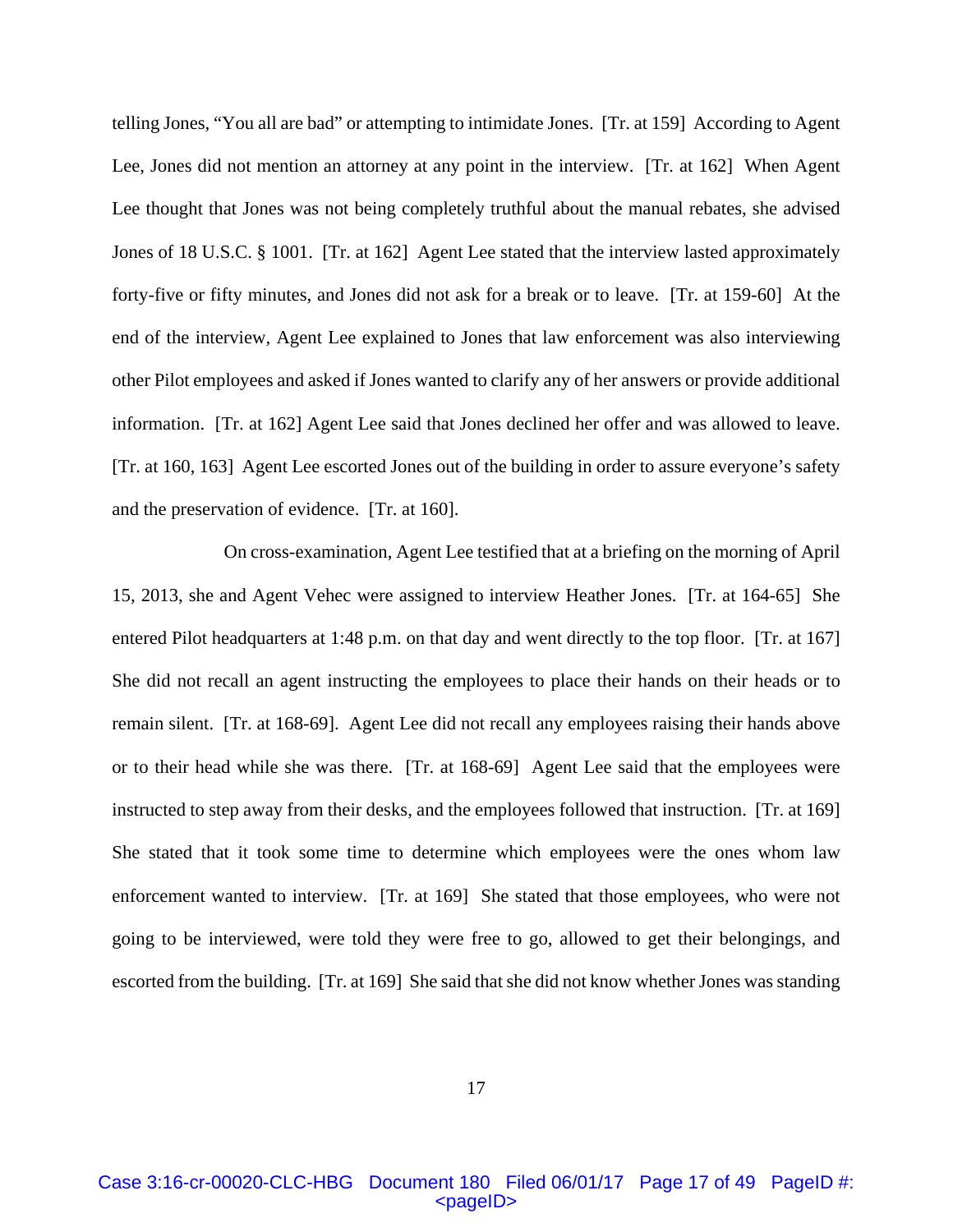telling Jones, "You all are bad" or attempting to intimidate Jones. [Tr. at 159] According to Agent Lee, Jones did not mention an attorney at any point in the interview. [Tr. at 162] When Agent Lee thought that Jones was not being completely truthful about the manual rebates, she advised Jones of 18 U.S.C. § 1001. [Tr. at 162] Agent Lee stated that the interview lasted approximately forty-five or fifty minutes, and Jones did not ask for a break or to leave. [Tr. at 159-60] At the end of the interview, Agent Lee explained to Jones that law enforcement was also interviewing other Pilot employees and asked if Jones wanted to clarify any of her answers or provide additional information. [Tr. at 162] Agent Lee said that Jones declined her offer and was allowed to leave. [Tr. at 160, 163] Agent Lee escorted Jones out of the building in order to assure everyone's safety and the preservation of evidence. [Tr. at 160].

On cross-examination, Agent Lee testified that at a briefing on the morning of April 15, 2013, she and Agent Vehec were assigned to interview Heather Jones. [Tr. at 164-65] She entered Pilot headquarters at 1:48 p.m. on that day and went directly to the top floor. [Tr. at 167] She did not recall an agent instructing the employees to place their hands on their heads or to remain silent. [Tr. at 168-69]. Agent Lee did not recall any employees raising their hands above or to their head while she was there. [Tr. at 168-69] Agent Lee said that the employees were instructed to step away from their desks, and the employees followed that instruction. [Tr. at 169] She stated that it took some time to determine which employees were the ones whom law enforcement wanted to interview. [Tr. at 169] She stated that those employees, who were not going to be interviewed, were told they were free to go, allowed to get their belongings, and escorted from the building. [Tr. at 169] She said that she did not know whether Jones was standing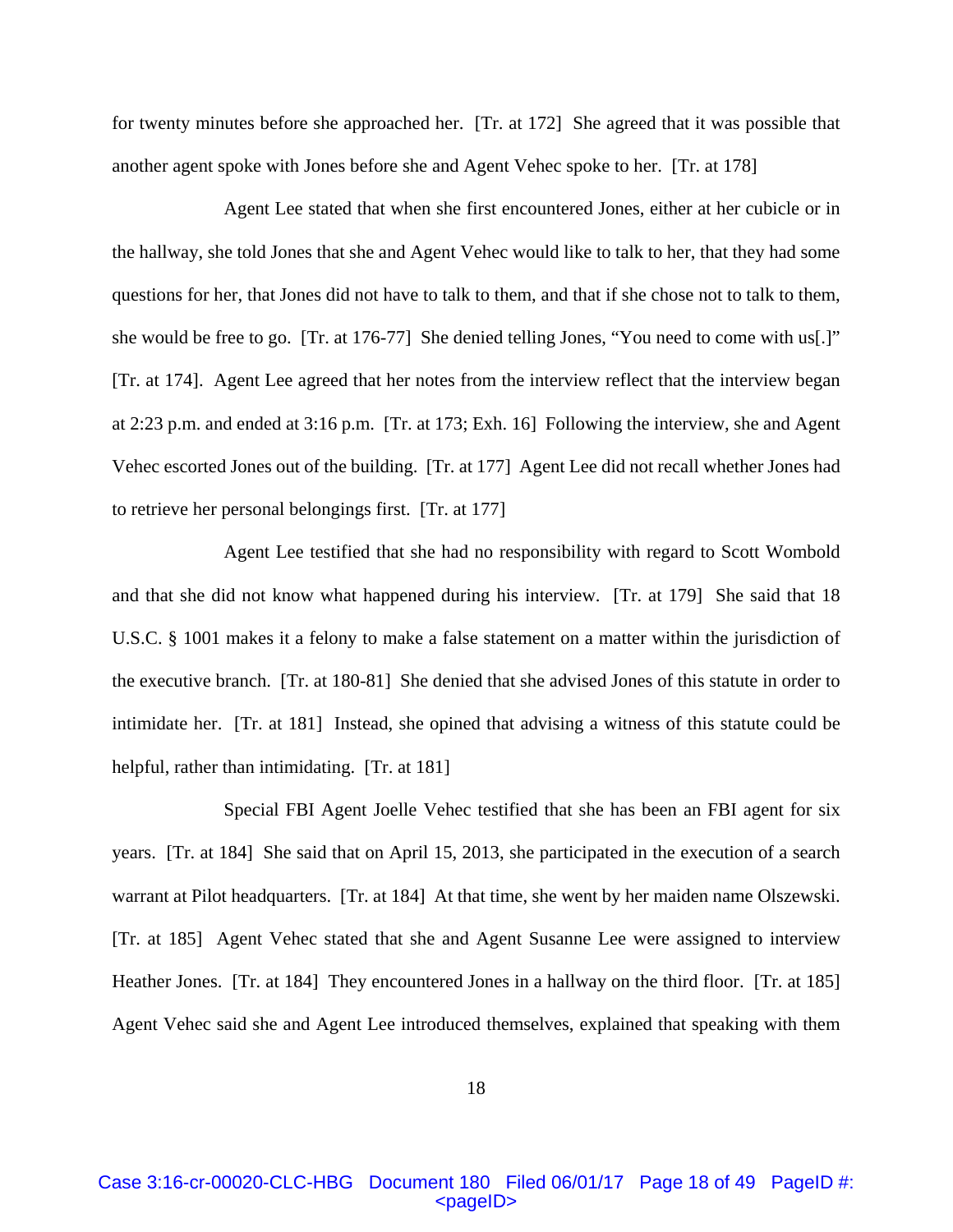for twenty minutes before she approached her. [Tr. at 172] She agreed that it was possible that another agent spoke with Jones before she and Agent Vehec spoke to her. [Tr. at 178]

Agent Lee stated that when she first encountered Jones, either at her cubicle or in the hallway, she told Jones that she and Agent Vehec would like to talk to her, that they had some questions for her, that Jones did not have to talk to them, and that if she chose not to talk to them, she would be free to go. [Tr. at 176-77] She denied telling Jones, "You need to come with us[.]" [Tr. at 174]. Agent Lee agreed that her notes from the interview reflect that the interview began at 2:23 p.m. and ended at 3:16 p.m. [Tr. at 173; Exh. 16] Following the interview, she and Agent Vehec escorted Jones out of the building. [Tr. at 177] Agent Lee did not recall whether Jones had to retrieve her personal belongings first. [Tr. at 177]

Agent Lee testified that she had no responsibility with regard to Scott Wombold and that she did not know what happened during his interview. [Tr. at 179] She said that 18 U.S.C. § 1001 makes it a felony to make a false statement on a matter within the jurisdiction of the executive branch. [Tr. at 180-81] She denied that she advised Jones of this statute in order to intimidate her. [Tr. at 181] Instead, she opined that advising a witness of this statute could be helpful, rather than intimidating. [Tr. at 181]

Special FBI Agent Joelle Vehec testified that she has been an FBI agent for six years. [Tr. at 184] She said that on April 15, 2013, she participated in the execution of a search warrant at Pilot headquarters. [Tr. at 184] At that time, she went by her maiden name Olszewski. [Tr. at 185] Agent Vehec stated that she and Agent Susanne Lee were assigned to interview Heather Jones. [Tr. at 184] They encountered Jones in a hallway on the third floor. [Tr. at 185] Agent Vehec said she and Agent Lee introduced themselves, explained that speaking with them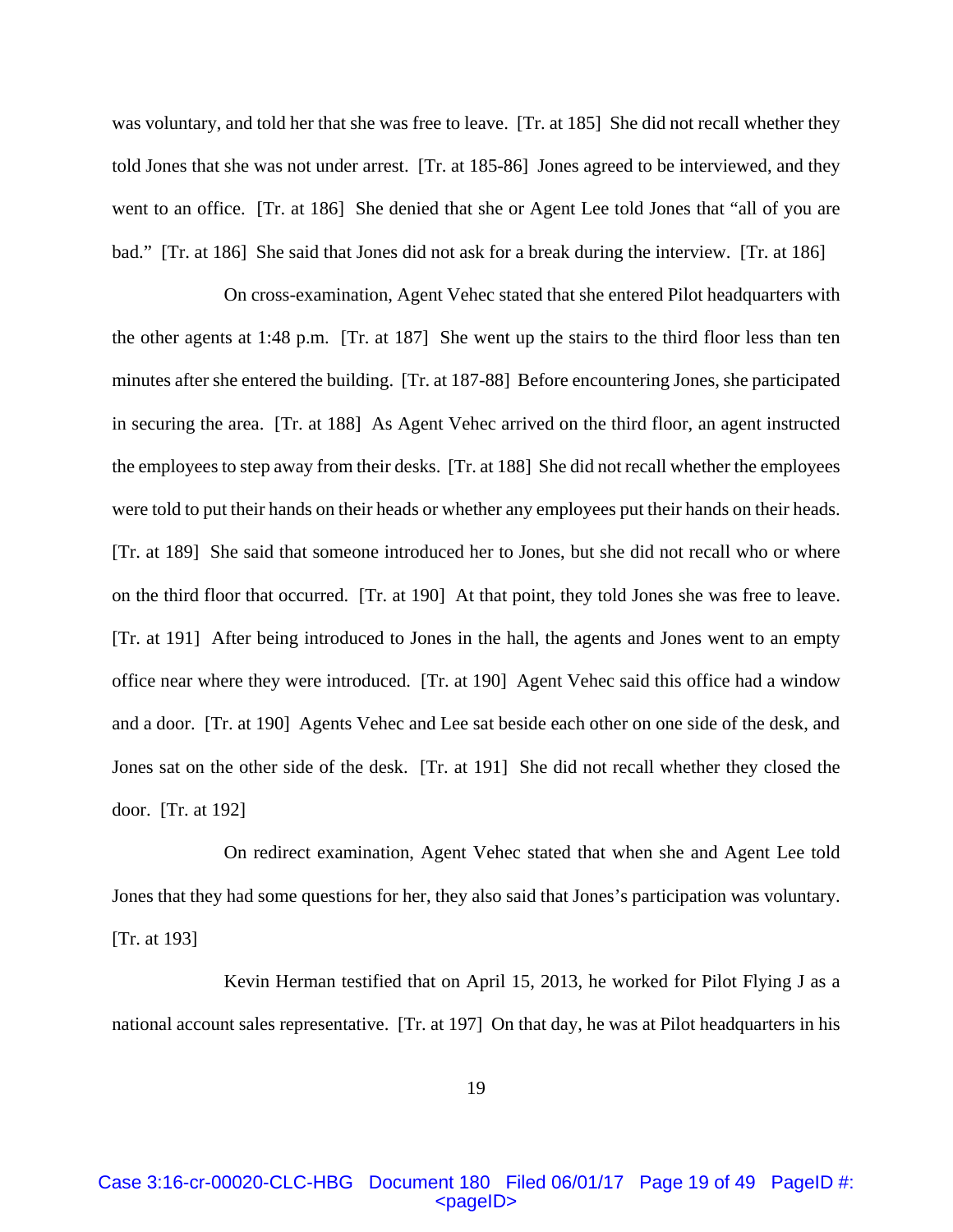was voluntary, and told her that she was free to leave. [Tr. at 185] She did not recall whether they told Jones that she was not under arrest. [Tr. at 185-86] Jones agreed to be interviewed, and they went to an office. [Tr. at 186] She denied that she or Agent Lee told Jones that "all of you are bad." [Tr. at 186] She said that Jones did not ask for a break during the interview. [Tr. at 186]

On cross-examination, Agent Vehec stated that she entered Pilot headquarters with the other agents at 1:48 p.m. [Tr. at 187] She went up the stairs to the third floor less than ten minutes after she entered the building. [Tr. at 187-88] Before encountering Jones, she participated in securing the area. [Tr. at 188] As Agent Vehec arrived on the third floor, an agent instructed the employees to step away from their desks. [Tr. at 188] She did not recall whether the employees were told to put their hands on their heads or whether any employees put their hands on their heads. [Tr. at 189] She said that someone introduced her to Jones, but she did not recall who or where on the third floor that occurred. [Tr. at 190] At that point, they told Jones she was free to leave. [Tr. at 191] After being introduced to Jones in the hall, the agents and Jones went to an empty office near where they were introduced. [Tr. at 190] Agent Vehec said this office had a window and a door. [Tr. at 190] Agents Vehec and Lee sat beside each other on one side of the desk, and Jones sat on the other side of the desk. [Tr. at 191] She did not recall whether they closed the door. [Tr. at 192]

On redirect examination, Agent Vehec stated that when she and Agent Lee told Jones that they had some questions for her, they also said that Jones's participation was voluntary. [Tr. at 193]

Kevin Herman testified that on April 15, 2013, he worked for Pilot Flying J as a national account sales representative. [Tr. at 197] On that day, he was at Pilot headquarters in his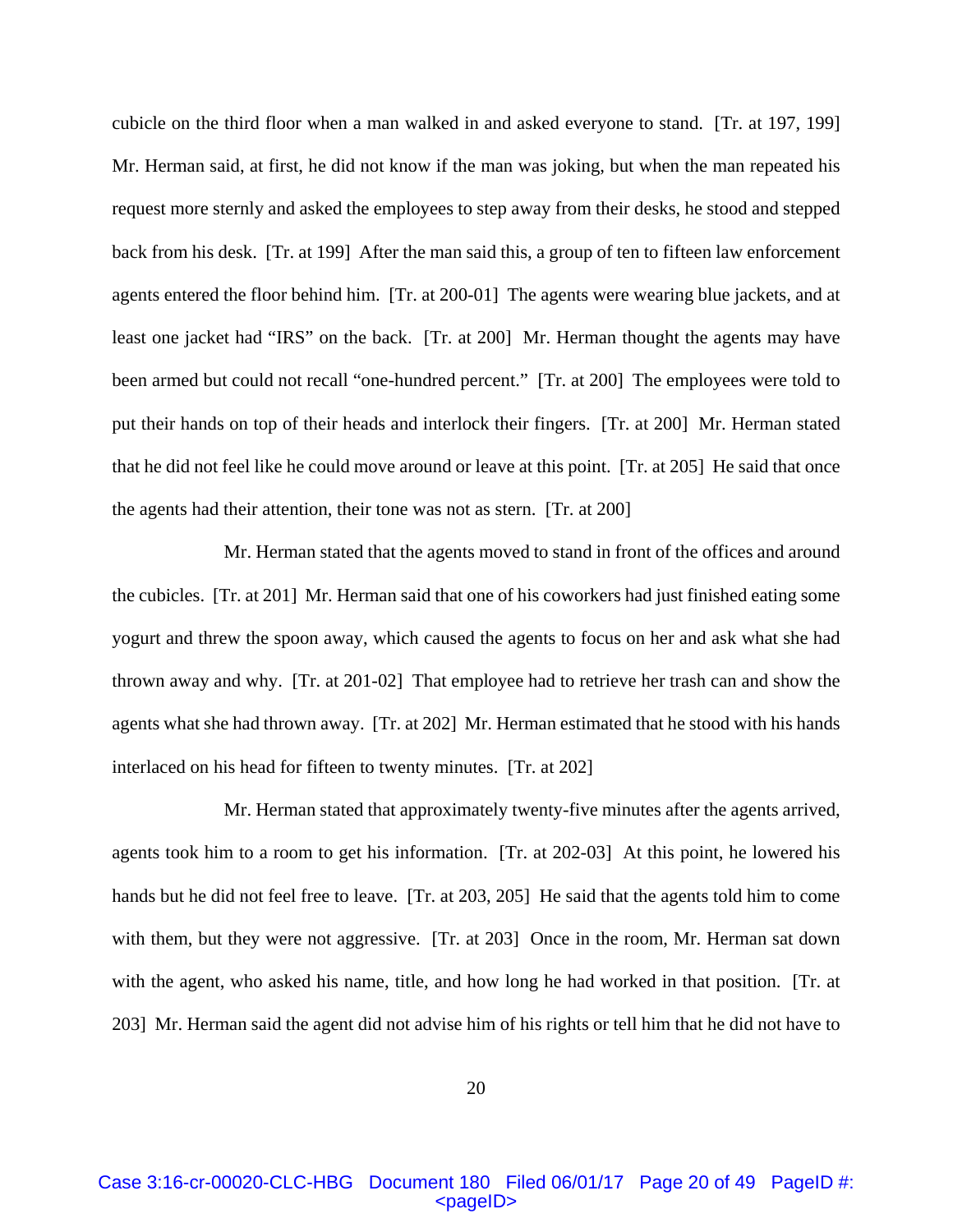cubicle on the third floor when a man walked in and asked everyone to stand. [Tr. at 197, 199] Mr. Herman said, at first, he did not know if the man was joking, but when the man repeated his request more sternly and asked the employees to step away from their desks, he stood and stepped back from his desk. [Tr. at 199] After the man said this, a group of ten to fifteen law enforcement agents entered the floor behind him. [Tr. at 200-01] The agents were wearing blue jackets, and at least one jacket had "IRS" on the back. [Tr. at 200] Mr. Herman thought the agents may have been armed but could not recall "one-hundred percent." [Tr. at 200] The employees were told to put their hands on top of their heads and interlock their fingers. [Tr. at 200] Mr. Herman stated that he did not feel like he could move around or leave at this point. [Tr. at 205] He said that once the agents had their attention, their tone was not as stern. [Tr. at 200]

Mr. Herman stated that the agents moved to stand in front of the offices and around the cubicles. [Tr. at 201] Mr. Herman said that one of his coworkers had just finished eating some yogurt and threw the spoon away, which caused the agents to focus on her and ask what she had thrown away and why. [Tr. at 201-02] That employee had to retrieve her trash can and show the agents what she had thrown away. [Tr. at 202] Mr. Herman estimated that he stood with his hands interlaced on his head for fifteen to twenty minutes. [Tr. at 202]

Mr. Herman stated that approximately twenty-five minutes after the agents arrived, agents took him to a room to get his information. [Tr. at 202-03] At this point, he lowered his hands but he did not feel free to leave. [Tr. at 203, 205] He said that the agents told him to come with them, but they were not aggressive. [Tr. at 203] Once in the room, Mr. Herman sat down with the agent, who asked his name, title, and how long he had worked in that position. [Tr. at 203] Mr. Herman said the agent did not advise him of his rights or tell him that he did not have to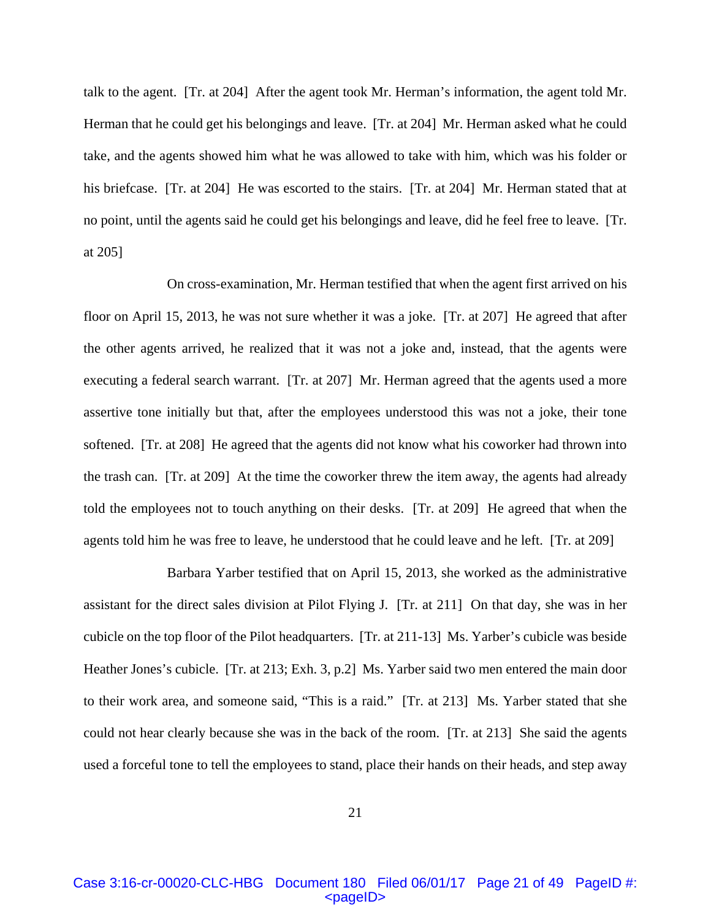talk to the agent. [Tr. at 204] After the agent took Mr. Herman's information, the agent told Mr. Herman that he could get his belongings and leave. [Tr. at 204] Mr. Herman asked what he could take, and the agents showed him what he was allowed to take with him, which was his folder or his briefcase. [Tr. at 204] He was escorted to the stairs. [Tr. at 204] Mr. Herman stated that at no point, until the agents said he could get his belongings and leave, did he feel free to leave. [Tr. at 205]

On cross-examination, Mr. Herman testified that when the agent first arrived on his floor on April 15, 2013, he was not sure whether it was a joke. [Tr. at 207] He agreed that after the other agents arrived, he realized that it was not a joke and, instead, that the agents were executing a federal search warrant. [Tr. at 207] Mr. Herman agreed that the agents used a more assertive tone initially but that, after the employees understood this was not a joke, their tone softened. [Tr. at 208] He agreed that the agents did not know what his coworker had thrown into the trash can. [Tr. at 209] At the time the coworker threw the item away, the agents had already told the employees not to touch anything on their desks. [Tr. at 209] He agreed that when the agents told him he was free to leave, he understood that he could leave and he left. [Tr. at 209]

Barbara Yarber testified that on April 15, 2013, she worked as the administrative assistant for the direct sales division at Pilot Flying J. [Tr. at 211] On that day, she was in her cubicle on the top floor of the Pilot headquarters. [Tr. at 211-13] Ms. Yarber's cubicle was beside Heather Jones's cubicle. [Tr. at 213; Exh. 3, p.2] Ms. Yarber said two men entered the main door to their work area, and someone said, "This is a raid." [Tr. at 213] Ms. Yarber stated that she could not hear clearly because she was in the back of the room. [Tr. at 213] She said the agents used a forceful tone to tell the employees to stand, place their hands on their heads, and step away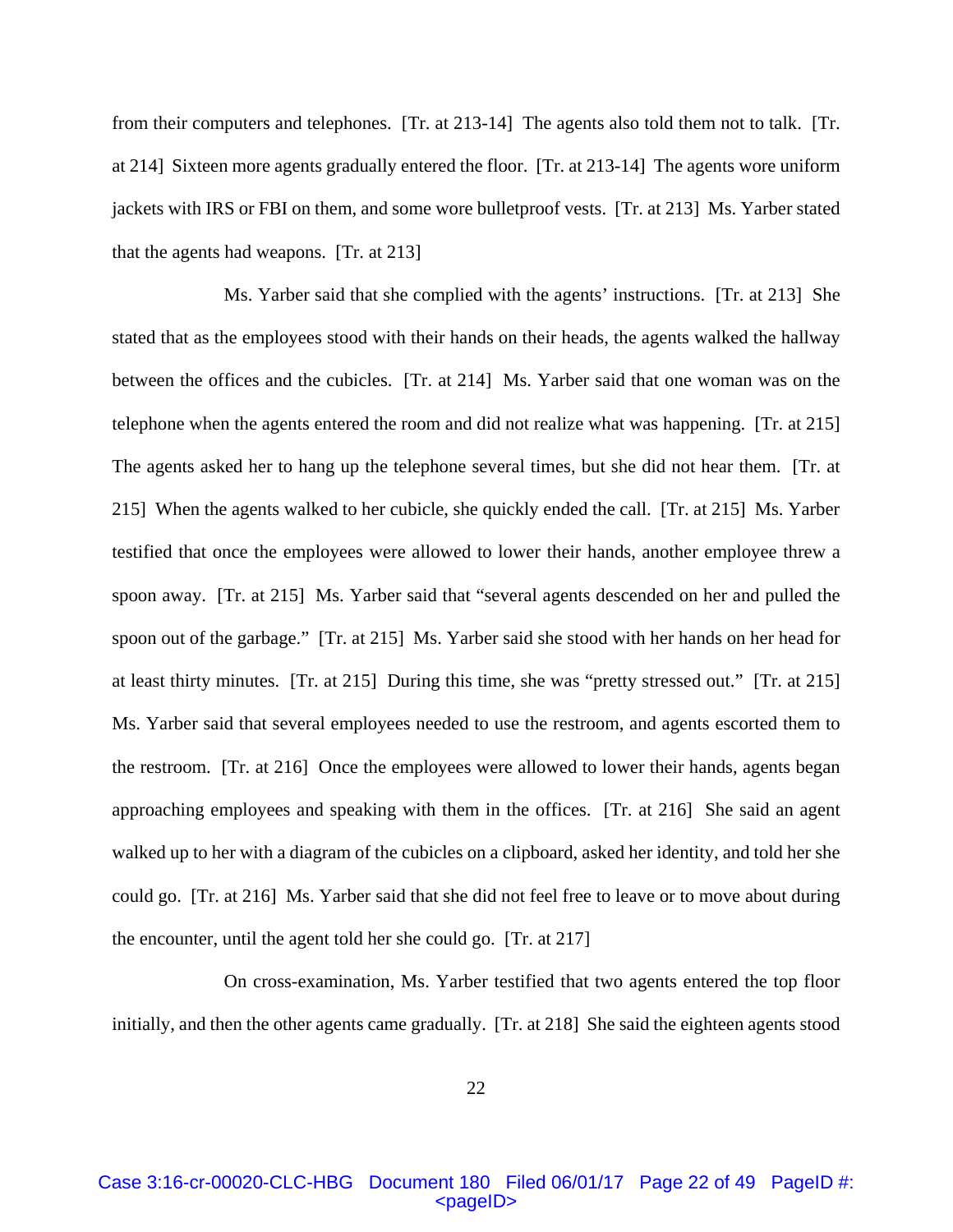from their computers and telephones. [Tr. at 213-14] The agents also told them not to talk. [Tr. at 214] Sixteen more agents gradually entered the floor. [Tr. at 213-14] The agents wore uniform jackets with IRS or FBI on them, and some wore bulletproof vests. [Tr. at 213] Ms. Yarber stated that the agents had weapons. [Tr. at 213]

Ms. Yarber said that she complied with the agents' instructions. [Tr. at 213] She stated that as the employees stood with their hands on their heads, the agents walked the hallway between the offices and the cubicles. [Tr. at 214] Ms. Yarber said that one woman was on the telephone when the agents entered the room and did not realize what was happening. [Tr. at 215] The agents asked her to hang up the telephone several times, but she did not hear them. [Tr. at 215] When the agents walked to her cubicle, she quickly ended the call. [Tr. at 215] Ms. Yarber testified that once the employees were allowed to lower their hands, another employee threw a spoon away. [Tr. at 215] Ms. Yarber said that "several agents descended on her and pulled the spoon out of the garbage." [Tr. at 215] Ms. Yarber said she stood with her hands on her head for at least thirty minutes. [Tr. at 215] During this time, she was "pretty stressed out." [Tr. at 215] Ms. Yarber said that several employees needed to use the restroom, and agents escorted them to the restroom. [Tr. at 216] Once the employees were allowed to lower their hands, agents began approaching employees and speaking with them in the offices. [Tr. at 216] She said an agent walked up to her with a diagram of the cubicles on a clipboard, asked her identity, and told her she could go. [Tr. at 216] Ms. Yarber said that she did not feel free to leave or to move about during the encounter, until the agent told her she could go. [Tr. at 217]

On cross-examination, Ms. Yarber testified that two agents entered the top floor initially, and then the other agents came gradually. [Tr. at 218] She said the eighteen agents stood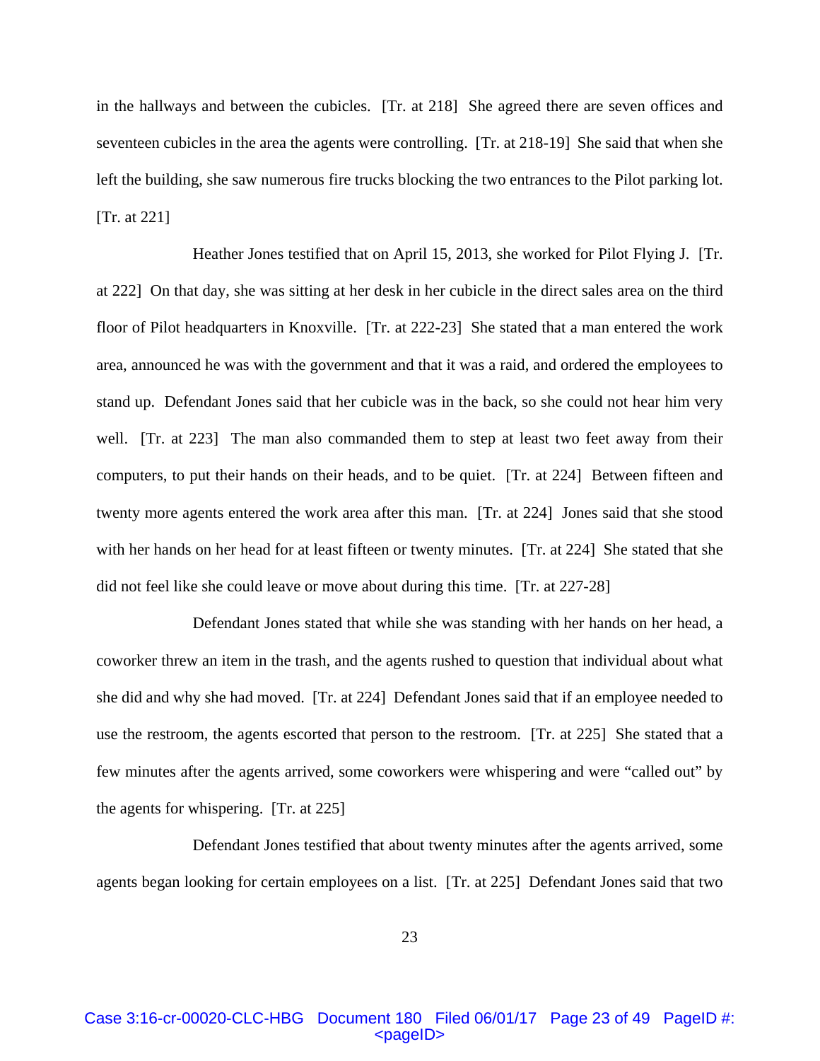in the hallways and between the cubicles. [Tr. at 218] She agreed there are seven offices and seventeen cubicles in the area the agents were controlling. [Tr. at 218-19] She said that when she left the building, she saw numerous fire trucks blocking the two entrances to the Pilot parking lot. [Tr. at 221]

Heather Jones testified that on April 15, 2013, she worked for Pilot Flying J. [Tr. at 222] On that day, she was sitting at her desk in her cubicle in the direct sales area on the third floor of Pilot headquarters in Knoxville. [Tr. at 222-23] She stated that a man entered the work area, announced he was with the government and that it was a raid, and ordered the employees to stand up. Defendant Jones said that her cubicle was in the back, so she could not hear him very well. [Tr. at 223] The man also commanded them to step at least two feet away from their computers, to put their hands on their heads, and to be quiet. [Tr. at 224] Between fifteen and twenty more agents entered the work area after this man. [Tr. at 224] Jones said that she stood with her hands on her head for at least fifteen or twenty minutes. [Tr. at 224] She stated that she did not feel like she could leave or move about during this time. [Tr. at 227-28]

Defendant Jones stated that while she was standing with her hands on her head, a coworker threw an item in the trash, and the agents rushed to question that individual about what she did and why she had moved. [Tr. at 224] Defendant Jones said that if an employee needed to use the restroom, the agents escorted that person to the restroom. [Tr. at 225] She stated that a few minutes after the agents arrived, some coworkers were whispering and were "called out" by the agents for whispering. [Tr. at 225]

Defendant Jones testified that about twenty minutes after the agents arrived, some agents began looking for certain employees on a list. [Tr. at 225] Defendant Jones said that two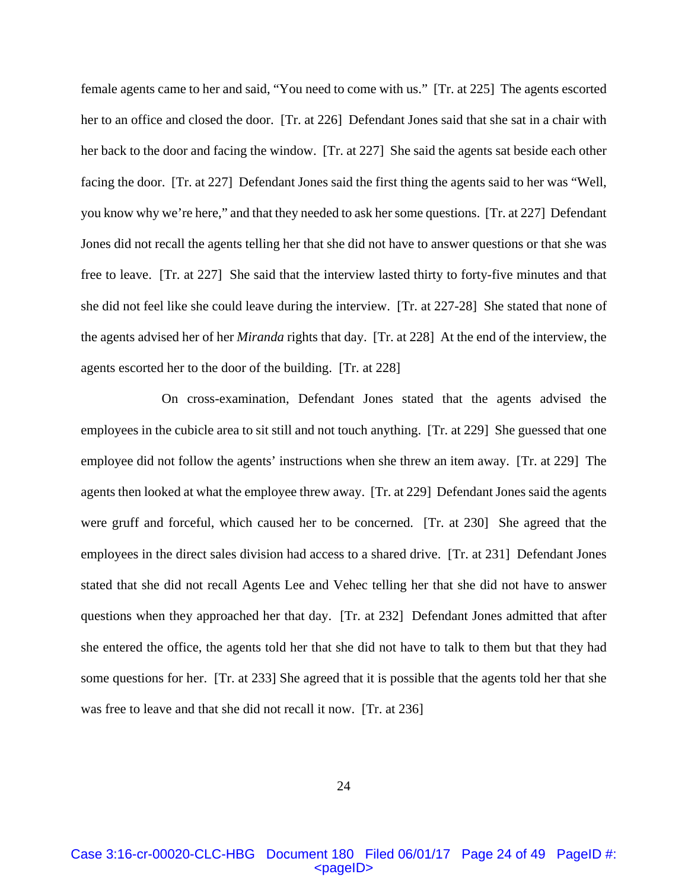female agents came to her and said, "You need to come with us." [Tr. at 225] The agents escorted her to an office and closed the door. [Tr. at 226] Defendant Jones said that she sat in a chair with her back to the door and facing the window. [Tr. at 227] She said the agents sat beside each other facing the door. [Tr. at 227] Defendant Jones said the first thing the agents said to her was "Well, you know why we're here," and that they needed to ask her some questions. [Tr. at 227] Defendant Jones did not recall the agents telling her that she did not have to answer questions or that she was free to leave. [Tr. at 227] She said that the interview lasted thirty to forty-five minutes and that she did not feel like she could leave during the interview. [Tr. at 227-28] She stated that none of the agents advised her of her *Miranda* rights that day. [Tr. at 228] At the end of the interview, the agents escorted her to the door of the building. [Tr. at 228]

On cross-examination, Defendant Jones stated that the agents advised the employees in the cubicle area to sit still and not touch anything. [Tr. at 229] She guessed that one employee did not follow the agents' instructions when she threw an item away. [Tr. at 229] The agents then looked at what the employee threw away. [Tr. at 229] Defendant Jones said the agents were gruff and forceful, which caused her to be concerned. [Tr. at 230] She agreed that the employees in the direct sales division had access to a shared drive. [Tr. at 231] Defendant Jones stated that she did not recall Agents Lee and Vehec telling her that she did not have to answer questions when they approached her that day. [Tr. at 232] Defendant Jones admitted that after she entered the office, the agents told her that she did not have to talk to them but that they had some questions for her. [Tr. at 233] She agreed that it is possible that the agents told her that she was free to leave and that she did not recall it now. [Tr. at 236]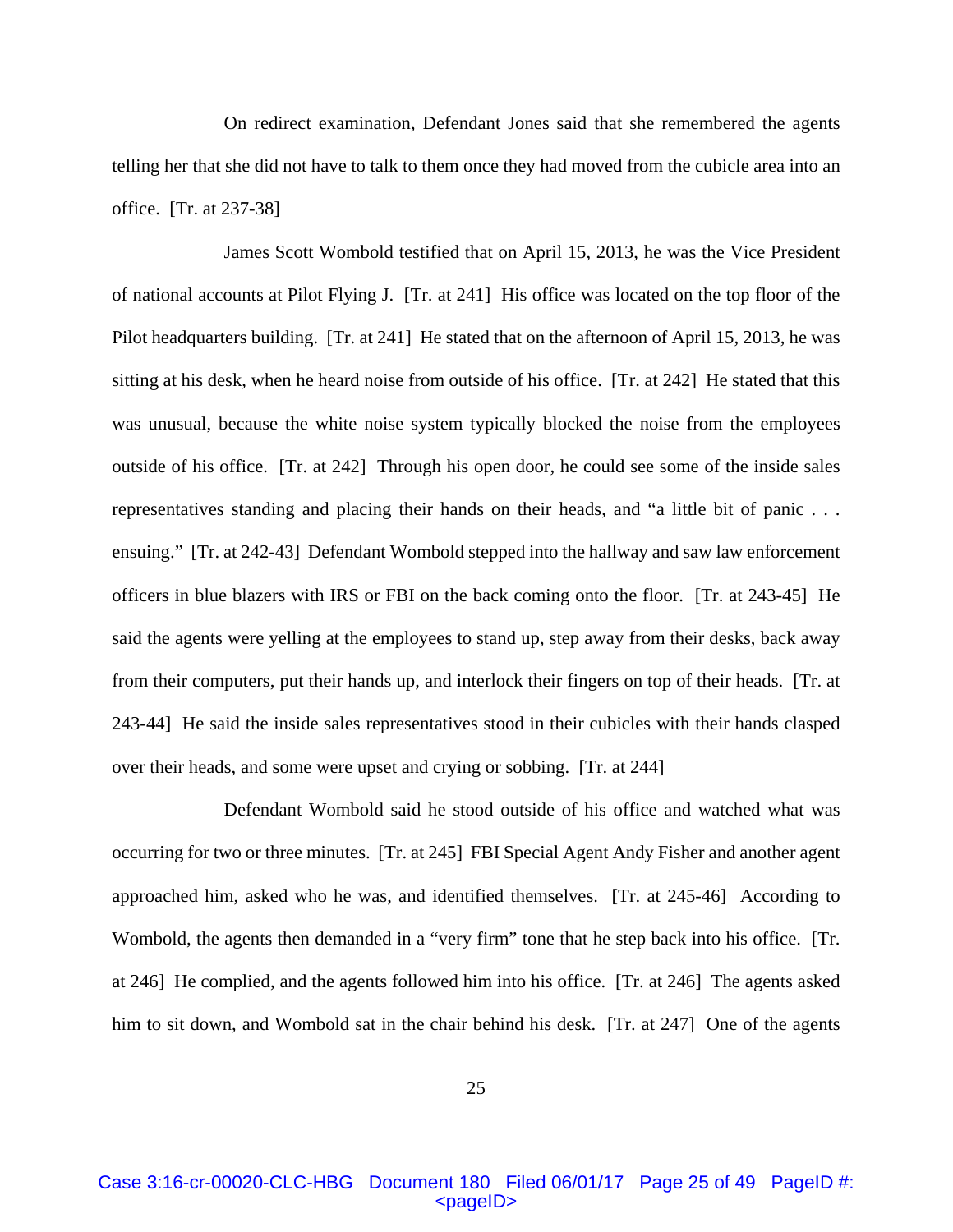On redirect examination, Defendant Jones said that she remembered the agents telling her that she did not have to talk to them once they had moved from the cubicle area into an office. [Tr. at 237-38]

James Scott Wombold testified that on April 15, 2013, he was the Vice President of national accounts at Pilot Flying J. [Tr. at 241] His office was located on the top floor of the Pilot headquarters building. [Tr. at 241] He stated that on the afternoon of April 15, 2013, he was sitting at his desk, when he heard noise from outside of his office. [Tr. at 242] He stated that this was unusual, because the white noise system typically blocked the noise from the employees outside of his office. [Tr. at 242] Through his open door, he could see some of the inside sales representatives standing and placing their hands on their heads, and "a little bit of panic . . . ensuing." [Tr. at 242-43] Defendant Wombold stepped into the hallway and saw law enforcement officers in blue blazers with IRS or FBI on the back coming onto the floor. [Tr. at 243-45] He said the agents were yelling at the employees to stand up, step away from their desks, back away from their computers, put their hands up, and interlock their fingers on top of their heads. [Tr. at 243-44] He said the inside sales representatives stood in their cubicles with their hands clasped over their heads, and some were upset and crying or sobbing. [Tr. at 244]

Defendant Wombold said he stood outside of his office and watched what was occurring for two or three minutes. [Tr. at 245] FBI Special Agent Andy Fisher and another agent approached him, asked who he was, and identified themselves. [Tr. at 245-46] According to Wombold, the agents then demanded in a "very firm" tone that he step back into his office. [Tr. at 246] He complied, and the agents followed him into his office. [Tr. at 246] The agents asked him to sit down, and Wombold sat in the chair behind his desk. [Tr. at 247] One of the agents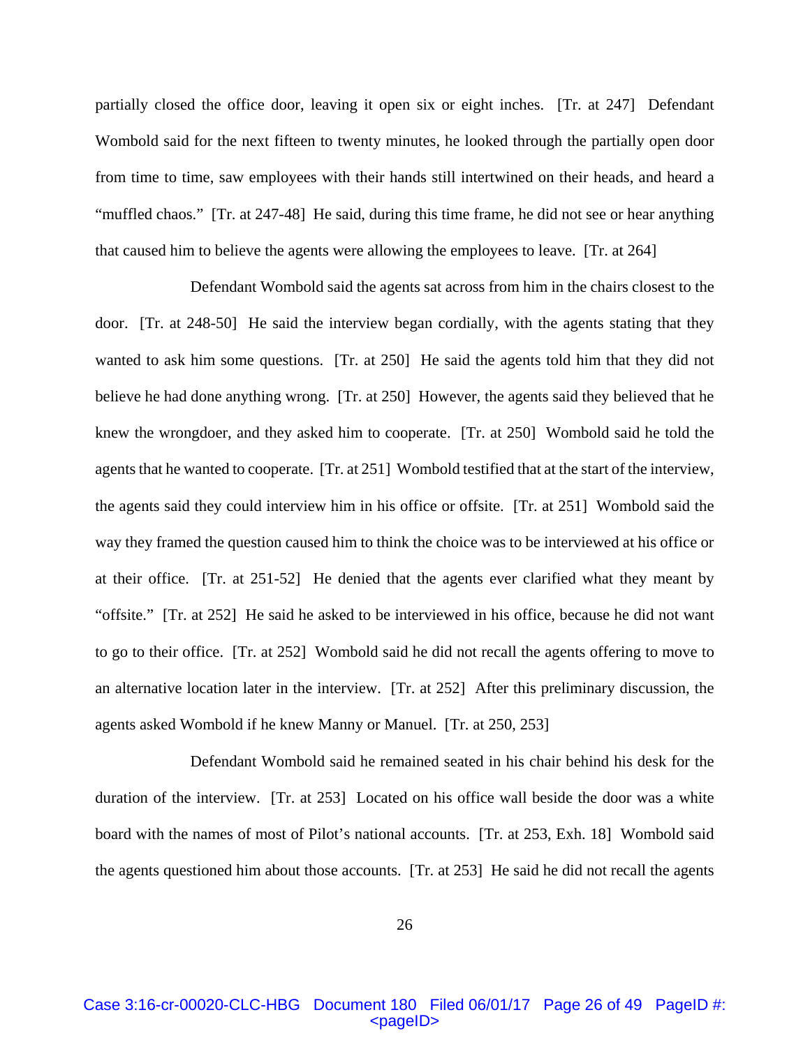partially closed the office door, leaving it open six or eight inches. [Tr. at 247] Defendant Wombold said for the next fifteen to twenty minutes, he looked through the partially open door from time to time, saw employees with their hands still intertwined on their heads, and heard a "muffled chaos." [Tr. at 247-48] He said, during this time frame, he did not see or hear anything that caused him to believe the agents were allowing the employees to leave. [Tr. at 264]

Defendant Wombold said the agents sat across from him in the chairs closest to the door. [Tr. at 248-50] He said the interview began cordially, with the agents stating that they wanted to ask him some questions. [Tr. at 250] He said the agents told him that they did not believe he had done anything wrong. [Tr. at 250] However, the agents said they believed that he knew the wrongdoer, and they asked him to cooperate. [Tr. at 250] Wombold said he told the agents that he wanted to cooperate. [Tr. at 251] Wombold testified that at the start of the interview, the agents said they could interview him in his office or offsite. [Tr. at 251] Wombold said the way they framed the question caused him to think the choice was to be interviewed at his office or at their office. [Tr. at 251-52] He denied that the agents ever clarified what they meant by "offsite." [Tr. at 252] He said he asked to be interviewed in his office, because he did not want to go to their office. [Tr. at 252] Wombold said he did not recall the agents offering to move to an alternative location later in the interview. [Tr. at 252] After this preliminary discussion, the agents asked Wombold if he knew Manny or Manuel. [Tr. at 250, 253]

Defendant Wombold said he remained seated in his chair behind his desk for the duration of the interview. [Tr. at 253] Located on his office wall beside the door was a white board with the names of most of Pilot's national accounts. [Tr. at 253, Exh. 18] Wombold said the agents questioned him about those accounts. [Tr. at 253] He said he did not recall the agents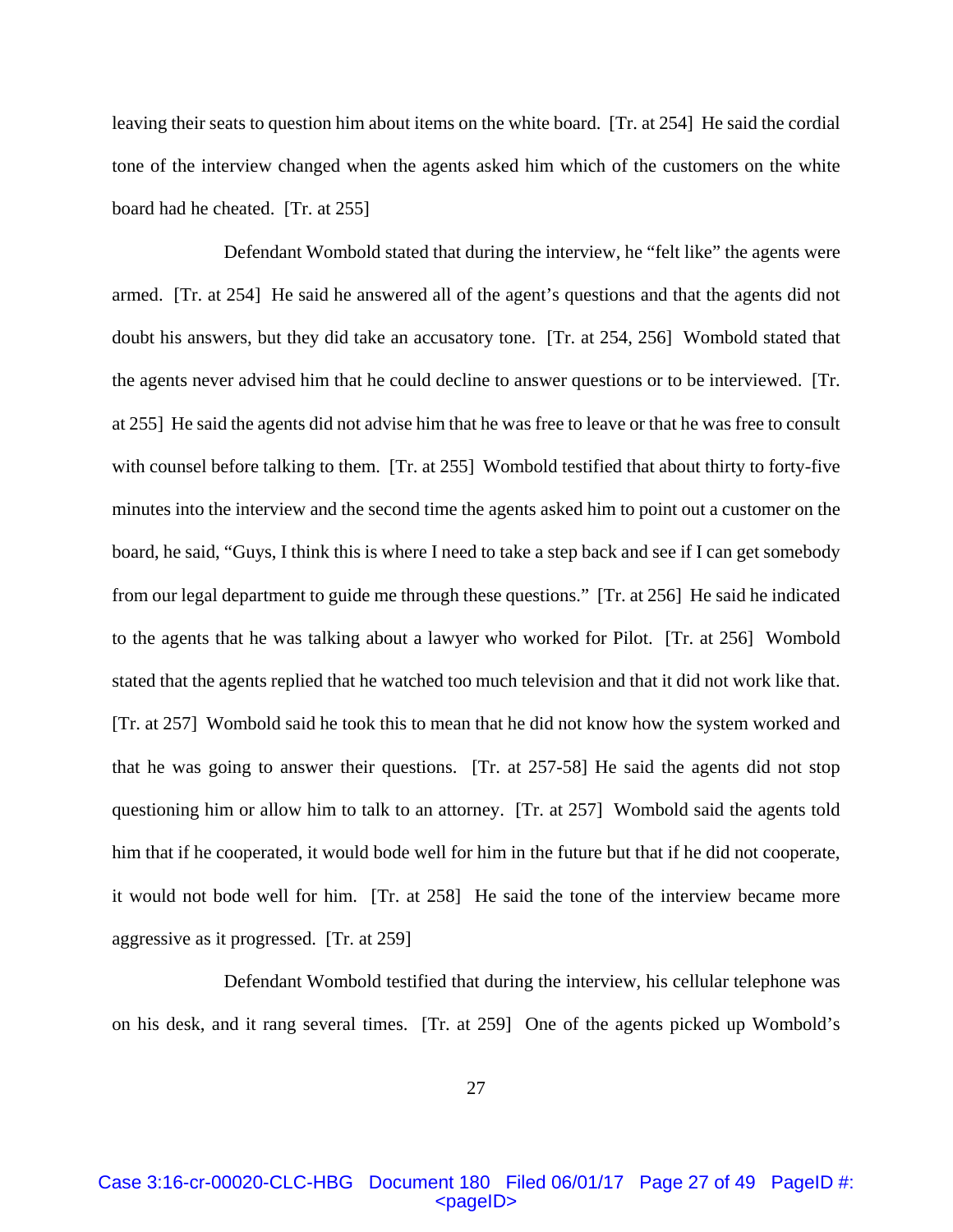leaving their seats to question him about items on the white board. [Tr. at 254] He said the cordial tone of the interview changed when the agents asked him which of the customers on the white board had he cheated. [Tr. at 255]

Defendant Wombold stated that during the interview, he "felt like" the agents were armed. [Tr. at 254] He said he answered all of the agent's questions and that the agents did not doubt his answers, but they did take an accusatory tone. [Tr. at 254, 256] Wombold stated that the agents never advised him that he could decline to answer questions or to be interviewed. [Tr. at 255] He said the agents did not advise him that he was free to leave or that he was free to consult with counsel before talking to them. [Tr. at 255] Wombold testified that about thirty to forty-five minutes into the interview and the second time the agents asked him to point out a customer on the board, he said, "Guys, I think this is where I need to take a step back and see if I can get somebody from our legal department to guide me through these questions." [Tr. at 256] He said he indicated to the agents that he was talking about a lawyer who worked for Pilot. [Tr. at 256] Wombold stated that the agents replied that he watched too much television and that it did not work like that. [Tr. at 257] Wombold said he took this to mean that he did not know how the system worked and that he was going to answer their questions. [Tr. at 257-58] He said the agents did not stop questioning him or allow him to talk to an attorney. [Tr. at 257] Wombold said the agents told him that if he cooperated, it would bode well for him in the future but that if he did not cooperate, it would not bode well for him. [Tr. at 258] He said the tone of the interview became more aggressive as it progressed. [Tr. at 259]

Defendant Wombold testified that during the interview, his cellular telephone was on his desk, and it rang several times. [Tr. at 259] One of the agents picked up Wombold's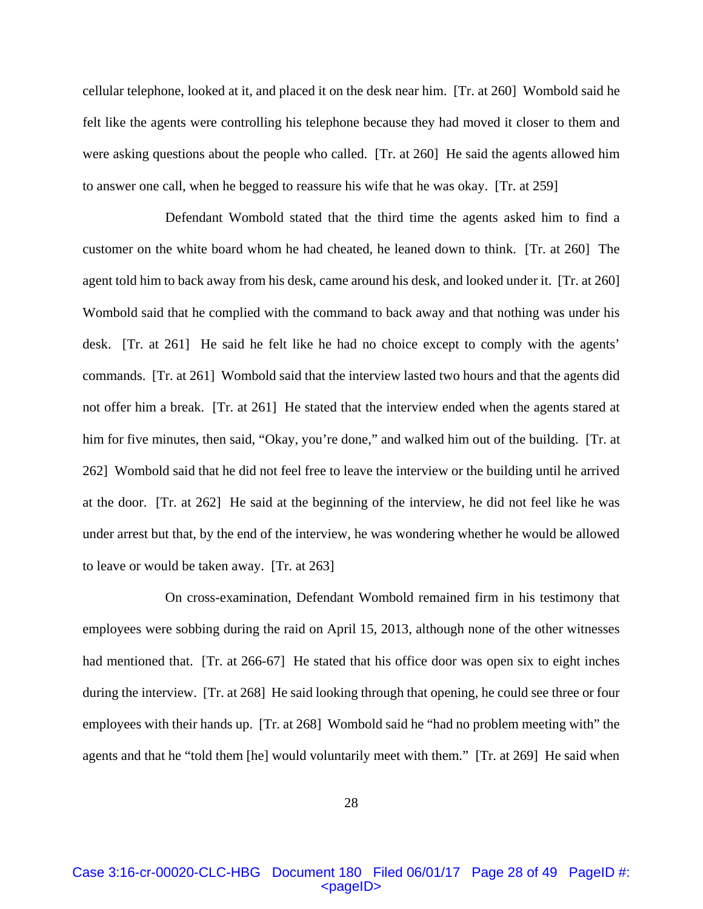cellular telephone, looked at it, and placed it on the desk near him. [Tr. at 260] Wombold said he felt like the agents were controlling his telephone because they had moved it closer to them and were asking questions about the people who called. [Tr. at 260] He said the agents allowed him to answer one call, when he begged to reassure his wife that he was okay. [Tr. at 259]

Defendant Wombold stated that the third time the agents asked him to find a customer on the white board whom he had cheated, he leaned down to think. [Tr. at 260] The agent told him to back away from his desk, came around his desk, and looked under it. [Tr. at 260] Wombold said that he complied with the command to back away and that nothing was under his desk. [Tr. at 261] He said he felt like he had no choice except to comply with the agents' commands. [Tr. at 261] Wombold said that the interview lasted two hours and that the agents did not offer him a break. [Tr. at 261] He stated that the interview ended when the agents stared at him for five minutes, then said, "Okay, you're done," and walked him out of the building. [Tr. at 262] Wombold said that he did not feel free to leave the interview or the building until he arrived at the door. [Tr. at 262] He said at the beginning of the interview, he did not feel like he was under arrest but that, by the end of the interview, he was wondering whether he would be allowed to leave or would be taken away. [Tr. at 263]

On cross-examination, Defendant Wombold remained firm in his testimony that employees were sobbing during the raid on April 15, 2013, although none of the other witnesses had mentioned that. [Tr. at 266-67] He stated that his office door was open six to eight inches during the interview. [Tr. at 268] He said looking through that opening, he could see three or four employees with their hands up. [Tr. at 268] Wombold said he "had no problem meeting with" the agents and that he "told them [he] would voluntarily meet with them." [Tr. at 269] He said when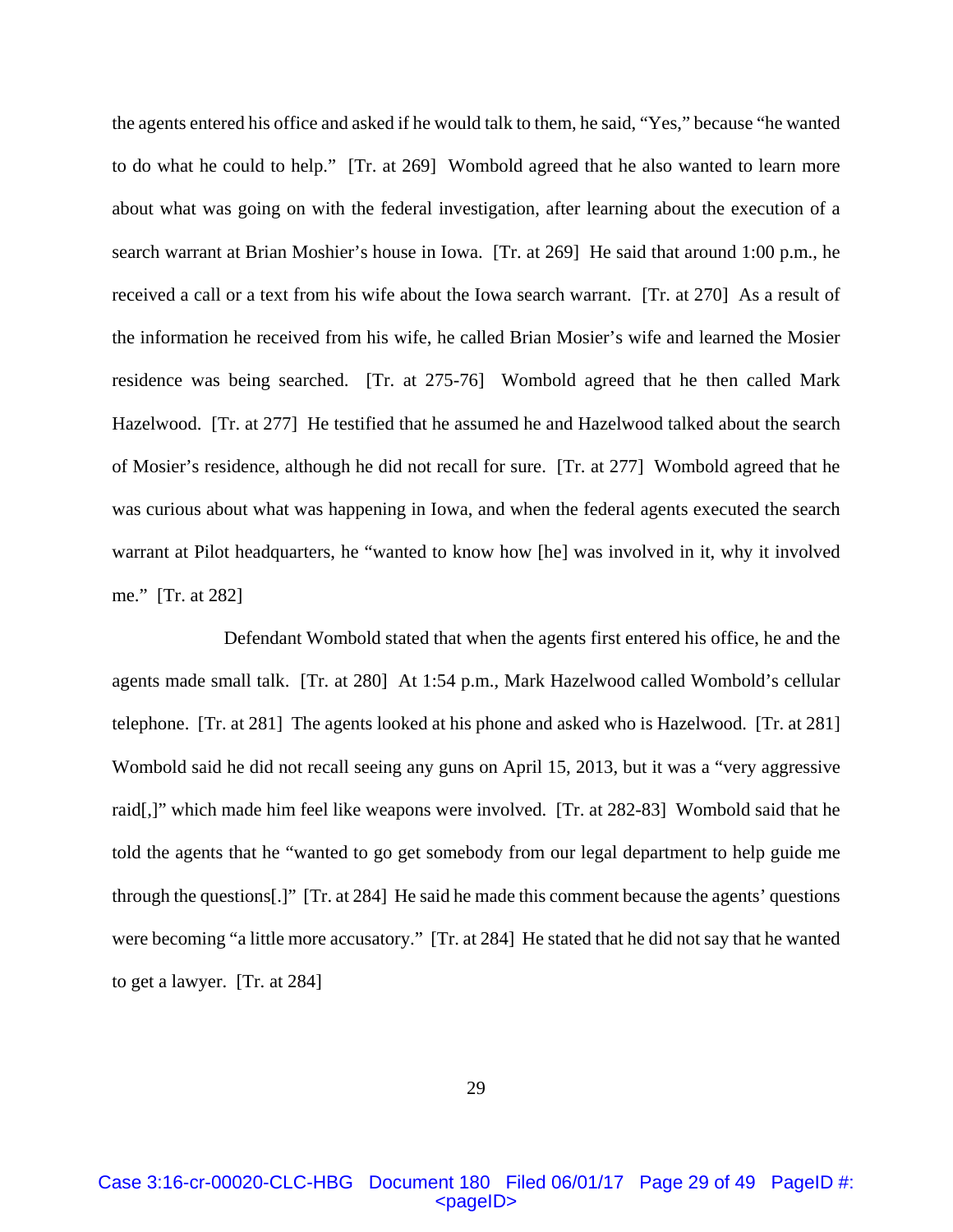the agents entered his office and asked if he would talk to them, he said, "Yes," because "he wanted to do what he could to help." [Tr. at 269] Wombold agreed that he also wanted to learn more about what was going on with the federal investigation, after learning about the execution of a search warrant at Brian Moshier's house in Iowa. [Tr. at 269] He said that around 1:00 p.m., he received a call or a text from his wife about the Iowa search warrant. [Tr. at 270] As a result of the information he received from his wife, he called Brian Mosier's wife and learned the Mosier residence was being searched. [Tr. at 275-76] Wombold agreed that he then called Mark Hazelwood. [Tr. at 277] He testified that he assumed he and Hazelwood talked about the search of Mosier's residence, although he did not recall for sure. [Tr. at 277] Wombold agreed that he was curious about what was happening in Iowa, and when the federal agents executed the search warrant at Pilot headquarters, he "wanted to know how [he] was involved in it, why it involved me." [Tr. at 282]

Defendant Wombold stated that when the agents first entered his office, he and the agents made small talk. [Tr. at 280] At 1:54 p.m., Mark Hazelwood called Wombold's cellular telephone. [Tr. at 281] The agents looked at his phone and asked who is Hazelwood. [Tr. at 281] Wombold said he did not recall seeing any guns on April 15, 2013, but it was a "very aggressive raid[,]" which made him feel like weapons were involved. [Tr. at 282-83] Wombold said that he told the agents that he "wanted to go get somebody from our legal department to help guide me through the questions[.]" [Tr. at 284] He said he made this comment because the agents' questions were becoming "a little more accusatory." [Tr. at 284] He stated that he did not say that he wanted to get a lawyer. [Tr. at 284]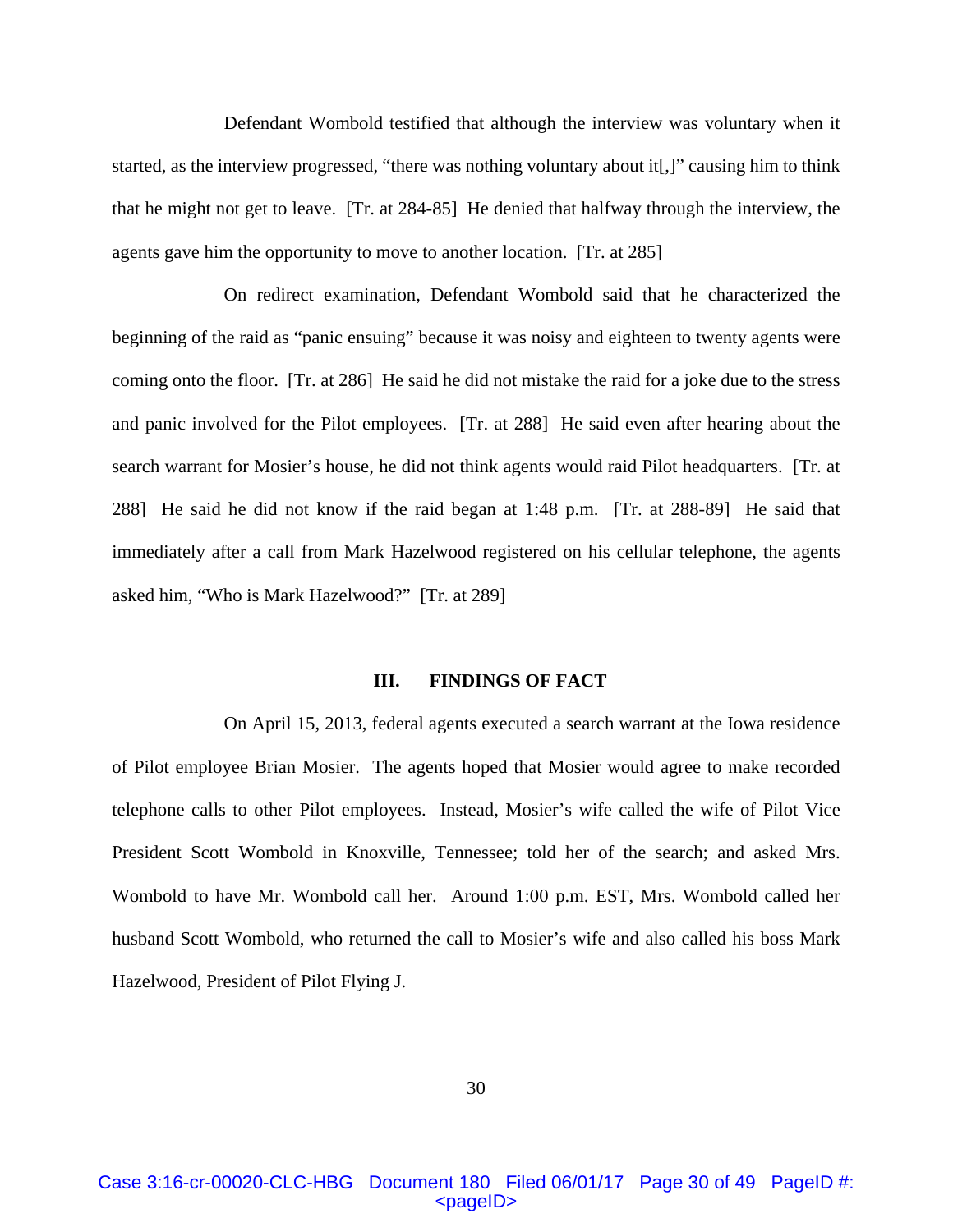Defendant Wombold testified that although the interview was voluntary when it started, as the interview progressed, "there was nothing voluntary about it[,]" causing him to think that he might not get to leave. [Tr. at 284-85] He denied that halfway through the interview, the agents gave him the opportunity to move to another location. [Tr. at 285]

On redirect examination, Defendant Wombold said that he characterized the beginning of the raid as "panic ensuing" because it was noisy and eighteen to twenty agents were coming onto the floor. [Tr. at 286] He said he did not mistake the raid for a joke due to the stress and panic involved for the Pilot employees. [Tr. at 288] He said even after hearing about the search warrant for Mosier's house, he did not think agents would raid Pilot headquarters. [Tr. at 288] He said he did not know if the raid began at 1:48 p.m. [Tr. at 288-89] He said that immediately after a call from Mark Hazelwood registered on his cellular telephone, the agents asked him, "Who is Mark Hazelwood?" [Tr. at 289]

## III. FINDINGS OF FACT

On April 15, 2013, federal agents executed a search warrant at the Iowa residence of Pilot employee Brian Mosier. The agents hoped that Mosier would agree to make recorded telephone calls to other Pilot employees. Instead, Mosier's wife called the wife of Pilot Vice President Scott Wombold in Knoxville, Tennessee; told her of the search; and asked Mrs. Wombold to have Mr. Wombold call her. Around 1:00 p.m. EST, Mrs. Wombold called her husband Scott Wombold, who returned the call to Mosier's wife and also called his boss Mark Hazelwood, President of Pilot Flying J.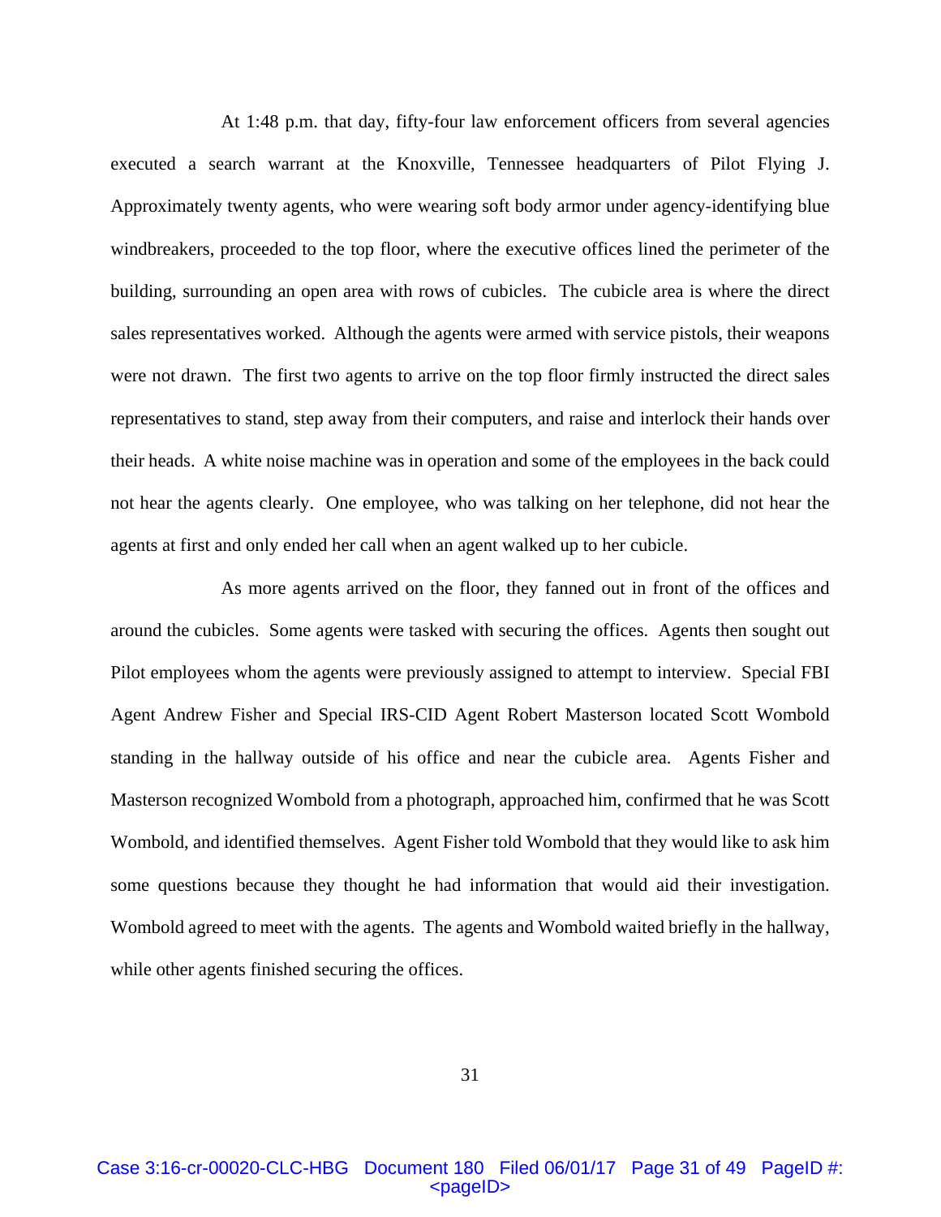At 1:48 p.m. that day, fifty-four law enforcement officers from several agencies executed a search warrant at the Knoxville, Tennessee headquarters of Pilot Flying J. Approximately twenty agents, who were wearing soft body armor under agency-identifying blue windbreakers, proceeded to the top floor, where the executive offices lined the perimeter of the building, surrounding an open area with rows of cubicles. The cubicle area is where the direct sales representatives worked. Although the agents were armed with service pistols, their weapons were not drawn. The first two agents to arrive on the top floor firmly instructed the direct sales representatives to stand, step away from their computers, and raise and interlock their hands over their heads. A white noise machine was in operation and some of the employees in the back could not hear the agents clearly. One employee, who was talking on her telephone, did not hear the agents at first and only ended her call when an agent walked up to her cubicle.

As more agents arrived on the floor, they fanned out in front of the offices and around the cubicles. Some agents were tasked with securing the offices. Agents then sought out Pilot employees whom the agents were previously assigned to attempt to interview. Special FBI Agent Andrew Fisher and Special IRS-CID Agent Robert Masterson located Scott Wombold standing in the hallway outside of his office and near the cubicle area. Agents Fisher and Masterson recognized Wombold from a photograph, approached him, confirmed that he was Scott Wombold, and identified themselves. Agent Fisher told Wombold that they would like to ask him some questions because they thought he had information that would aid their investigation. Wombold agreed to meet with the agents. The agents and Wombold waited briefly in the hallway, while other agents finished securing the offices.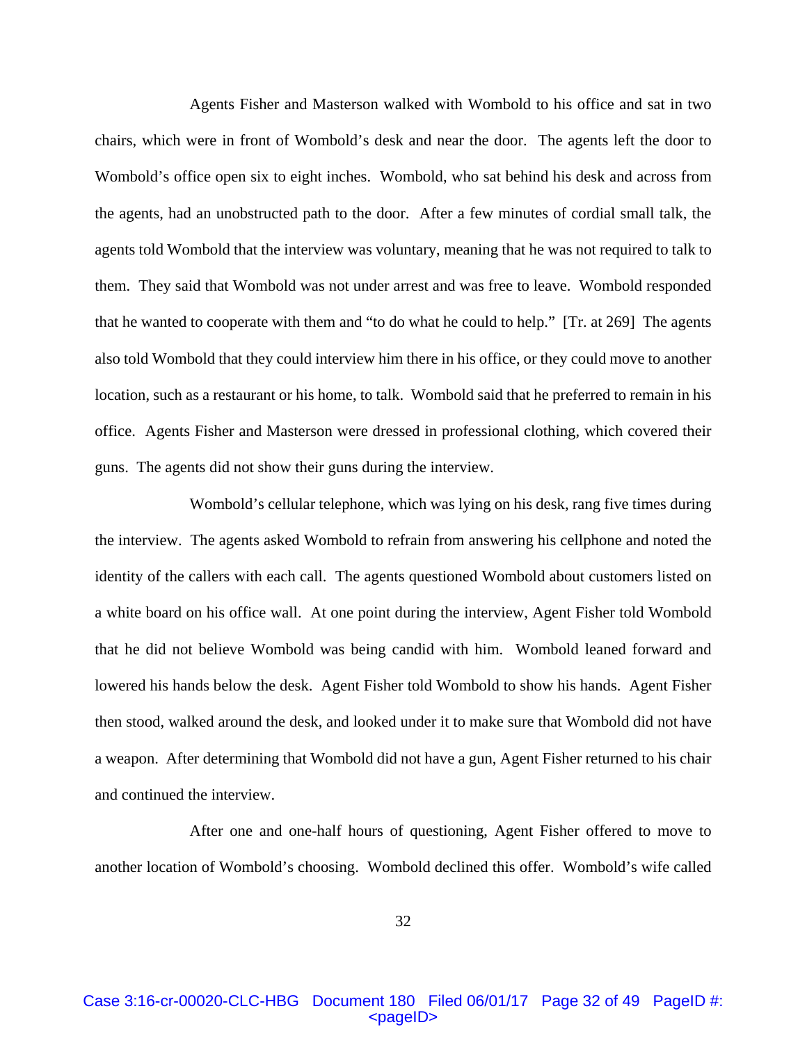Agents Fisher and Masterson walked with Wombold to his office and sat in two chairs, which were in front of Wombold's desk and near the door. The agents left the door to Wombold's office open six to eight inches. Wombold, who sat behind his desk and across from the agents, had an unobstructed path to the door. After a few minutes of cordial small talk, the agents told Wombold that the interview was voluntary, meaning that he was not required to talk to them. They said that Wombold was not under arrest and was free to leave. Wombold responded that he wanted to cooperate with them and "to do what he could to help." [Tr. at 269] The agents also told Wombold that they could interview him there in his office, or they could move to another location, such as a restaurant or his home, to talk. Wombold said that he preferred to remain in his office. Agents Fisher and Masterson were dressed in professional clothing, which covered their guns. The agents did not show their guns during the interview.

Wombold's cellular telephone, which was lying on his desk, rang five times during the interview. The agents asked Wombold to refrain from answering his cellphone and noted the identity of the callers with each call. The agents questioned Wombold about customers listed on a white board on his office wall. At one point during the interview, Agent Fisher told Wombold that he did not believe Wombold was being candid with him. Wombold leaned forward and lowered his hands below the desk. Agent Fisher told Wombold to show his hands. Agent Fisher then stood, walked around the desk, and looked under it to make sure that Wombold did not have a weapon. After determining that Wombold did not have a gun, Agent Fisher returned to his chair and continued the interview.

After one and one-half hours of questioning, Agent Fisher offered to move to another location of Wombold's choosing. Wombold declined this offer. Wombold's wife called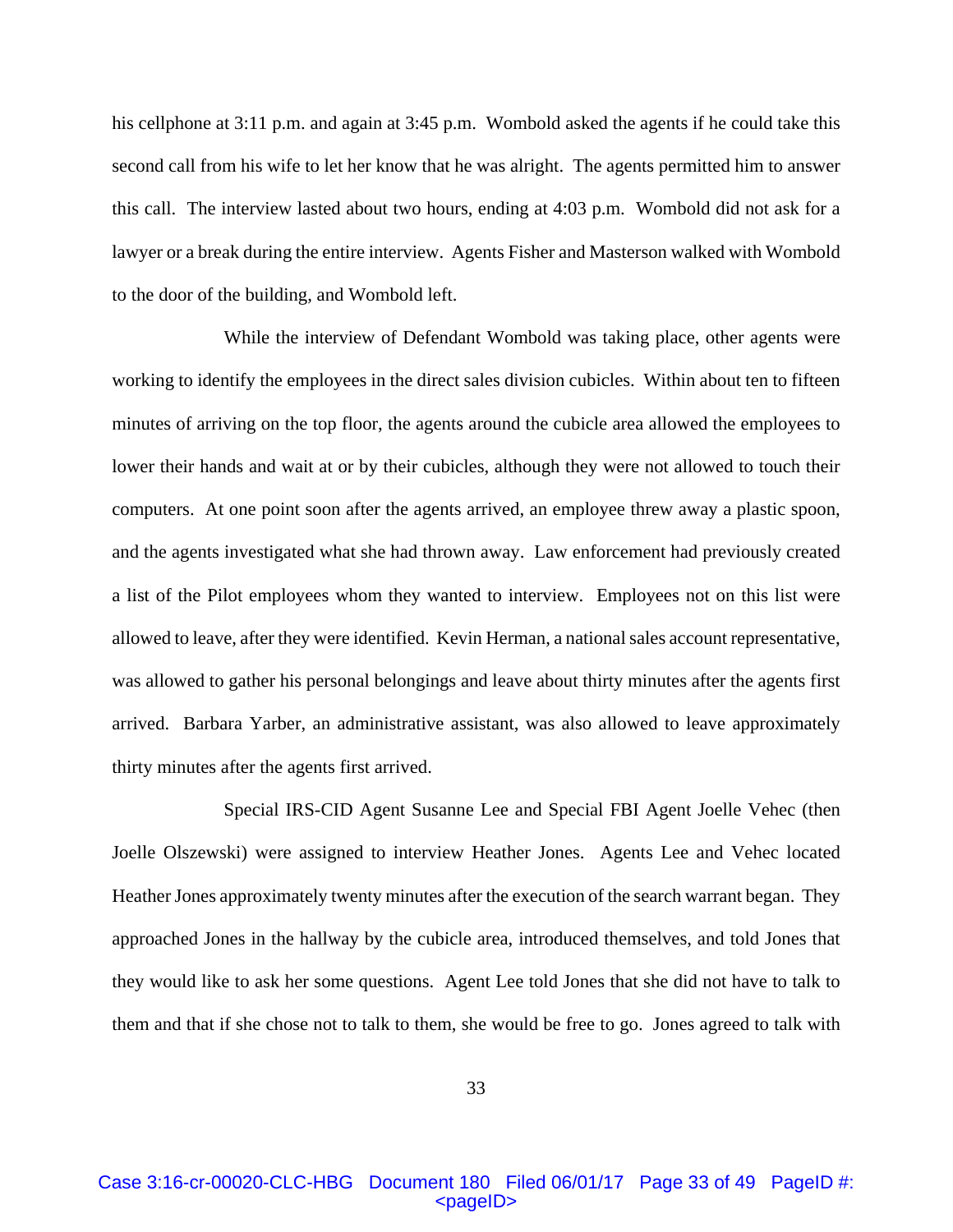his cellphone at 3:11 p.m. and again at 3:45 p.m. Wombold asked the agents if he could take this second call from his wife to let her know that he was alright. The agents permitted him to answer this call. The interview lasted about two hours, ending at 4:03 p.m. Wombold did not ask for a lawyer or a break during the entire interview. Agents Fisher and Masterson walked with Wombold to the door of the building, and Wombold left.

While the interview of Defendant Wombold was taking place, other agents were working to identify the employees in the direct sales division cubicles. Within about ten to fifteen minutes of arriving on the top floor, the agents around the cubicle area allowed the employees to lower their hands and wait at or by their cubicles, although they were not allowed to touch their computers. At one point soon after the agents arrived, an employee threw away a plastic spoon, and the agents investigated what she had thrown away. Law enforcement had previously created a list of the Pilot employees whom they wanted to interview. Employees not on this list were allowed to leave, after they were identified. Kevin Herman, a national sales account representative, was allowed to gather his personal belongings and leave about thirty minutes after the agents first arrived. Barbara Yarber, an administrative assistant, was also allowed to leave approximately thirty minutes after the agents first arrived.

Special IRS-CID Agent Susanne Lee and Special FBI Agent Joelle Vehec (then Joelle Olszewski) were assigned to interview Heather Jones. Agents Lee and Vehec located Heather Jones approximately twenty minutes after the execution of the search warrant began. They approached Jones in the hallway by the cubicle area, introduced themselves, and told Jones that they would like to ask her some questions. Agent Lee told Jones that she did not have to talk to them and that if she chose not to talk to them, she would be free to go. Jones agreed to talk with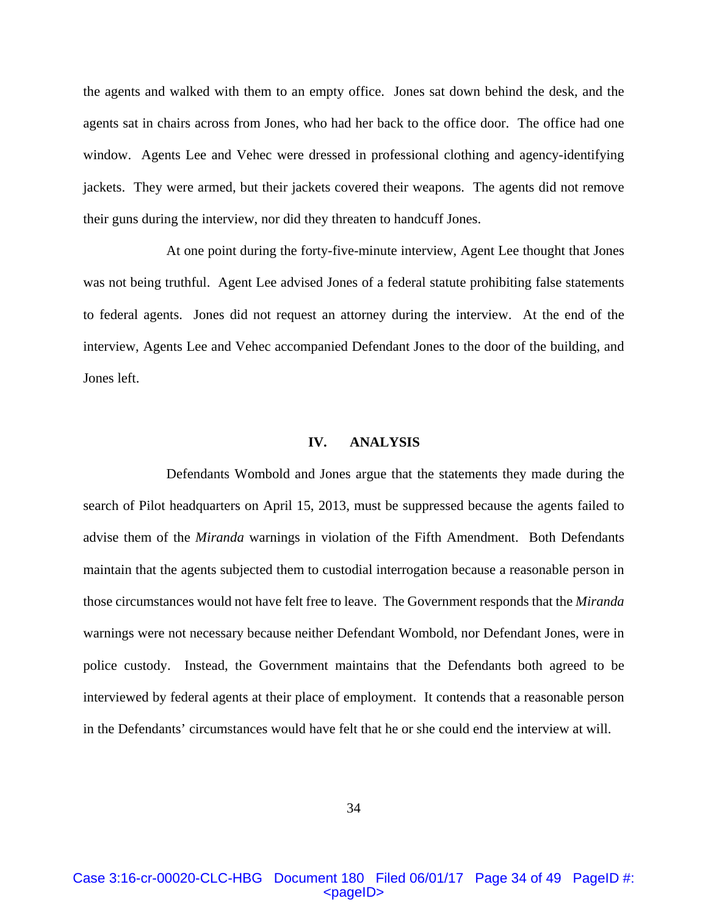the agents and walked with them to an empty office. Jones sat down behind the desk, and the agents sat in chairs across from Jones, who had her back to the office door. The office had one window. Agents Lee and Vehec were dressed in professional clothing and agency-identifying jackets. They were armed, but their jackets covered their weapons. The agents did not remove their guns during the interview, nor did they threaten to handcuff Jones.

At one point during the forty-five-minute interview, Agent Lee thought that Jones was not being truthful. Agent Lee advised Jones of a federal statute prohibiting false statements to federal agents. Jones did not request an attorney during the interview. At the end of the interview, Agents Lee and Vehec accompanied Defendant Jones to the door of the building, and Jones left.

## IV. ANALYSIS

Defendants Wombold and Jones argue that the statements they made during the search of Pilot headquarters on April 15, 2013, must be suppressed because the agents failed to advise them of the *Miranda* warnings in violation of the Fifth Amendment. Both Defendants maintain that the agents subjected them to custodial interrogation because a reasonable person in those circumstances would not have felt free to leave. The Government responds that the *Miranda* warnings were not necessary because neither Defendant Wombold, nor Defendant Jones, were in police custody. Instead, the Government maintains that the Defendants both agreed to be interviewed by federal agents at their place of employment. It contends that a reasonable person in the Defendants' circumstances would have felt that he or she could end the interview at will.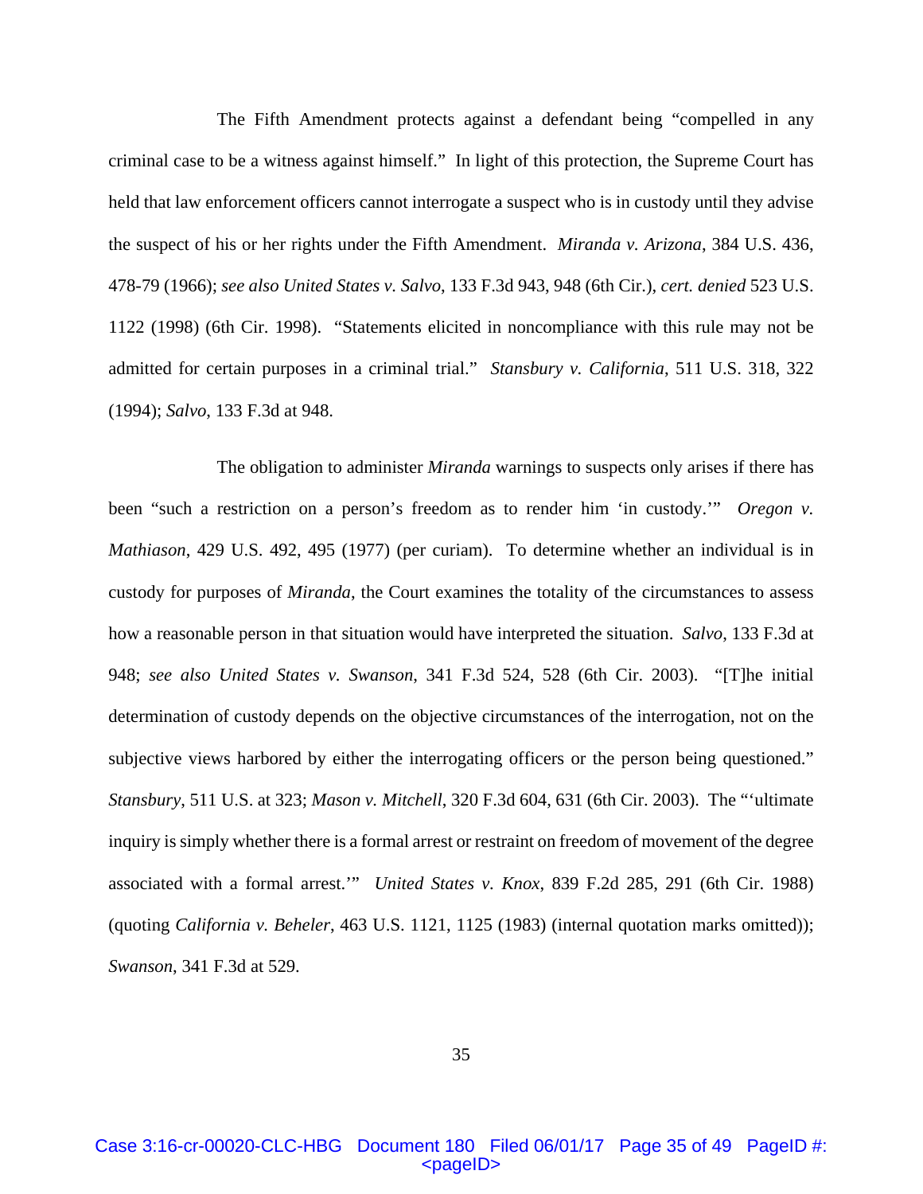The Fifth Amendment protects against a defendant being "compelled in any criminal case to be a witness against himself." In light of this protection, the Supreme Court has held that law enforcement officers cannot interrogate a suspect who is in custody until they advise the suspect of his or her rights under the Fifth Amendment. *Miranda v. Arizona*, 384 U.S. 436, 478-79 (1966); *see also United States v. Salvo*, 133 F.3d 943, 948 (6th Cir.), *cert. denied* 523 U.S. 1122 (1998) (6th Cir. 1998). "Statements elicited in noncompliance with this rule may not be admitted for certain purposes in a criminal trial." *Stansbury v. California*, 511 U.S. 318, 322 (1994); *Salvo*, 133 F.3d at 948.

The obligation to administer *Miranda* warnings to suspects only arises if there has been "such a restriction on a person's freedom as to render him 'in custody.'" *Oregon v. Mathiason*, 429 U.S. 492, 495 (1977) (per curiam). To determine whether an individual is in custody for purposes of *Miranda*, the Court examines the totality of the circumstances to assess how a reasonable person in that situation would have interpreted the situation. *Salvo*, 133 F.3d at 948; *see also United States v. Swanson*, 341 F.3d 524, 528 (6th Cir. 2003). "[T]he initial determination of custody depends on the objective circumstances of the interrogation, not on the subjective views harbored by either the interrogating officers or the person being questioned." *Stansbury*, 511 U.S. at 323; *Mason v. Mitchell*, 320 F.3d 604, 631 (6th Cir. 2003). The "'ultimate inquiry is simply whether there is a formal arrest or restraint on freedom of movement of the degree associated with a formal arrest.'" *United States v. Knox*, 839 F.2d 285, 291 (6th Cir. 1988) (quoting *California v. Beheler*, 463 U.S. 1121, 1125 (1983) (internal quotation marks omitted)); *Swanson*, 341 F.3d at 529.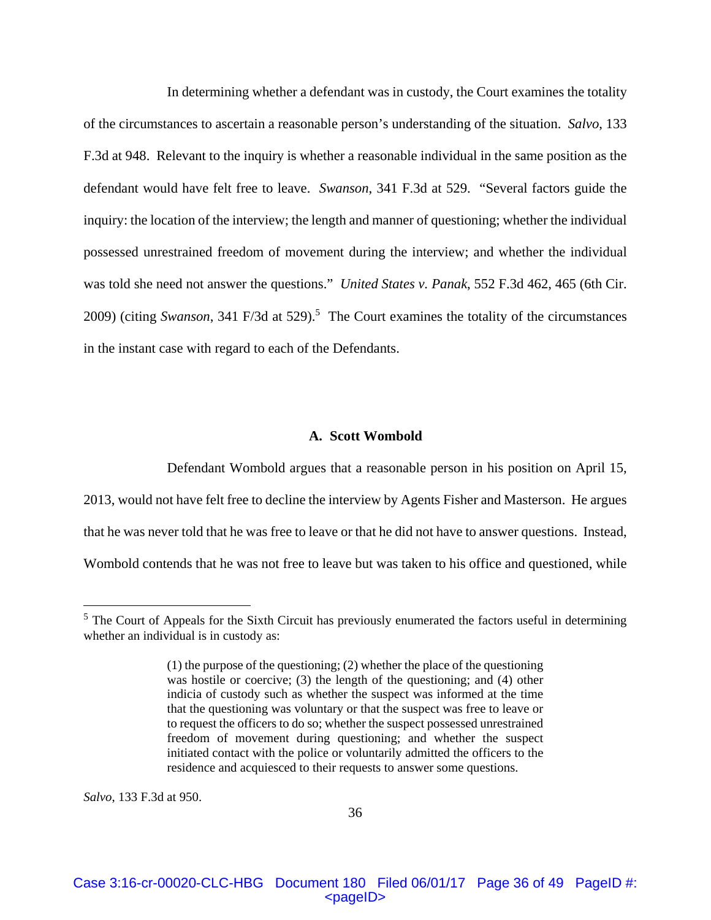In determining whether a defendant was in custody, the Court examines the totality of the circumstances to ascertain a reasonable person's understanding of the situation. *Salvo*, 133 F.3d at 948. Relevant to the inquiry is whether a reasonable individual in the same position as the defendant would have felt free to leave. *Swanson*, 341 F.3d at 529. "Several factors guide the inquiry: the location of the interview; the length and manner of questioning; whether the individual possessed unrestrained freedom of movement during the interview; and whether the individual was told she need not answer the questions." *United States v. Panak*, 552 F.3d 462, 465 (6th Cir. 2009) (citing *Swanson*, 341 F/3d at 529).[5] The Court examines the totality of the circumstances in the instant case with regard to each of the Defendants.

### A. Scott Wombold

Defendant Wombold argues that a reasonable person in his position on April 15, 2013, would not have felt free to decline the interview by Agents Fisher and Masterson. He argues that he was never told that he was free to leave or that he did not have to answer questions. Instead, Wombold contends that he was not free to leave but was taken to his office and questioned, while

---

[5] The Court of Appeals for the Sixth Circuit has previously enumerated the factors useful in determining whether an individual is in custody as:

> (1) the purpose of the questioning; (2) whether the place of the questioning was hostile or coercive; (3) the length of the questioning; and (4) other indicia of custody such as whether the suspect was informed at the time that the questioning was voluntary or that the suspect was free to leave or to request the officers to do so; whether the suspect possessed unrestrained freedom of movement during questioning; and whether the suspect initiated contact with the police or voluntarily admitted the officers to the residence and acquiesced to their requests to answer some questions.

*Salvo*, 133 F.3d at 950.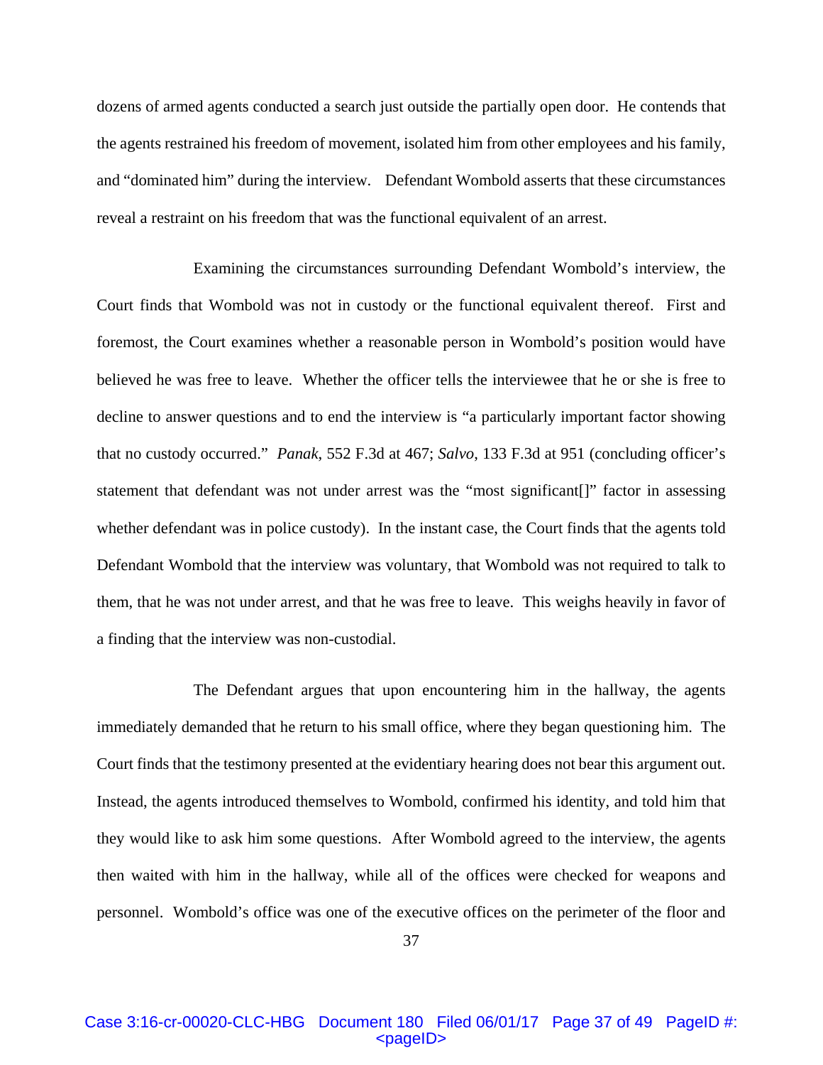dozens of armed agents conducted a search just outside the partially open door. He contends that the agents restrained his freedom of movement, isolated him from other employees and his family, and "dominated him" during the interview. Defendant Wombold asserts that these circumstances reveal a restraint on his freedom that was the functional equivalent of an arrest.

Examining the circumstances surrounding Defendant Wombold's interview, the Court finds that Wombold was not in custody or the functional equivalent thereof. First and foremost, the Court examines whether a reasonable person in Wombold's position would have believed he was free to leave. Whether the officer tells the interviewee that he or she is free to decline to answer questions and to end the interview is "a particularly important factor showing that no custody occurred." *Panak*, 552 F.3d at 467; *Salvo*, 133 F.3d at 951 (concluding officer's statement that defendant was not under arrest was the "most significant[]" factor in assessing whether defendant was in police custody). In the instant case, the Court finds that the agents told Defendant Wombold that the interview was voluntary, that Wombold was not required to talk to them, that he was not under arrest, and that he was free to leave. This weighs heavily in favor of a finding that the interview was non-custodial.

The Defendant argues that upon encountering him in the hallway, the agents immediately demanded that he return to his small office, where they began questioning him. The Court finds that the testimony presented at the evidentiary hearing does not bear this argument out. Instead, the agents introduced themselves to Wombold, confirmed his identity, and told him that they would like to ask him some questions. After Wombold agreed to the interview, the agents then waited with him in the hallway, while all of the offices were checked for weapons and personnel. Wombold's office was one of the executive offices on the perimeter of the floor and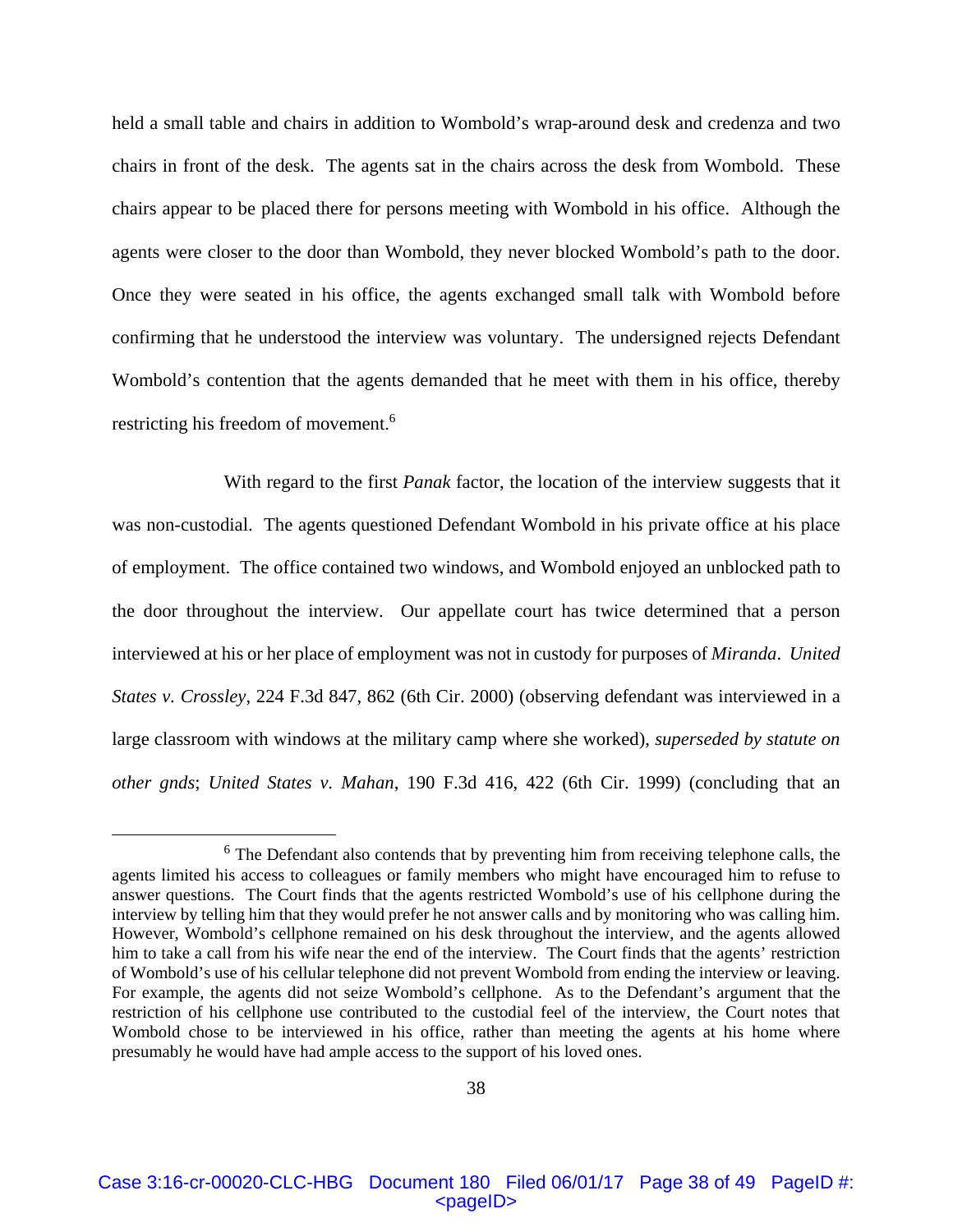held a small table and chairs in addition to Wombold's wrap-around desk and credenza and two chairs in front of the desk. The agents sat in the chairs across the desk from Wombold. These chairs appear to be placed there for persons meeting with Wombold in his office. Although the agents were closer to the door than Wombold, they never blocked Wombold's path to the door. Once they were seated in his office, the agents exchanged small talk with Wombold before confirming that he understood the interview was voluntary. The undersigned rejects Defendant Wombold's contention that the agents demanded that he meet with them in his office, thereby restricting his freedom of movement.[6]

With regard to the first *Panak* factor, the location of the interview suggests that it was non-custodial. The agents questioned Defendant Wombold in his private office at his place of employment. The office contained two windows, and Wombold enjoyed an unblocked path to the door throughout the interview. Our appellate court has twice determined that a person interviewed at his or her place of employment was not in custody for purposes of *Miranda*. *United States v. Crossley*, 224 F.3d 847, 862 (6th Cir. 2000) (observing defendant was interviewed in a large classroom with windows at the military camp where she worked), *superseded by statute on other gnds*; *United States v. Mahan*, 190 F.3d 416, 422 (6th Cir. 1999) (concluding that an

---

[6] The Defendant also contends that by preventing him from receiving telephone calls, the agents limited his access to colleagues or family members who might have encouraged him to refuse to answer questions. The Court finds that the agents restricted Wombold's use of his cellphone during the interview by telling him that they would prefer he not answer calls and by monitoring who was calling him. However, Wombold's cellphone remained on his desk throughout the interview, and the agents allowed him to take a call from his wife near the end of the interview. The Court finds that the agents' restriction of Wombold's use of his cellular telephone did not prevent Wombold from ending the interview or leaving. For example, the agents did not seize Wombold's cellphone. As to the Defendant's argument that the restriction of his cellphone use contributed to the custodial feel of the interview, the Court notes that Wombold chose to be interviewed in his office, rather than meeting the agents at his home where presumably he would have had ample access to the support of his loved ones.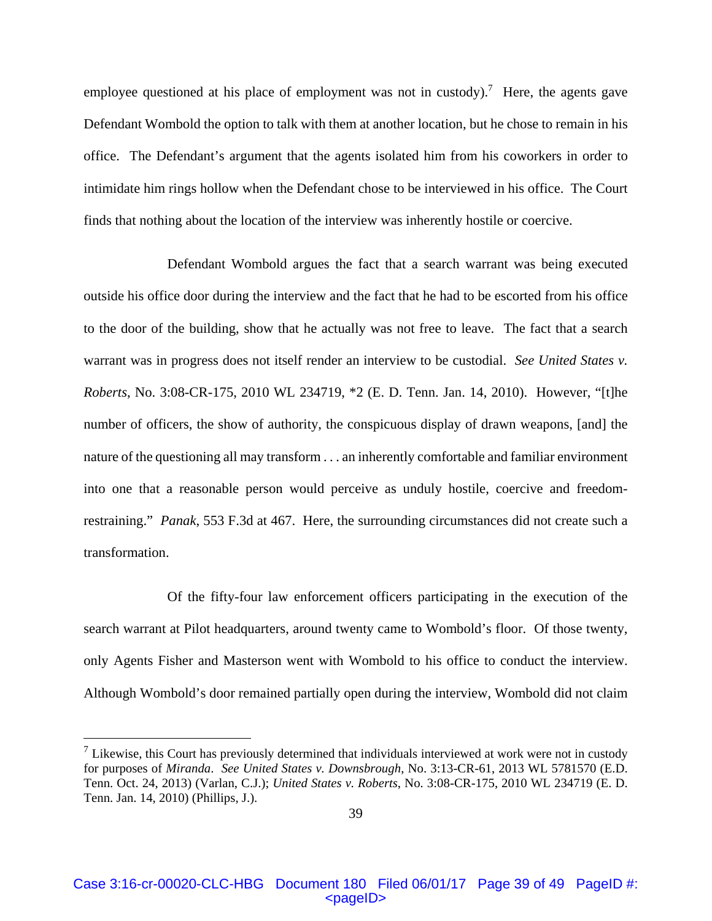employee questioned at his place of employment was not in custody).[7] Here, the agents gave Defendant Wombold the option to talk with them at another location, but he chose to remain in his office. The Defendant's argument that the agents isolated him from his coworkers in order to intimidate him rings hollow when the Defendant chose to be interviewed in his office. The Court finds that nothing about the location of the interview was inherently hostile or coercive.

Defendant Wombold argues the fact that a search warrant was being executed outside his office door during the interview and the fact that he had to be escorted from his office to the door of the building, show that he actually was not free to leave. The fact that a search warrant was in progress does not itself render an interview to be custodial. *See United States v. Roberts*, No. 3:08-CR-175, 2010 WL 234719, *2 (E. D. Tenn. Jan. 14, 2010). However, "[t]he number of officers, the show of authority, the conspicuous display of drawn weapons, [and] the nature of the questioning all may transform . . . an inherently comfortable and familiar environment into one that a reasonable person would perceive as unduly hostile, coercive and freedom-restraining." *Panak*, 553 F.3d at 467. Here, the surrounding circumstances did not create such a transformation.

Of the fifty-four law enforcement officers participating in the execution of the search warrant at Pilot headquarters, around twenty came to Wombold's floor. Of those twenty, only Agents Fisher and Masterson went with Wombold to his office to conduct the interview. Although Wombold's door remained partially open during the interview, Wombold did not claim

---

[7] Likewise, this Court has previously determined that individuals interviewed at work were not in custody for purposes of *Miranda*. *See United States v. Downsbrough*, No. 3:13-CR-61, 2013 WL 5781570 (E.D. Tenn. Oct. 24, 2013) (Varlan, C.J.); *United States v. Roberts*, No. 3:08-CR-175, 2010 WL 234719 (E. D. Tenn. Jan. 14, 2010) (Phillips, J.).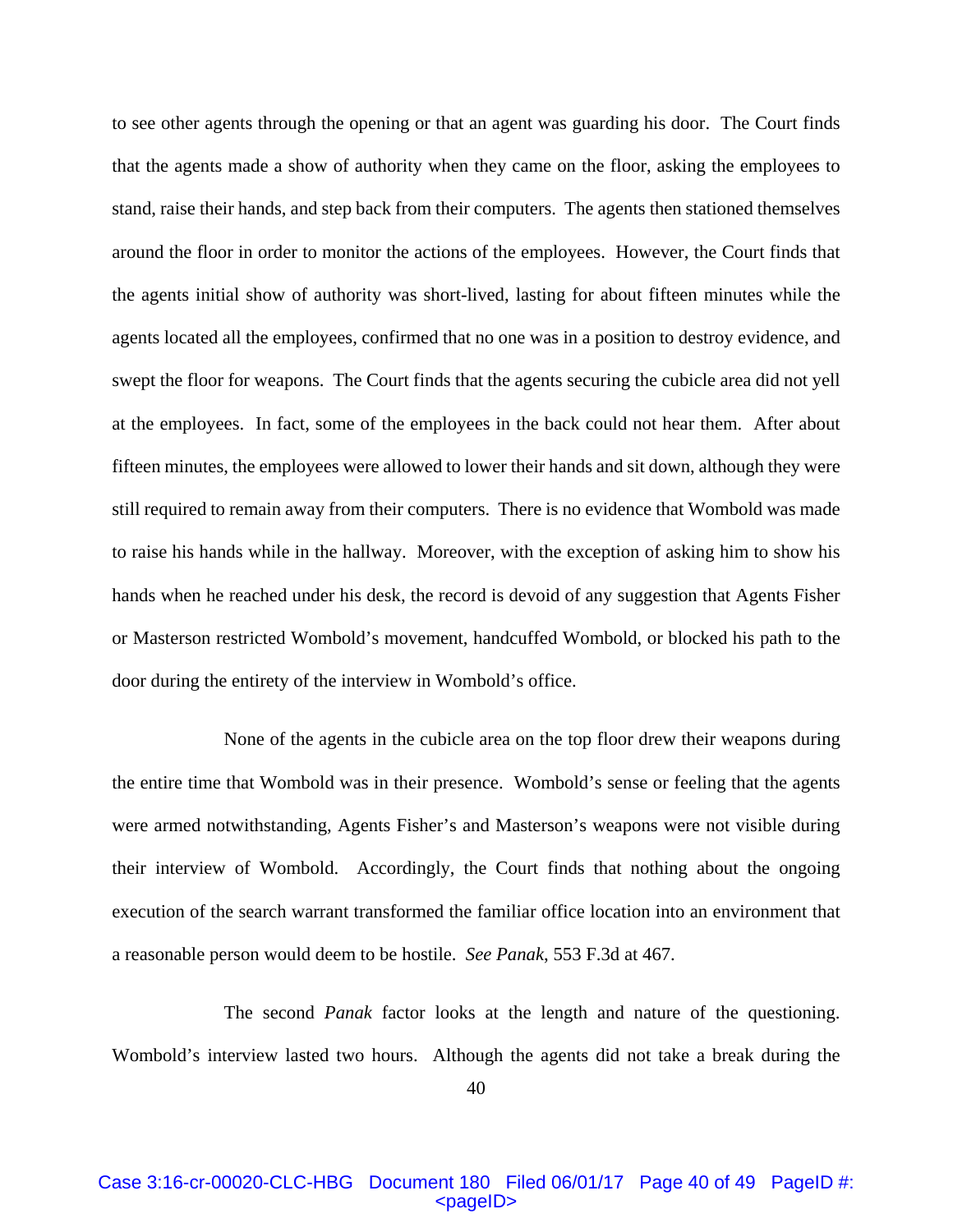to see other agents through the opening or that an agent was guarding his door. The Court finds that the agents made a show of authority when they came on the floor, asking the employees to stand, raise their hands, and step back from their computers. The agents then stationed themselves around the floor in order to monitor the actions of the employees. However, the Court finds that the agents initial show of authority was short-lived, lasting for about fifteen minutes while the agents located all the employees, confirmed that no one was in a position to destroy evidence, and swept the floor for weapons. The Court finds that the agents securing the cubicle area did not yell at the employees. In fact, some of the employees in the back could not hear them. After about fifteen minutes, the employees were allowed to lower their hands and sit down, although they were still required to remain away from their computers. There is no evidence that Wombold was made to raise his hands while in the hallway. Moreover, with the exception of asking him to show his hands when he reached under his desk, the record is devoid of any suggestion that Agents Fisher or Masterson restricted Wombold's movement, handcuffed Wombold, or blocked his path to the door during the entirety of the interview in Wombold's office.

None of the agents in the cubicle area on the top floor drew their weapons during the entire time that Wombold was in their presence. Wombold's sense or feeling that the agents were armed notwithstanding, Agents Fisher's and Masterson's weapons were not visible during their interview of Wombold. Accordingly, the Court finds that nothing about the ongoing execution of the search warrant transformed the familiar office location into an environment that a reasonable person would deem to be hostile. *See Panak*, 553 F.3d at 467.

The second *Panak* factor looks at the length and nature of the questioning. Wombold's interview lasted two hours. Although the agents did not take a break during the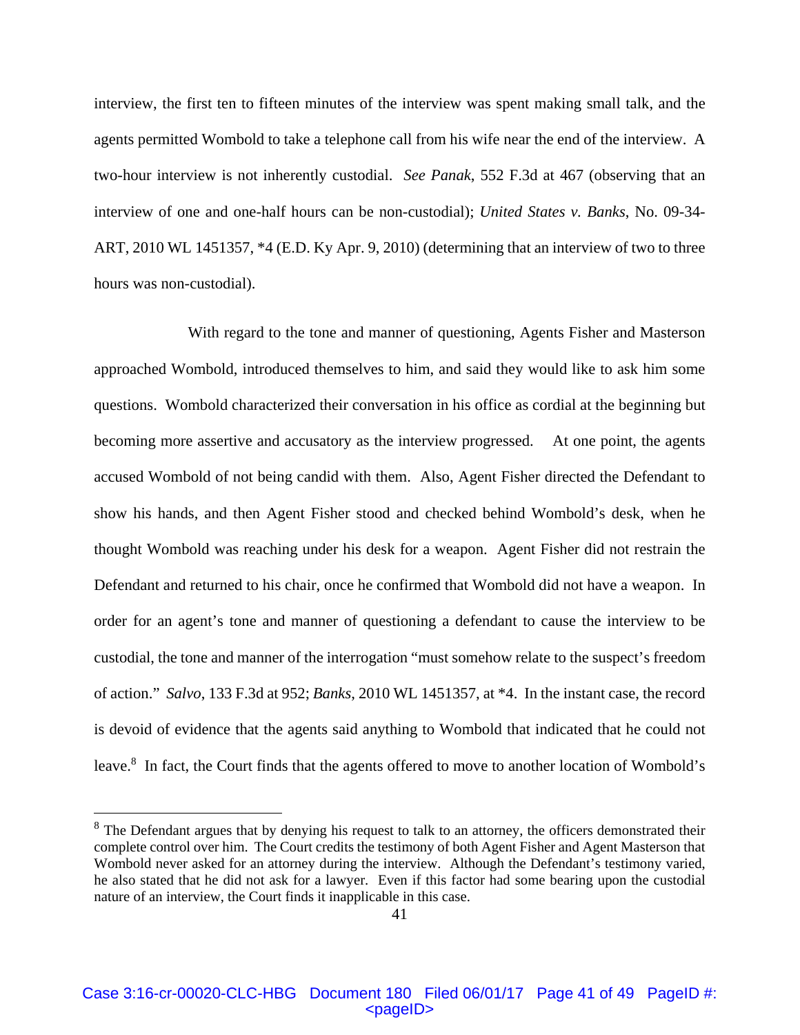interview, the first ten to fifteen minutes of the interview was spent making small talk, and the agents permitted Wombold to take a telephone call from his wife near the end of the interview. A two-hour interview is not inherently custodial. *See Panak*, 552 F.3d at 467 (observing that an interview of one and one-half hours can be non-custodial); *United States v. Banks*, No. 09-34-ART, 2010 WL 1451357, *4 (E.D. Ky Apr. 9, 2010) (determining that an interview of two to three hours was non-custodial).

With regard to the tone and manner of questioning, Agents Fisher and Masterson approached Wombold, introduced themselves to him, and said they would like to ask him some questions. Wombold characterized their conversation in his office as cordial at the beginning but becoming more assertive and accusatory as the interview progressed. At one point, the agents accused Wombold of not being candid with them. Also, Agent Fisher directed the Defendant to show his hands, and then Agent Fisher stood and checked behind Wombold's desk, when he thought Wombold was reaching under his desk for a weapon. Agent Fisher did not restrain the Defendant and returned to his chair, once he confirmed that Wombold did not have a weapon. In order for an agent's tone and manner of questioning a defendant to cause the interview to be custodial, the tone and manner of the interrogation "must somehow relate to the suspect's freedom of action." *Salvo*, 133 F.3d at 952; *Banks*, 2010 WL 1451357, at *4. In the instant case, the record is devoid of evidence that the agents said anything to Wombold that indicated that he could not leave.[8] In fact, the Court finds that the agents offered to move to another location of Wombold's

[8] The Defendant argues that by denying his request to talk to an attorney, the officers demonstrated their complete control over him. The Court credits the testimony of both Agent Fisher and Agent Masterson that Wombold never asked for an attorney during the interview. Although the Defendant's testimony varied, he also stated that he did not ask for a lawyer. Even if this factor had some bearing upon the custodial nature of an interview, the Court finds it inapplicable in this case.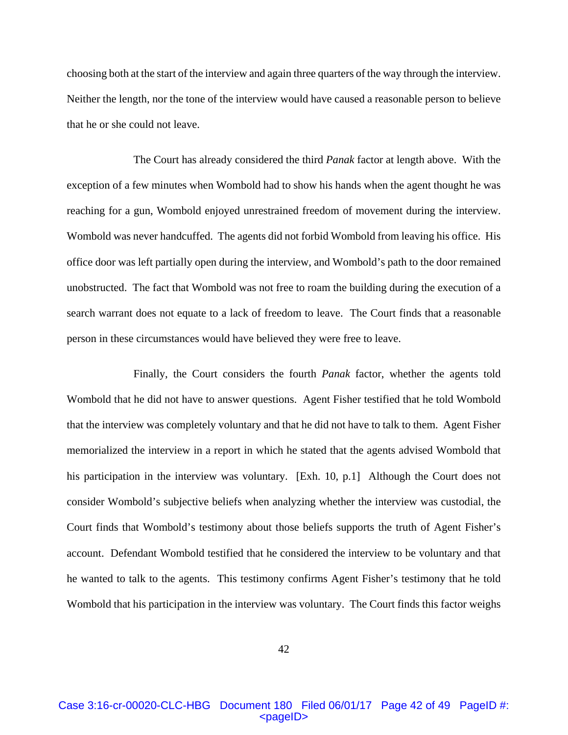choosing both at the start of the interview and again three quarters of the way through the interview. Neither the length, nor the tone of the interview would have caused a reasonable person to believe that he or she could not leave.

The Court has already considered the third *Panak* factor at length above. With the exception of a few minutes when Wombold had to show his hands when the agent thought he was reaching for a gun, Wombold enjoyed unrestrained freedom of movement during the interview. Wombold was never handcuffed. The agents did not forbid Wombold from leaving his office. His office door was left partially open during the interview, and Wombold's path to the door remained unobstructed. The fact that Wombold was not free to roam the building during the execution of a search warrant does not equate to a lack of freedom to leave. The Court finds that a reasonable person in these circumstances would have believed they were free to leave.

Finally, the Court considers the fourth *Panak* factor, whether the agents told Wombold that he did not have to answer questions. Agent Fisher testified that he told Wombold that the interview was completely voluntary and that he did not have to talk to them. Agent Fisher memorialized the interview in a report in which he stated that the agents advised Wombold that his participation in the interview was voluntary. [Exh. 10, p.1] Although the Court does not consider Wombold's subjective beliefs when analyzing whether the interview was custodial, the Court finds that Wombold's testimony about those beliefs supports the truth of Agent Fisher's account. Defendant Wombold testified that he considered the interview to be voluntary and that he wanted to talk to the agents. This testimony confirms Agent Fisher's testimony that he told Wombold that his participation in the interview was voluntary. The Court finds this factor weighs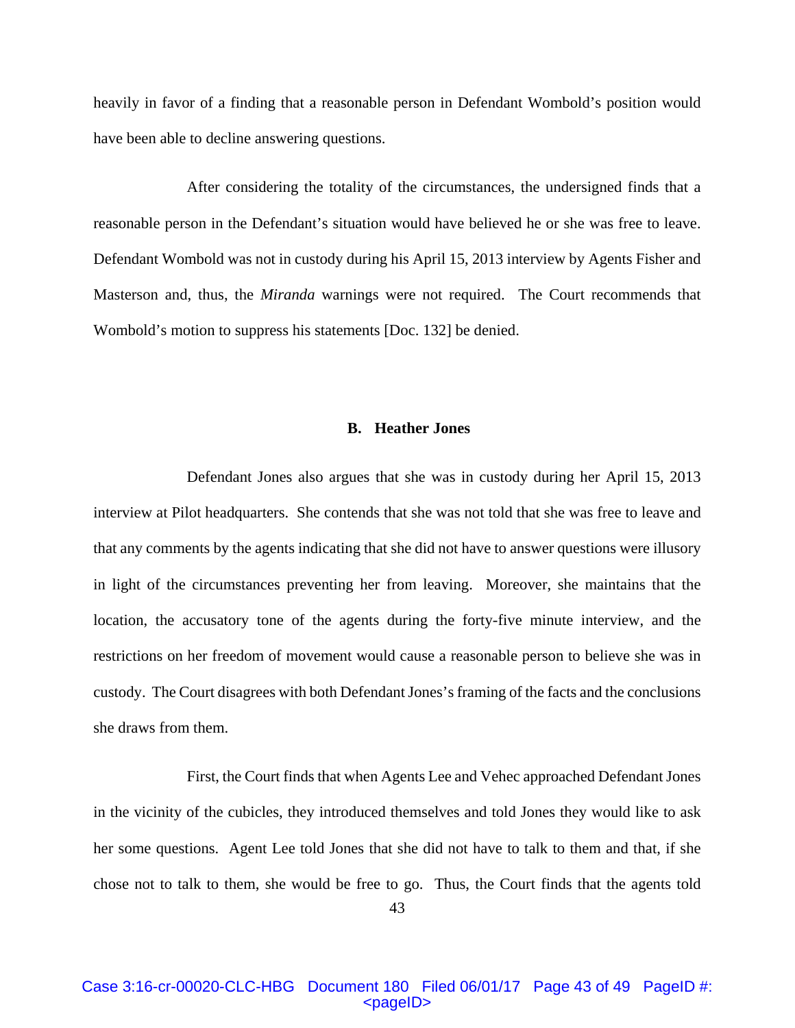heavily in favor of a finding that a reasonable person in Defendant Wombold's position would have been able to decline answering questions.

After considering the totality of the circumstances, the undersigned finds that a reasonable person in the Defendant's situation would have believed he or she was free to leave. Defendant Wombold was not in custody during his April 15, 2013 interview by Agents Fisher and Masterson and, thus, the *Miranda* warnings were not required. The Court recommends that Wombold's motion to suppress his statements [Doc. 132] be denied.

### B. Heather Jones

Defendant Jones also argues that she was in custody during her April 15, 2013 interview at Pilot headquarters. She contends that she was not told that she was free to leave and that any comments by the agents indicating that she did not have to answer questions were illusory in light of the circumstances preventing her from leaving. Moreover, she maintains that the location, the accusatory tone of the agents during the forty-five minute interview, and the restrictions on her freedom of movement would cause a reasonable person to believe she was in custody. The Court disagrees with both Defendant Jones's framing of the facts and the conclusions she draws from them.

First, the Court finds that when Agents Lee and Vehec approached Defendant Jones in the vicinity of the cubicles, they introduced themselves and told Jones they would like to ask her some questions. Agent Lee told Jones that she did not have to talk to them and that, if she chose not to talk to them, she would be free to go. Thus, the Court finds that the agents told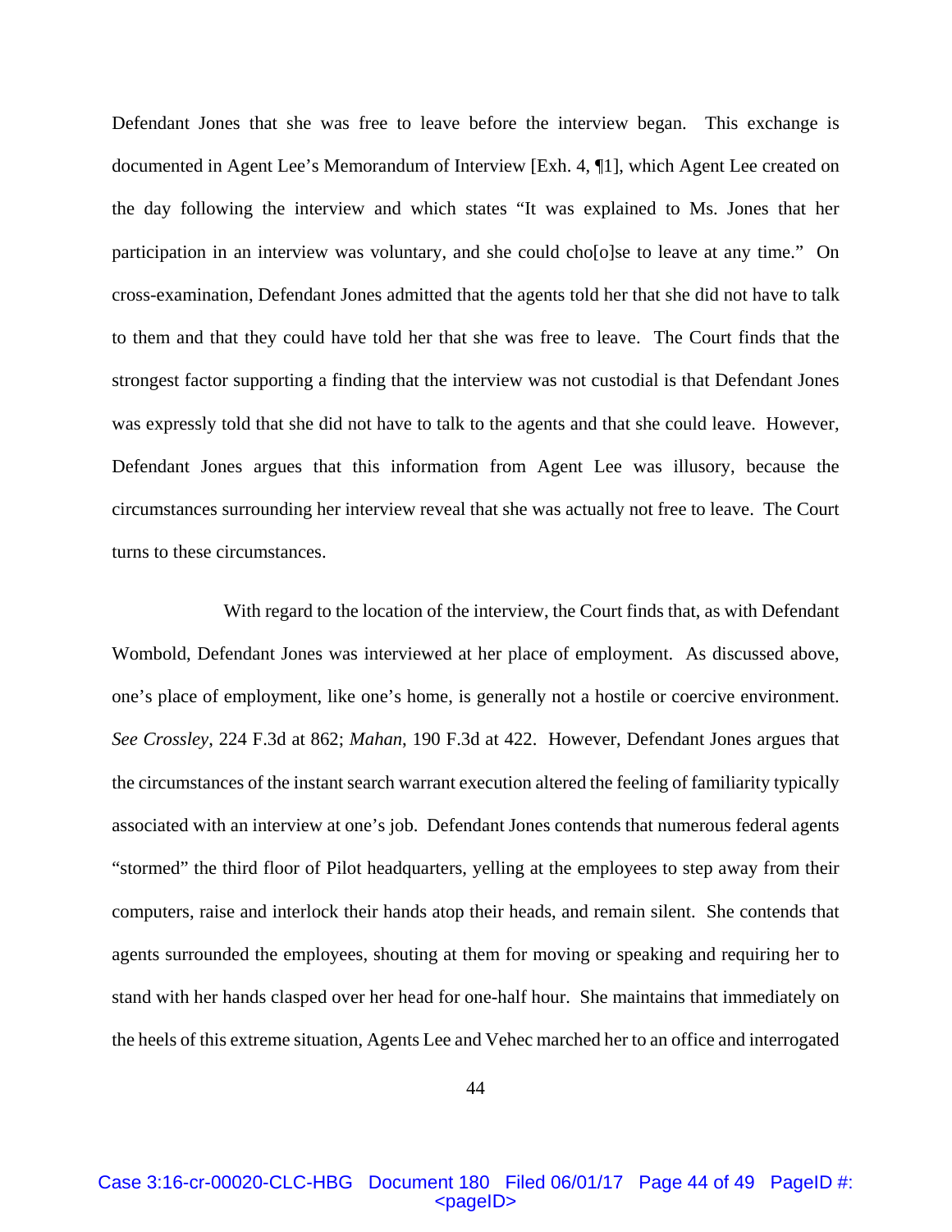Defendant Jones that she was free to leave before the interview began. This exchange is documented in Agent Lee's Memorandum of Interview [Exh. 4, ¶1], which Agent Lee created on the day following the interview and which states "It was explained to Ms. Jones that her participation in an interview was voluntary, and she could cho[o]se to leave at any time." On cross-examination, Defendant Jones admitted that the agents told her that she did not have to talk to them and that they could have told her that she was free to leave. The Court finds that the strongest factor supporting a finding that the interview was not custodial is that Defendant Jones was expressly told that she did not have to talk to the agents and that she could leave. However, Defendant Jones argues that this information from Agent Lee was illusory, because the circumstances surrounding her interview reveal that she was actually not free to leave. The Court turns to these circumstances.

With regard to the location of the interview, the Court finds that, as with Defendant Wombold, Defendant Jones was interviewed at her place of employment. As discussed above, one's place of employment, like one's home, is generally not a hostile or coercive environment. *See Crossley*, 224 F.3d at 862; *Mahan*, 190 F.3d at 422. However, Defendant Jones argues that the circumstances of the instant search warrant execution altered the feeling of familiarity typically associated with an interview at one's job. Defendant Jones contends that numerous federal agents "stormed" the third floor of Pilot headquarters, yelling at the employees to step away from their computers, raise and interlock their hands atop their heads, and remain silent. She contends that agents surrounded the employees, shouting at them for moving or speaking and requiring her to stand with her hands clasped over her head for one-half hour. She maintains that immediately on the heels of this extreme situation, Agents Lee and Vehec marched her to an office and interrogated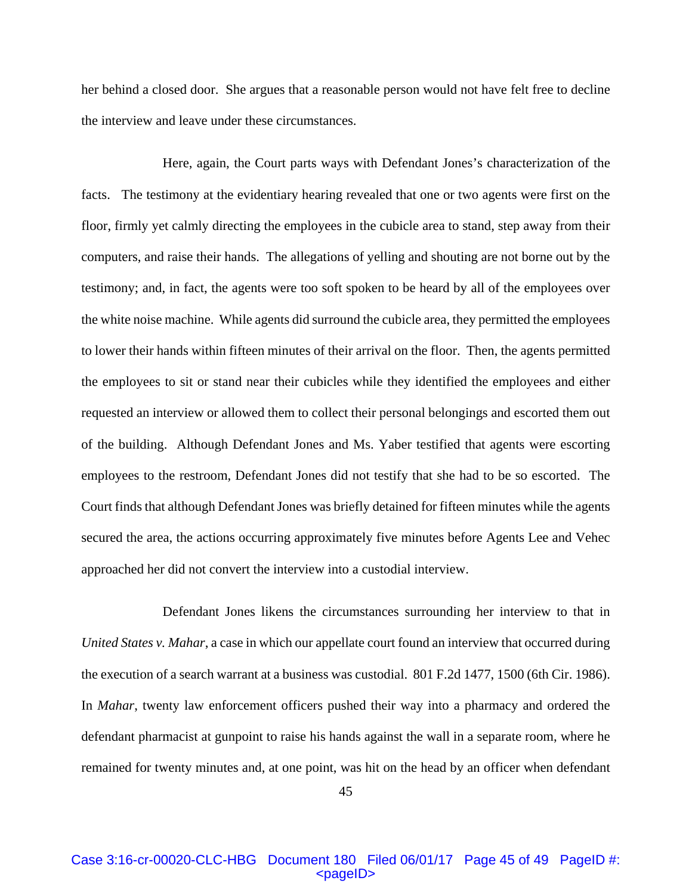her behind a closed door. She argues that a reasonable person would not have felt free to decline the interview and leave under these circumstances.

Here, again, the Court parts ways with Defendant Jones's characterization of the facts. The testimony at the evidentiary hearing revealed that one or two agents were first on the floor, firmly yet calmly directing the employees in the cubicle area to stand, step away from their computers, and raise their hands. The allegations of yelling and shouting are not borne out by the testimony; and, in fact, the agents were too soft spoken to be heard by all of the employees over the white noise machine. While agents did surround the cubicle area, they permitted the employees to lower their hands within fifteen minutes of their arrival on the floor. Then, the agents permitted the employees to sit or stand near their cubicles while they identified the employees and either requested an interview or allowed them to collect their personal belongings and escorted them out of the building. Although Defendant Jones and Ms. Yaber testified that agents were escorting employees to the restroom, Defendant Jones did not testify that she had to be so escorted. The Court finds that although Defendant Jones was briefly detained for fifteen minutes while the agents secured the area, the actions occurring approximately five minutes before Agents Lee and Vehec approached her did not convert the interview into a custodial interview.

Defendant Jones likens the circumstances surrounding her interview to that in *United States v. Mahar*, a case in which our appellate court found an interview that occurred during the execution of a search warrant at a business was custodial. 801 F.2d 1477, 1500 (6th Cir. 1986). In *Mahar*, twenty law enforcement officers pushed their way into a pharmacy and ordered the defendant pharmacist at gunpoint to raise his hands against the wall in a separate room, where he remained for twenty minutes and, at one point, was hit on the head by an officer when defendant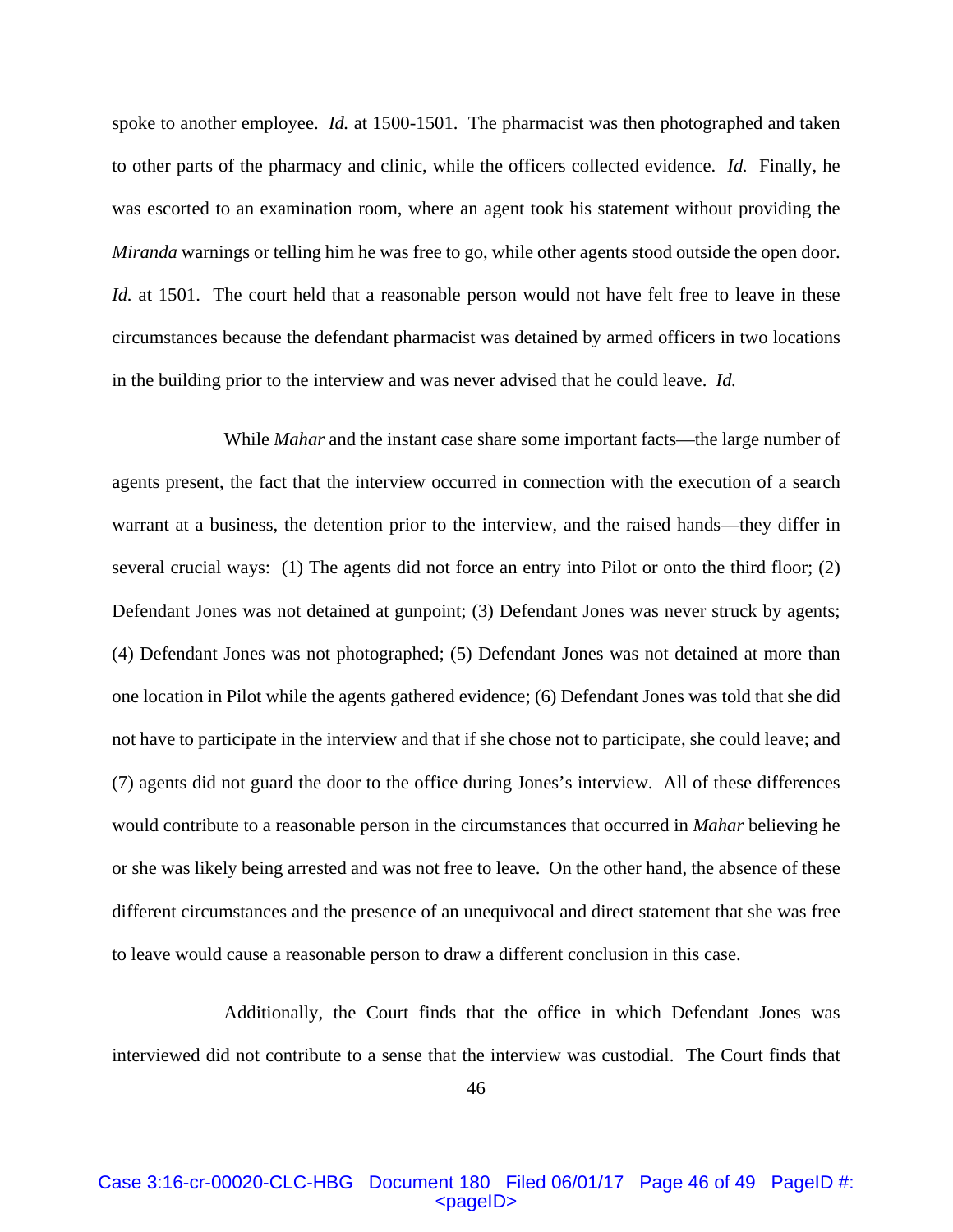spoke to another employee. *Id.* at 1500-1501. The pharmacist was then photographed and taken to other parts of the pharmacy and clinic, while the officers collected evidence. *Id.* Finally, he was escorted to an examination room, where an agent took his statement without providing the *Miranda* warnings or telling him he was free to go, while other agents stood outside the open door. *Id.* at 1501. The court held that a reasonable person would not have felt free to leave in these circumstances because the defendant pharmacist was detained by armed officers in two locations in the building prior to the interview and was never advised that he could leave. *Id.*

While *Mahar* and the instant case share some important facts—the large number of agents present, the fact that the interview occurred in connection with the execution of a search warrant at a business, the detention prior to the interview, and the raised hands—they differ in several crucial ways: (1) The agents did not force an entry into Pilot or onto the third floor; (2) Defendant Jones was not detained at gunpoint; (3) Defendant Jones was never struck by agents; (4) Defendant Jones was not photographed; (5) Defendant Jones was not detained at more than one location in Pilot while the agents gathered evidence; (6) Defendant Jones was told that she did not have to participate in the interview and that if she chose not to participate, she could leave; and (7) agents did not guard the door to the office during Jones's interview. All of these differences would contribute to a reasonable person in the circumstances that occurred in *Mahar* believing he or she was likely being arrested and was not free to leave. On the other hand, the absence of these different circumstances and the presence of an unequivocal and direct statement that she was free to leave would cause a reasonable person to draw a different conclusion in this case.

Additionally, the Court finds that the office in which Defendant Jones was interviewed did not contribute to a sense that the interview was custodial. The Court finds that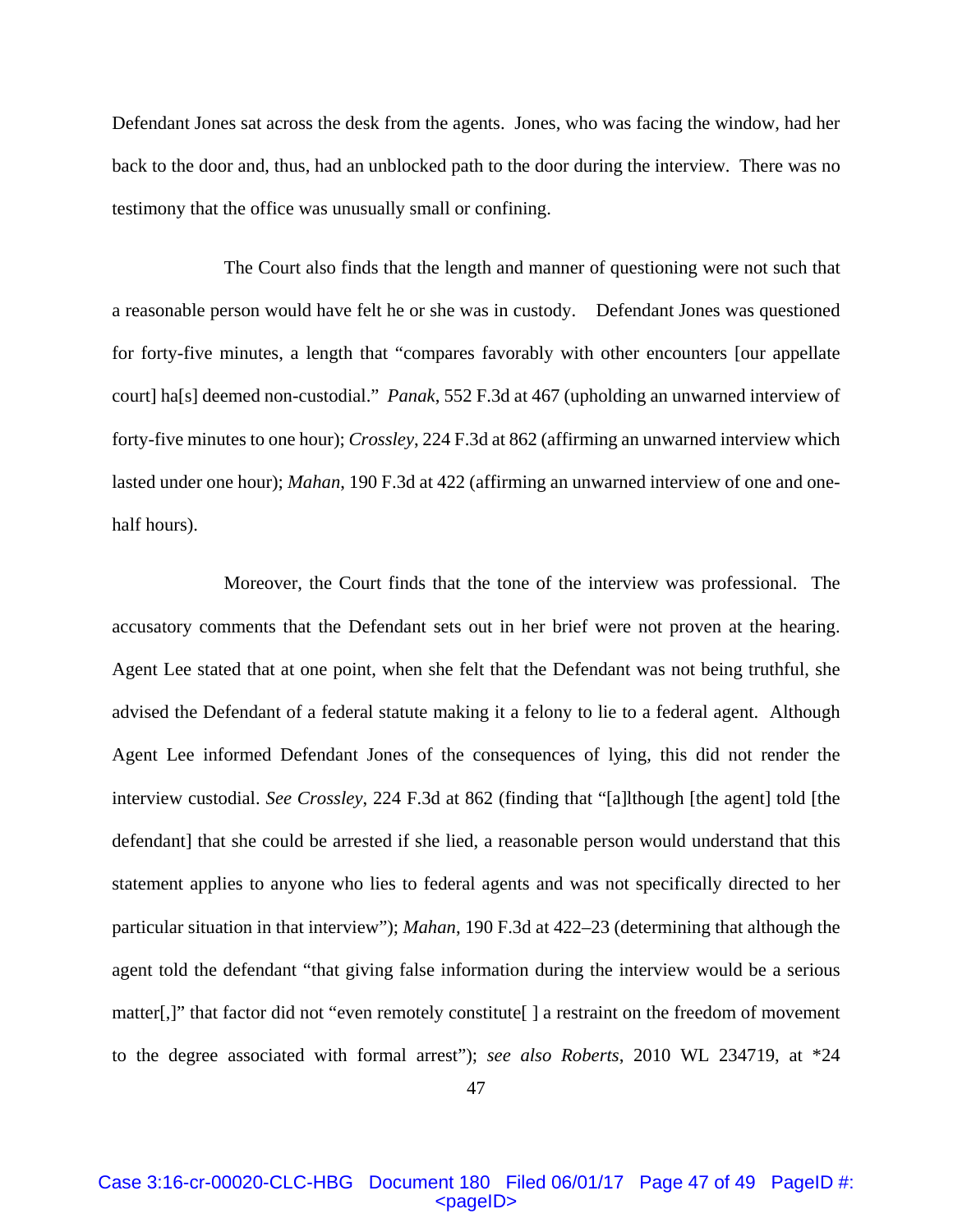Defendant Jones sat across the desk from the agents. Jones, who was facing the window, had her back to the door and, thus, had an unblocked path to the door during the interview. There was no testimony that the office was unusually small or confining.

The Court also finds that the length and manner of questioning were not such that a reasonable person would have felt he or she was in custody. Defendant Jones was questioned for forty-five minutes, a length that "compares favorably with other encounters [our appellate court] ha[s] deemed non-custodial." *Panak*, 552 F.3d at 467 (upholding an unwarned interview of forty-five minutes to one hour); *Crossley*, 224 F.3d at 862 (affirming an unwarned interview which lasted under one hour); *Mahan*, 190 F.3d at 422 (affirming an unwarned interview of one and one-half hours).

Moreover, the Court finds that the tone of the interview was professional. The accusatory comments that the Defendant sets out in her brief were not proven at the hearing. Agent Lee stated that at one point, when she felt that the Defendant was not being truthful, she advised the Defendant of a federal statute making it a felony to lie to a federal agent. Although Agent Lee informed Defendant Jones of the consequences of lying, this did not render the interview custodial. *See Crossley*, 224 F.3d at 862 (finding that "[a]lthough [the agent] told [the defendant] that she could be arrested if she lied, a reasonable person would understand that this statement applies to anyone who lies to federal agents and was not specifically directed to her particular situation in that interview"); *Mahan*, 190 F.3d at 422–23 (determining that although the agent told the defendant "that giving false information during the interview would be a serious matter[,]" that factor did not "even remotely constitute[ ] a restraint on the freedom of movement to the degree associated with formal arrest"); *see also Roberts*, 2010 WL 234719, at *24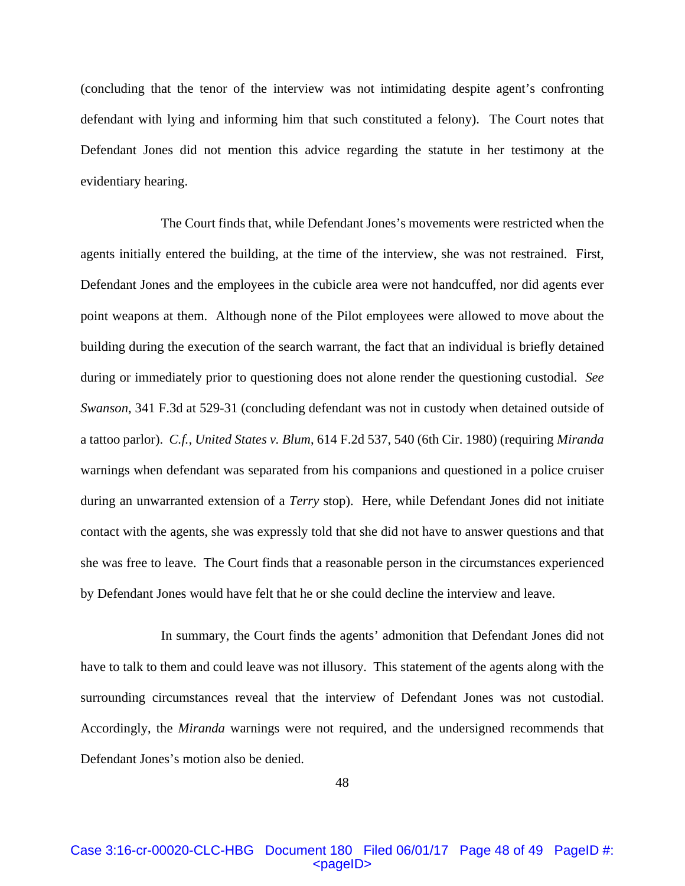(concluding that the tenor of the interview was not intimidating despite agent's confronting defendant with lying and informing him that such constituted a felony). The Court notes that Defendant Jones did not mention this advice regarding the statute in her testimony at the evidentiary hearing.

The Court finds that, while Defendant Jones's movements were restricted when the agents initially entered the building, at the time of the interview, she was not restrained. First, Defendant Jones and the employees in the cubicle area were not handcuffed, nor did agents ever point weapons at them. Although none of the Pilot employees were allowed to move about the building during the execution of the search warrant, the fact that an individual is briefly detained during or immediately prior to questioning does not alone render the questioning custodial. *See Swanson*, 341 F.3d at 529-31 (concluding defendant was not in custody when detained outside of a tattoo parlor). *C.f.*, *United States v. Blum*, 614 F.2d 537, 540 (6th Cir. 1980) (requiring *Miranda* warnings when defendant was separated from his companions and questioned in a police cruiser during an unwarranted extension of a *Terry* stop). Here, while Defendant Jones did not initiate contact with the agents, she was expressly told that she did not have to answer questions and that she was free to leave. The Court finds that a reasonable person in the circumstances experienced by Defendant Jones would have felt that he or she could decline the interview and leave.

In summary, the Court finds the agents' admonition that Defendant Jones did not have to talk to them and could leave was not illusory. This statement of the agents along with the surrounding circumstances reveal that the interview of Defendant Jones was not custodial. Accordingly, the *Miranda* warnings were not required, and the undersigned recommends that Defendant Jones's motion also be denied.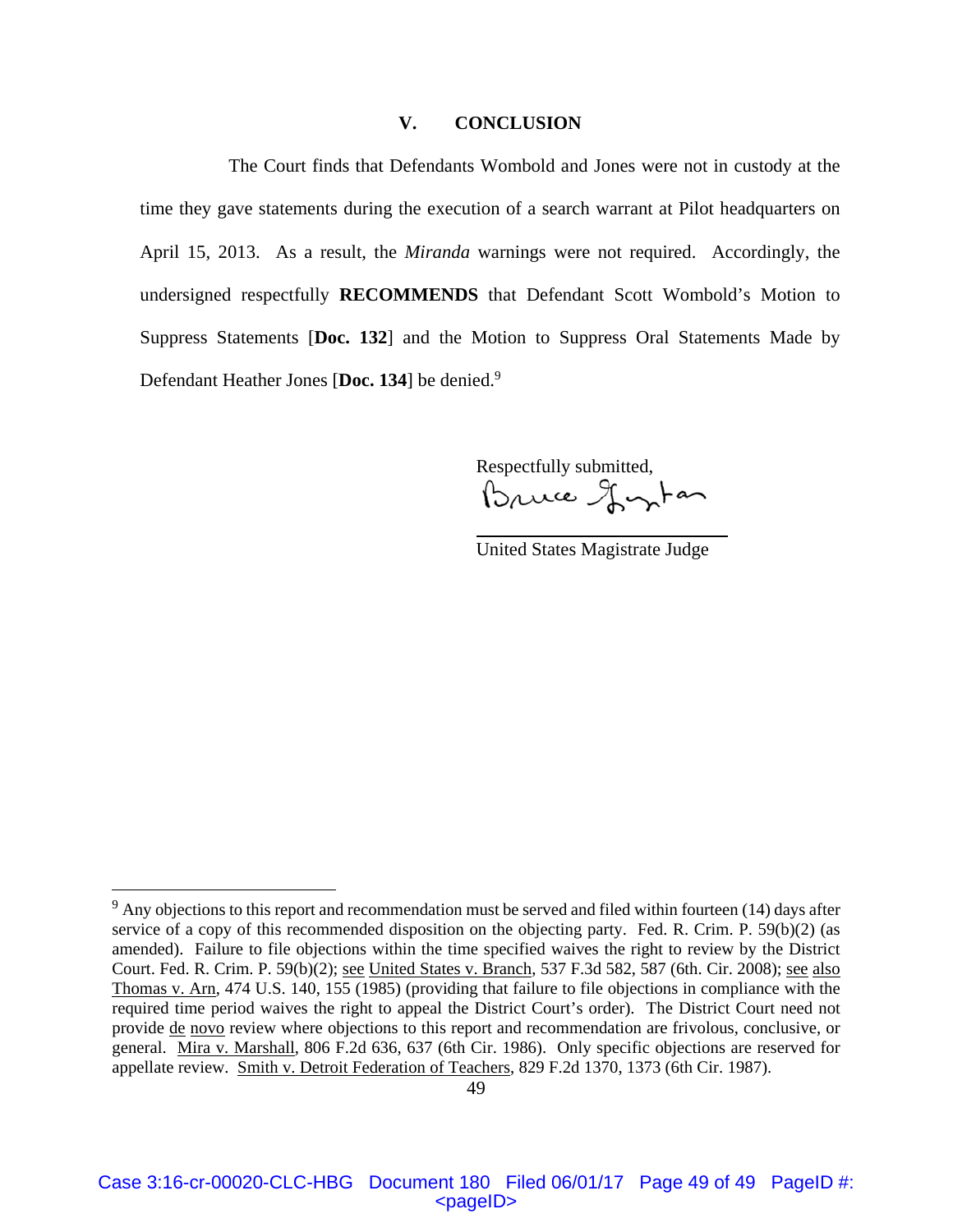## V. CONCLUSION

The Court finds that Defendants Wombold and Jones were not in custody at the time they gave statements during the execution of a search warrant at Pilot headquarters on April 15, 2013. As a result, the *Miranda* warnings were not required. Accordingly, the undersigned respectfully **RECOMMENDS** that Defendant Scott Wombold's Motion to Suppress Statements [**Doc. 132**] and the Motion to Suppress Oral Statements Made by Defendant Heather Jones [**Doc. 134**] be denied.[9]

Respectfully submitted,

Bruce Guyton

United States Magistrate Judge

---

[9] Any objections to this report and recommendation must be served and filed within fourteen (14) days after service of a copy of this recommended disposition on the objecting party. Fed. R. Crim. P. 59(b)(2) (as amended). Failure to file objections within the time specified waives the right to review by the District Court. Fed. R. Crim. P. 59(b)(2); see United States v. Branch, 537 F.3d 582, 587 (6th. Cir. 2008); see also Thomas v. Arn, 474 U.S. 140, 155 (1985) (providing that failure to file objections in compliance with the required time period waives the right to appeal the District Court's order). The District Court need not provide de novo review where objections to this report and recommendation are frivolous, conclusive, or general. Mira v. Marshall, 806 F.2d 636, 637 (6th Cir. 1986). Only specific objections are reserved for appellate review. Smith v. Detroit Federation of Teachers, 829 F.2d 1370, 1373 (6th Cir. 1987).